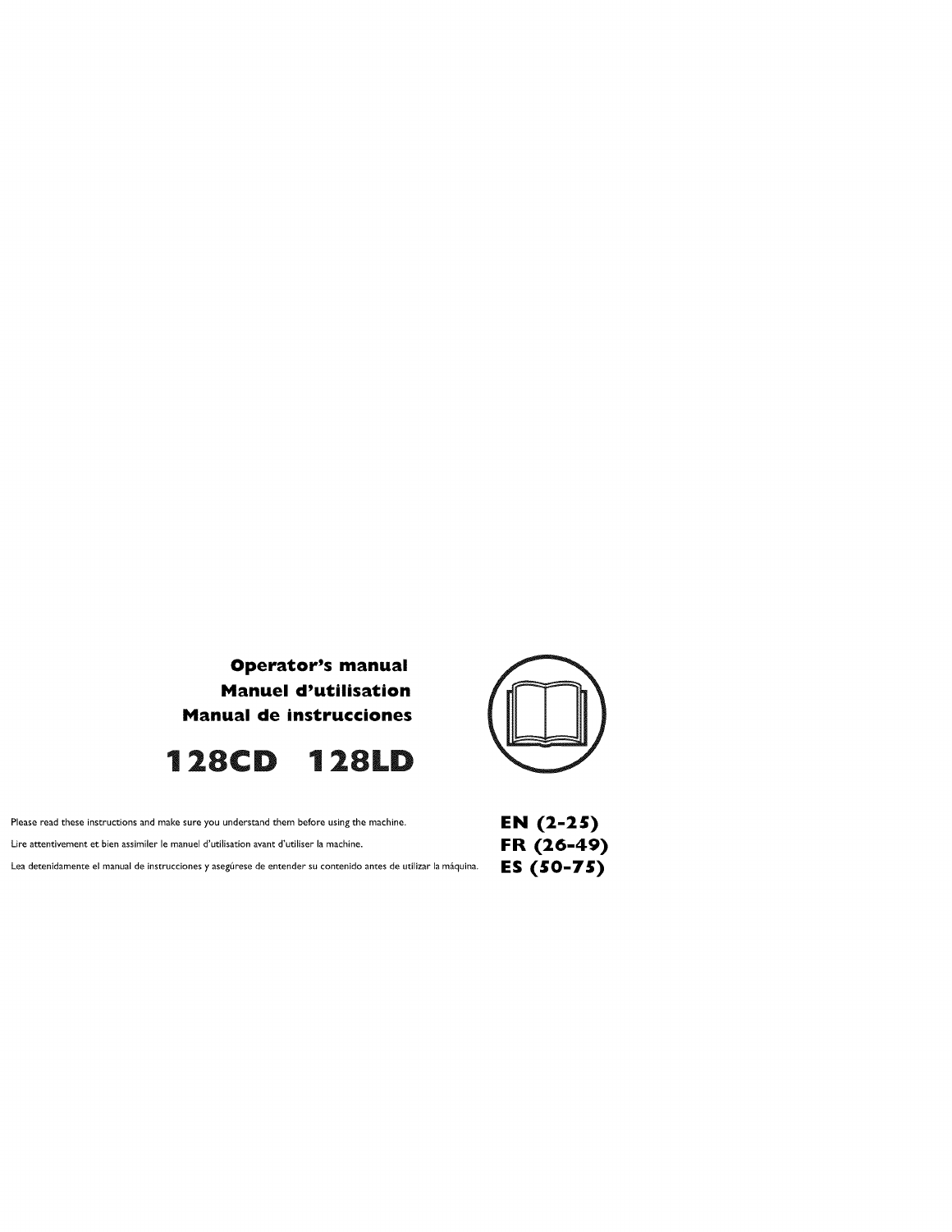**Operator's manual**
**Manuel d'utilisation**
**Manual de instrucciones**

# 128CD 128LD

Please read these instructions and make sure you understand them before using the machine. **EN (2-25)**

Lire attentivement et bien assimiler le manuel d'utilisation avant d'utiliser la machine. **FR (26-49)**

Lea detenidamente el manual de instrucciones y asegúrese de entender su contenido antes de utilizar la máquina. **ES (50-75)**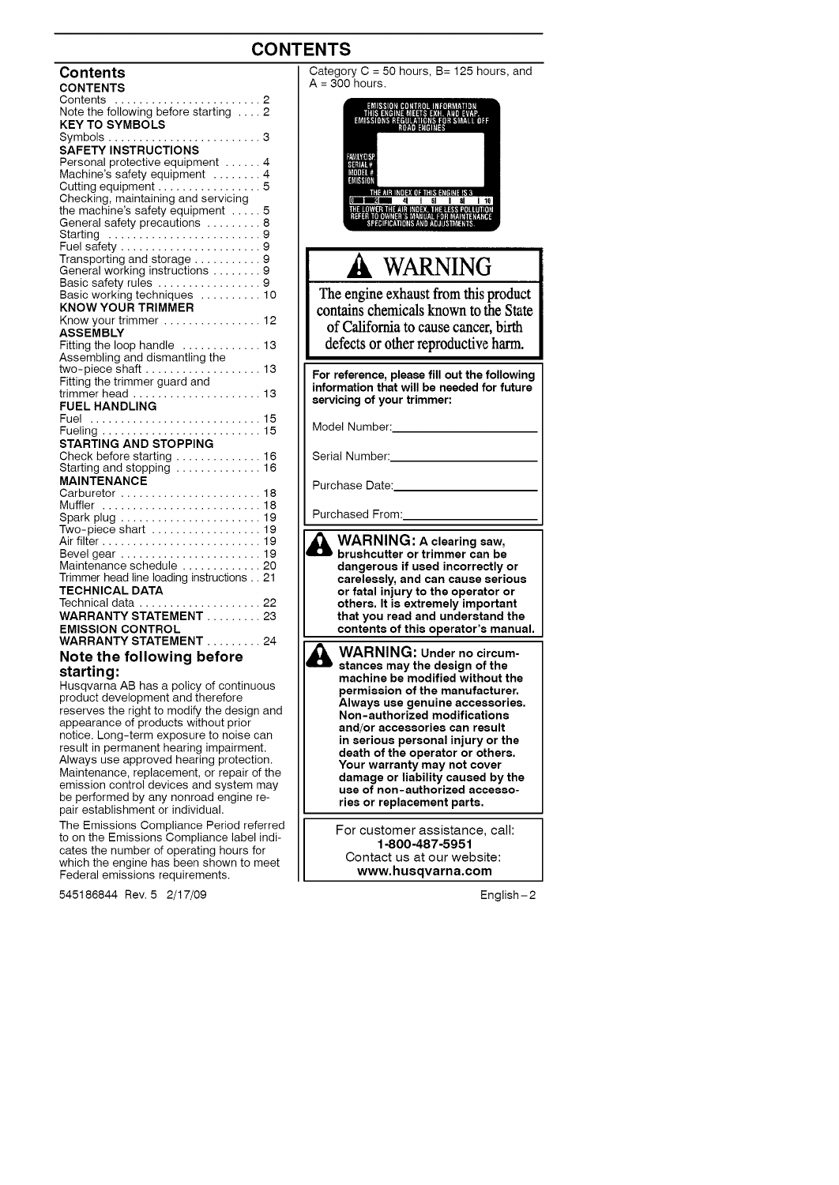# CONTENTS

## Contents

**CONTENTS**

Contents .......................... 2
Note the following before starting .... 2

**KEY TO SYMBOLS**

Symbols .......................... 3

**SAFETY INSTRUCTIONS**

Personal protective equipment ...... 4
Machine's safety equipment ........ 4
Cutting equipment ................. 5
Checking, maintaining and servicing the machine's safety equipment ..... 5
General safety precautions ......... 8
Starting .......................... 9
Fuel safety ....................... 9
Transporting and storage ........... 9
General working instructions ........ 9
Basic safety rules ................. 9
Basic working techniques .......... 10

**KNOW YOUR TRIMMER**

Know your trimmer ................ 12

**ASSEMBLY**

Fitting the loop handle ............. 13
Assembling and dismantling the two-piece shaft ................... 13
Fitting the trimmer guard and trimmer head ..................... 13

**FUEL HANDLING**

Fuel ............................ 15
Fueling .......................... 15

**STARTING AND STOPPING**

Check before starting .............. 16
Starting and stopping .............. 16

**MAINTENANCE**

Carburetor ....................... 18
Muffler .......................... 18
Spark plug ....................... 19
Two-piece shart .................. 19
Air filter ......................... 19
Bevel gear ....................... 19
Maintenance schedule ............. 20
Trimmer head line loading instructions .. 21

**TECHNICAL DATA**

Technical data .................... 22

**WARRANTY STATEMENT** ......... 23

**EMISSION CONTROL WARRANTY STATEMENT** ......... 24

## Note the following before starting:

Husqvarna AB has a policy of continuous product development and therefore reserves the right to modify the design and appearance of products without prior notice. Long-term exposure to noise can result in permanent hearing impairment. Always use approved hearing protection. Maintenance, replacement, or repair of the emission control devices and system may be performed by any nonroad engine repair establishment or individual.

The Emissions Compliance Period referred to on the Emissions Compliance label indicates the number of operating hours for which the engine has been shown to meet Federal emissions requirements. Category C = 50 hours, B= 125 hours, and A = 300 hours.

EMISSION CONTROL INFORMATION
THIS ENGINE MEETS EXH. AND EVAP. EMISSIONS REGULATIONS FOR SMALL OFF ROAD ENGINES

FAMILY/DISP.
SERIAL #
MODEL #
EMISSION

THE AIR INDEX OF THIS ENGINE IS 3
0 2 4 6 8 10
THE LOWER THE AIR INDEX, THE LESS POLLUTION
REFER TO OWNER'S MANUAL FOR MAINTENANCE SPECIFICATIONS AND ADJUSTMENTS.

**⚠ WARNING**

**The engine exhaust from this product contains chemicals known to the State of California to cause cancer, birth defects or other reproductive harm.**

**For reference, please fill out the following information that will be needed for future servicing of your trimmer:**

Model Number: \_\_\_\_\_\_\_\_\_\_\_\_\_\_\_\_\_\_\_\_

Serial Number: \_\_\_\_\_\_\_\_\_\_\_\_\_\_\_\_\_\_\_\_

Purchase Date: \_\_\_\_\_\_\_\_\_\_\_\_\_\_\_\_\_\_\_\_

Purchased From: \_\_\_\_\_\_\_\_\_\_\_\_\_\_\_\_\_\_\_\_

**⚠ WARNING: A clearing saw, brushcutter or trimmer can be dangerous if used incorrectly or carelessly, and can cause serious or fatal injury to the operator or others. It is extremely important that you read and understand the contents of this operator's manual.**

**⚠ WARNING: Under no circumstances may the design of the machine be modified without the permission of the manufacturer. Always use genuine accessories. Non-authorized modifications and/or accessories can result in serious personal injury or the death of the operator or others. Your warranty may not cover damage or liability caused by the use of non-authorized accessories or replacement parts.**

For customer assistance, call:
**1-800-487-5951**
Contact us at our website:
**www.husqvarna.com**

545186844 Rev. 5 2/17/09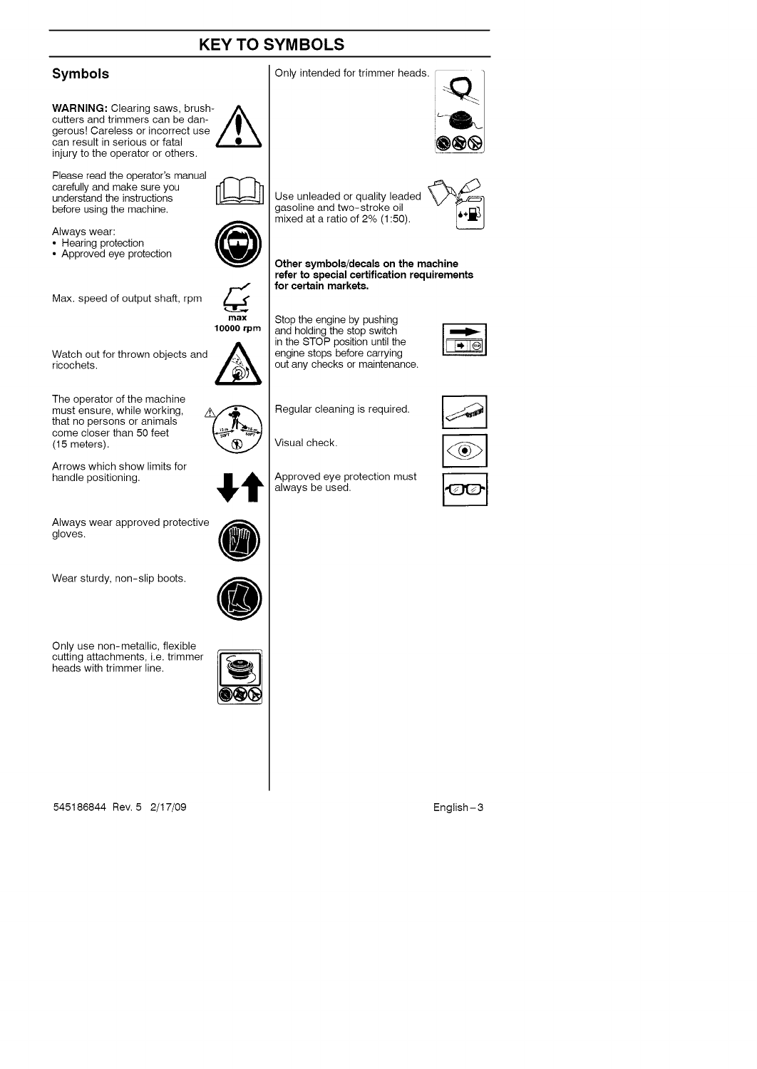# KEY TO SYMBOLS

## Symbols

**WARNING:** Clearing saws, brush-cutters and trimmers can be dangerous! Careless or incorrect use can result in serious or fatal injury to the operator or others.

Please read the operator's manual carefully and make sure you understand the instructions before using the machine.

Always wear:

- Hearing protection
- Approved eye protection

Max. speed of output shaft, rpm

max
10000 rpm

Watch out for thrown objects and ricochets.

The operator of the machine must ensure, while working, that no persons or animals come closer than 50 feet (15 meters).

Arrows which show limits for handle positioning.

Always wear approved protective gloves.

Wear sturdy, non-slip boots.

Only use non-metallic, flexible cutting attachments, i.e. trimmer heads with trimmer line.

Only intended for trimmer heads.

Use unleaded or quality leaded gasoline and two-stroke oil mixed at a ratio of 2% (1:50).

**Other symbols/decals on the machine refer to special certification requirements for certain markets.**

Stop the engine by pushing and holding the stop switch in the STOP position until the engine stops before carrying out any checks or maintenance.

Regular cleaning is required.

Visual check.

Approved eye protection must always be used.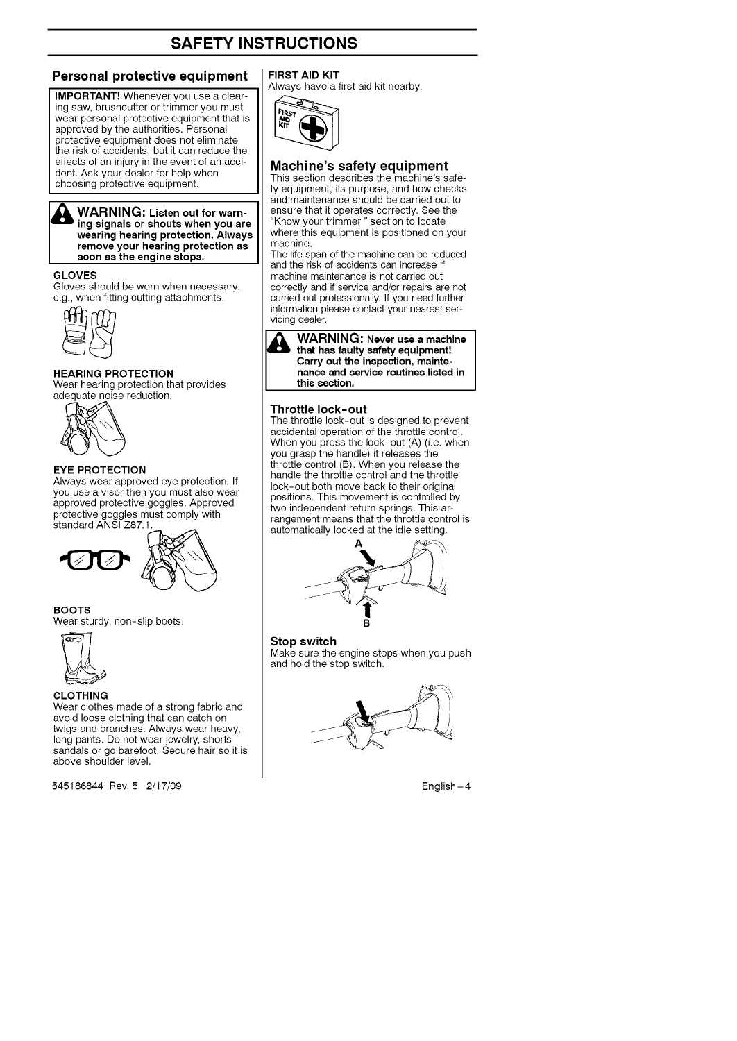# SAFETY INSTRUCTIONS

## Personal protective equipment

**IMPORTANT!** Whenever you use a clearing saw, brushcutter or trimmer you must wear personal protective equipment that is approved by the authorities. Personal protective equipment does not eliminate the risk of accidents, but it can reduce the effects of an injury in the event of an accident. Ask your dealer for help when choosing protective equipment.

**WARNING: Listen out for warning signals or shouts when you are wearing hearing protection. Always remove your hearing protection as soon as the engine stops.**

**GLOVES**

Gloves should be worn when necessary, e.g., when fitting cutting attachments.

**HEARING PROTECTION**

Wear hearing protection that provides adequate noise reduction.

**EYE PROTECTION**

Always wear approved eye protection. If you use a visor then you must also wear approved protective goggles. Approved protective goggles must comply with standard ANSI Z87.1.

**BOOTS**

Wear sturdy, non-slip boots.

**CLOTHING**

Wear clothes made of a strong fabric and avoid loose clothing that can catch on twigs and branches. Always wear heavy, long pants. Do not wear jewelry, shorts sandals or go barefoot. Secure hair so it is above shoulder level.

**FIRST AID KIT**

Always have a first aid kit nearby.

## Machine's safety equipment

This section describes the machine's safety equipment, its purpose, and how checks and maintenance should be carried out to ensure that it operates correctly. See the "Know your trimmer" section to locate where this equipment is positioned on your machine.

The life span of the machine can be reduced and the risk of accidents can increase if machine maintenance is not carried out correctly and if service and/or repairs are not carried out professionally. If you need further information please contact your nearest servicing dealer.

**WARNING: Never use a machine that has faulty safety equipment! Carry out the inspection, maintenance and service routines listed in this section.**

### Throttle lock-out

The throttle lock-out is designed to prevent accidental operation of the throttle control. When you press the lock-out (A) (i.e. when you grasp the handle) it releases the throttle control (B). When you release the handle the throttle control and the throttle lock-out both move back to their original positions. This movement is controlled by two independent return springs. This arrangement means that the throttle control is automatically locked at the idle setting.

### Stop switch

Make sure the engine stops when you push and hold the stop switch.

545186844 Rev. 5 2/17/09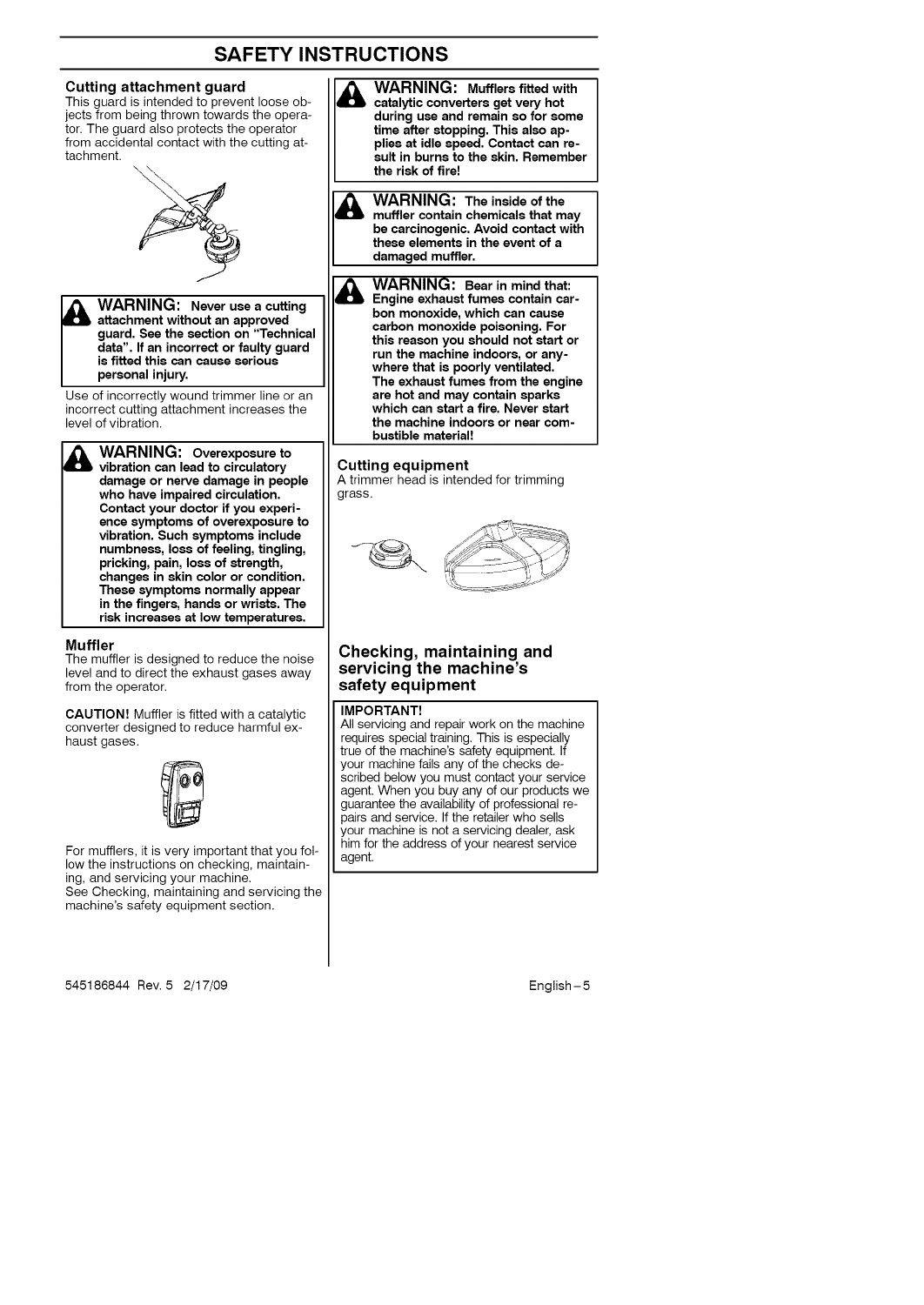# SAFETY INSTRUCTIONS

### Cutting attachment guard

This guard is intended to prevent loose objects from being thrown towards the operator. The guard also protects the operator from accidental contact with the cutting attachment.

> **WARNING: Never use a cutting attachment without an approved guard. See the section on "Technical data". If an incorrect or faulty guard is fitted this can cause serious personal injury.**

Use of incorrectly wound trimmer line or an incorrect cutting attachment increases the level of vibration.

> **WARNING: Overexposure to vibration can lead to circulatory damage or nerve damage in people who have impaired circulation. Contact your doctor if you experience symptoms of overexposure to vibration. Such symptoms include numbness, loss of feeling, tingling, pricking, pain, loss of strength, changes in skin color or condition. These symptoms normally appear in the fingers, hands or wrists. The risk increases at low temperatures.**

### Muffler

The muffler is designed to reduce the noise level and to direct the exhaust gases away from the operator.

**CAUTION!** Muffler is fitted with a catalytic converter designed to reduce harmful exhaust gases.

For mufflers, it is very important that you follow the instructions on checking, maintaining, and servicing your machine.
See Checking, maintaining and servicing the machine's safety equipment section.

> **WARNING: Mufflers fitted with catalytic converters get very hot during use and remain so for some time after stopping. This also applies at idle speed. Contact can result in burns to the skin. Remember the risk of fire!**

> **WARNING: The inside of the muffler contain chemicals that may be carcinogenic. Avoid contact with these elements in the event of a damaged muffler.**

> **WARNING: Bear in mind that: Engine exhaust fumes contain carbon monoxide, which can cause carbon monoxide poisoning. For this reason you should not start or run the machine indoors, or anywhere that is poorly ventilated. The exhaust fumes from the engine are hot and may contain sparks which can start a fire. Never start the machine indoors or near combustible material!**

### Cutting equipment

A trimmer head is intended for trimming grass.

## Checking, maintaining and servicing the machine's safety equipment

> **IMPORTANT!**
> All servicing and repair work on the machine requires special training. This is especially true of the machine's safety equipment. If your machine fails any of the checks described below you must contact your service agent. When you buy any of our products we guarantee the availability of professional repairs and service. If the retailer who sells your machine is not a servicing dealer, ask him for the address of your nearest service agent.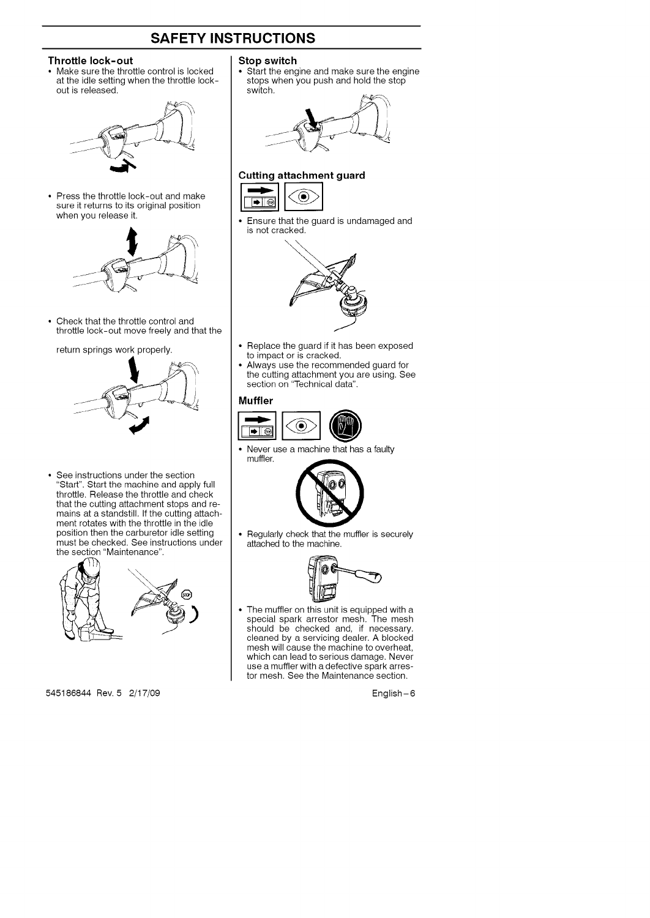# SAFETY INSTRUCTIONS

### Throttle lock-out

- Make sure the throttle control is locked at the idle setting when the throttle lock-out is released.
- Press the throttle lock-out and make sure it returns to its original position when you release it.
- Check that the throttle control and throttle lock-out move freely and that the return springs work properly.
- See instructions under the section "Start". Start the machine and apply full throttle. Release the throttle and check that the cutting attachment stops and remains at a standstill. If the cutting attachment rotates with the throttle in the idle position then the carburetor idle setting must be checked. See instructions under the section "Maintenance".

### Stop switch

- Start the engine and make sure the engine stops when you push and hold the stop switch.

### Cutting attachment guard

- Ensure that the guard is undamaged and is not cracked.
- Replace the guard if it has been exposed to impact or is cracked.
- Always use the recommended guard for the cutting attachment you are using. See section on "Technical data".

### Muffler

- Never use a machine that has a faulty muffler.
- Regularly check that the muffler is securely attached to the machine.
- The muffler on this unit is equipped with a special spark arrestor mesh. The mesh should be checked and, if necessary. cleaned by a servicing dealer. A blocked mesh will cause the machine to overheat, which can lead to serious damage. Never use a muffler with a defective spark arrestor mesh. See the Maintenance section.

545186844 Rev. 5 2/17/09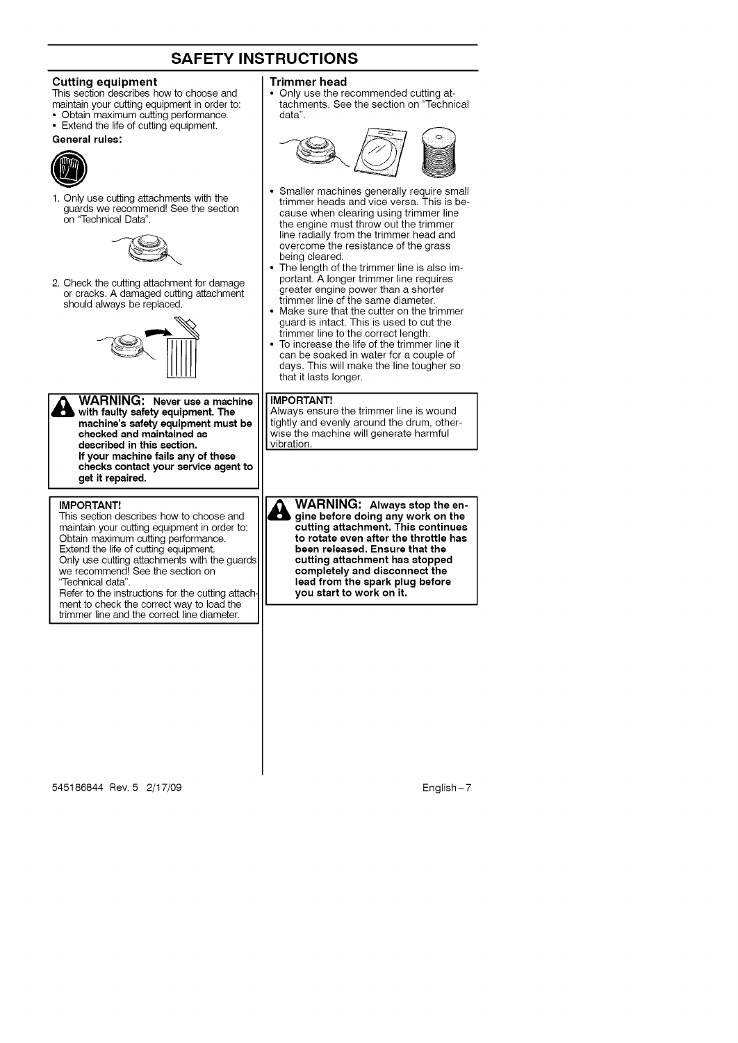# SAFETY INSTRUCTIONS

## Cutting equipment

This section describes how to choose and maintain your cutting equipment in order to:

- Obtain maximum cutting performance.
- Extend the life of cutting equipment.

**General rules:**

1. Only use cutting attachments with the guards we recommend! See the section on "Technical Data".
2. Check the cutting attachment for damage or cracks. A damaged cutting attachment should always be replaced.

> **⚠ WARNING: Never use a machine with faulty safety equipment. The machine's safety equipment must be checked and maintained as described in this section.**
> **If your machine fails any of these checks contact your service agent to get it repaired.**

> **IMPORTANT!**
> This section describes how to choose and maintain your cutting equipment in order to:
> Obtain maximum cutting performance.
> Extend the life of cutting equipment.
> Only use cutting attachments with the guards we recommend! See the section on "Technical data".
> Refer to the instructions for the cutting attachment to check the correct way to load the trimmer line and the correct line diameter.

## Trimmer head

- Only use the recommended cutting attachments. See the section on "Technical data".
- Smaller machines generally require small trimmer heads and vice versa. This is because when clearing using trimmer line the engine must throw out the trimmer line radially from the trimmer head and overcome the resistance of the grass being cleared.
- The length of the trimmer line is also important. A longer trimmer line requires greater engine power than a shorter trimmer line of the same diameter.
- Make sure that the cutter on the trimmer guard is intact. This is used to cut the trimmer line to the correct length.
- To increase the life of the trimmer line it can be soaked in water for a couple of days. This will make the line tougher so that it lasts longer.

> **IMPORTANT!**
> Always ensure the trimmer line is wound tightly and evenly around the drum, otherwise the machine will generate harmful vibration.

> **⚠ WARNING: Always stop the engine before doing any work on the cutting attachment. This continues to rotate even after the throttle has been released. Ensure that the cutting attachment has stopped completely and disconnect the lead from the spark plug before you start to work on it.**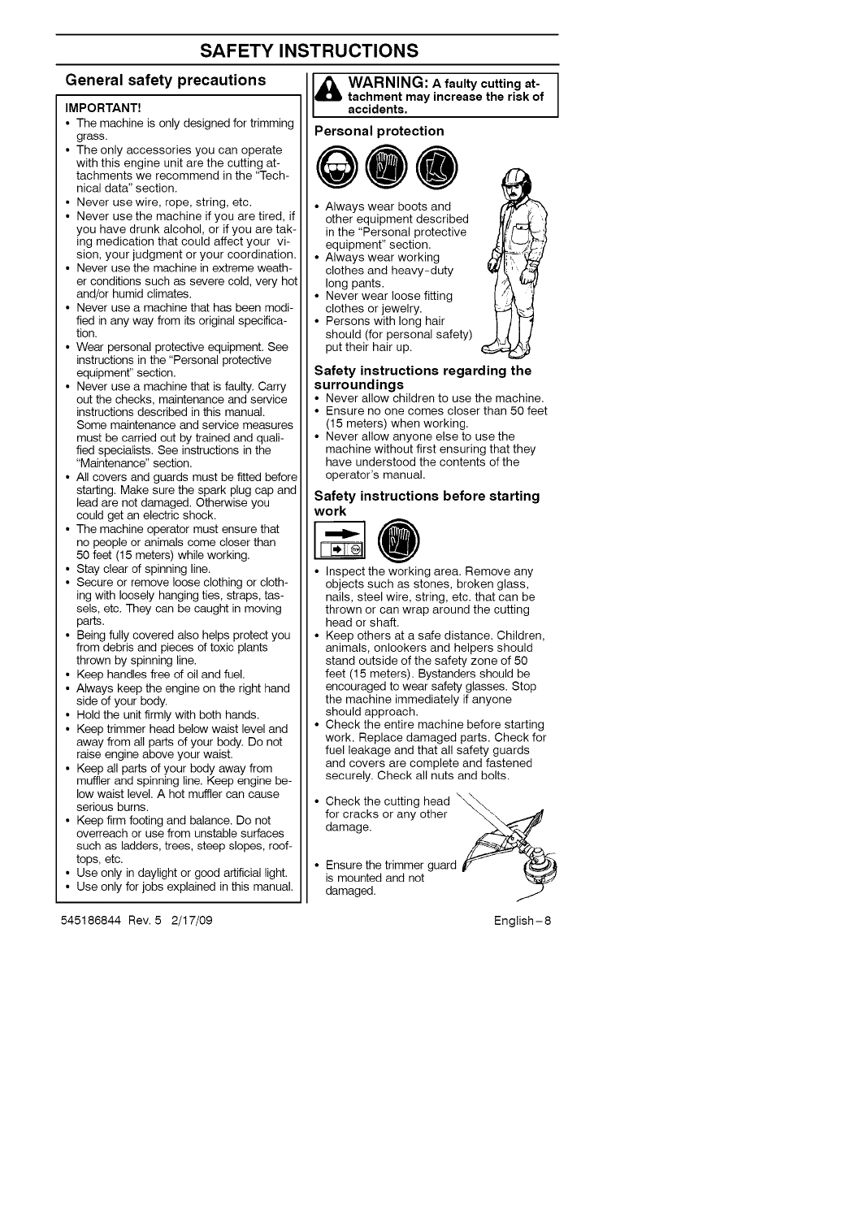# SAFETY INSTRUCTIONS

## General safety precautions

**IMPORTANT!**

- The machine is only designed for trimming grass.
- The only accessories you can operate with this engine unit are the cutting attachments we recommend in the "Technical data" section.
- Never use wire, rope, string, etc.
- Never use the machine if you are tired, if you have drunk alcohol, or if you are taking medication that could affect your vision, your judgment or your coordination.
- Never use the machine in extreme weather conditions such as severe cold, very hot and/or humid climates.
- Never use a machine that has been modified in any way from its original specification.
- Wear personal protective equipment. See instructions in the "Personal protective equipment" section.
- Never use a machine that is faulty. Carry out the checks, maintenance and service instructions described in this manual. Some maintenance and service measures must be carried out by trained and qualified specialists. See instructions in the "Maintenance" section.
- All covers and guards must be fitted before starting. Make sure the spark plug cap and lead are not damaged. Otherwise you could get an electric shock.
- The machine operator must ensure that no people or animals come closer than 50 feet (15 meters) while working.
- Stay clear of spinning line.
- Secure or remove loose clothing or clothing with loosely hanging ties, straps, tassels, etc. They can be caught in moving parts.
- Being fully covered also helps protect you from debris and pieces of toxic plants thrown by spinning line.
- Keep handles free of oil and fuel.
- Always keep the engine on the right hand side of your body.
- Hold the unit firmly with both hands.
- Keep trimmer head below waist level and away from all parts of your body. Do not raise engine above your waist.
- Keep all parts of your body away from muffler and spinning line. Keep engine below waist level. A hot muffler can cause serious burns.
- Keep firm footing and balance. Do not overreach or use from unstable surfaces such as ladders, trees, steep slopes, rooftops, etc.
- Use only in daylight or good artificial light.
- Use only for jobs explained in this manual.

**WARNING: A faulty cutting attachment may increase the risk of accidents.**

### Personal protection

- Always wear boots and other equipment described in the "Personal protective equipment" section.
- Always wear working clothes and heavy-duty long pants.
- Never wear loose fitting clothes or jewelry.
- Persons with long hair should (for personal safety) put their hair up.

### Safety instructions regarding the surroundings

- Never allow children to use the machine.
- Ensure no one comes closer than 50 feet (15 meters) when working.
- Never allow anyone else to use the machine without first ensuring that they have understood the contents of the operator's manual.

### Safety instructions before starting work

- Inspect the working area. Remove any objects such as stones, broken glass, nails, steel wire, string, etc. that can be thrown or can wrap around the cutting head or shaft.
- Keep others at a safe distance. Children, animals, onlookers and helpers should stand outside of the safety zone of 50 feet (15 meters). Bystanders should be encouraged to wear safety glasses. Stop the machine immediately if anyone should approach.
- Check the entire machine before starting work. Replace damaged parts. Check for fuel leakage and that all safety guards and covers are complete and fastened securely. Check all nuts and bolts.
- Check the cutting head for cracks or any other damage.
- Ensure the trimmer guard is mounted and not damaged.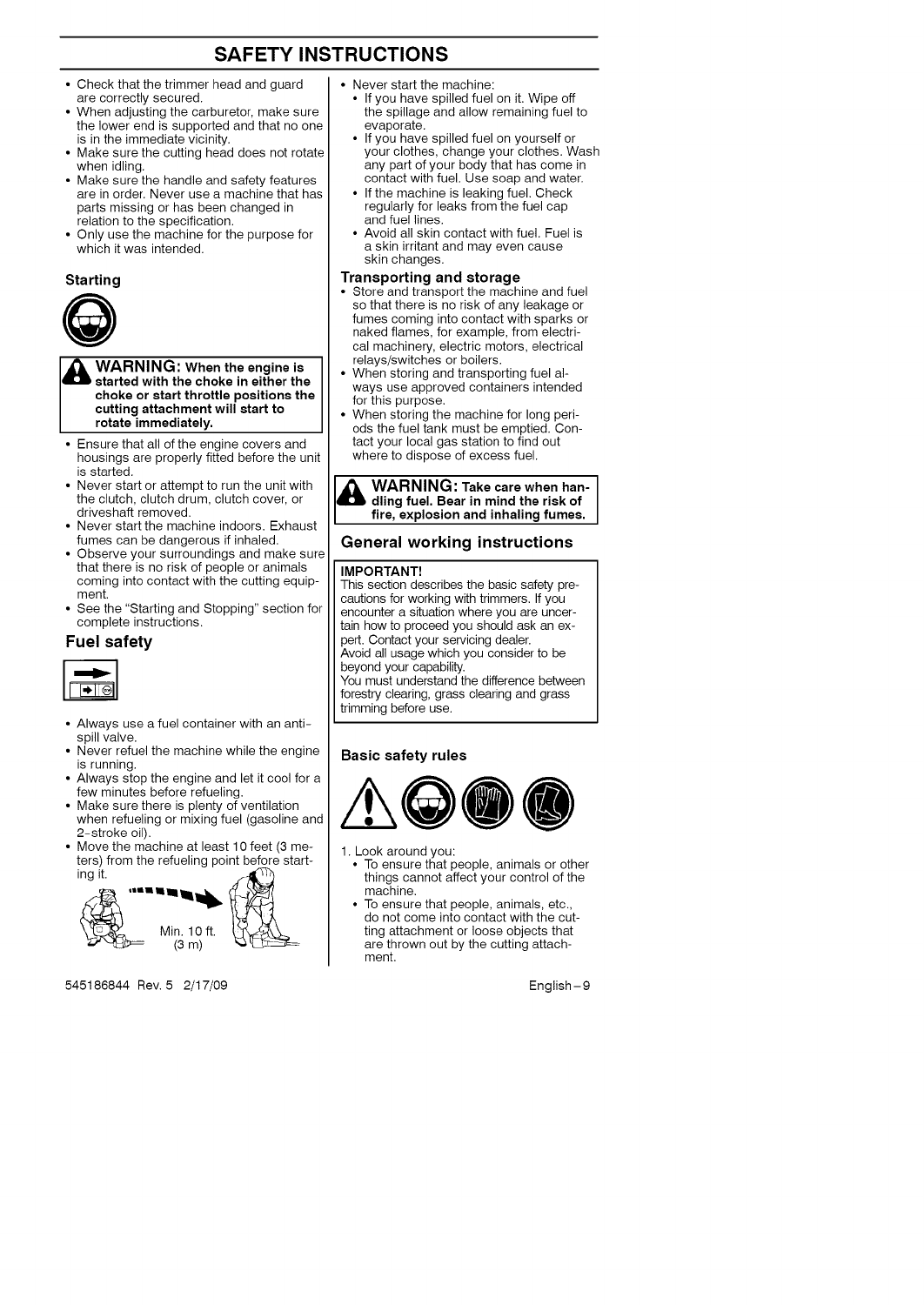# SAFETY INSTRUCTIONS

- Check that the trimmer head and guard are correctly secured.
- When adjusting the carburetor, make sure the lower end is supported and that no one is in the immediate vicinity.
- Make sure the cutting head does not rotate when idling.
- Make sure the handle and safety features are in order. Never use a machine that has parts missing or has been changed in relation to the specification.
- Only use the machine for the purpose for which it was intended.

### Starting

> **WARNING: When the engine is started with the choke in either the choke or start throttle positions the cutting attachment will start to rotate immediately.**

- Ensure that all of the engine covers and housings are properly fitted before the unit is started.
- Never start or attempt to run the unit with the clutch, clutch drum, clutch cover, or driveshaft removed.
- Never start the machine indoors. Exhaust fumes can be dangerous if inhaled.
- Observe your surroundings and make sure that there is no risk of people or animals coming into contact with the cutting equipment.
- See the "Starting and Stopping" section for complete instructions.

## Fuel safety

- Always use a fuel container with an anti-spill valve.
- Never refuel the machine while the engine is running.
- Always stop the engine and let it cool for a few minutes before refueling.
- Make sure there is plenty of ventilation when refueling or mixing fuel (gasoline and 2-stroke oil).
- Move the machine at least 10 feet (3 meters) from the refueling point before starting it.

Min. 10 ft. (3 m)

- Never start the machine:
  - If you have spilled fuel on it. Wipe off the spillage and allow remaining fuel to evaporate.
  - If you have spilled fuel on yourself or your clothes, change your clothes. Wash any part of your body that has come in contact with fuel. Use soap and water.
  - If the machine is leaking fuel. Check regularly for leaks from the fuel cap and fuel lines.
  - Avoid all skin contact with fuel. Fuel is a skin irritant and may even cause skin changes.

### Transporting and storage

- Store and transport the machine and fuel so that there is no risk of any leakage or fumes coming into contact with sparks or naked flames, for example, from electrical machinery, electric motors, electrical relays/switches or boilers.
- When storing and transporting fuel always use approved containers intended for this purpose.
- When storing the machine for long periods the fuel tank must be emptied. Contact your local gas station to find out where to dispose of excess fuel.

> **WARNING: Take care when handling fuel. Bear in mind the risk of fire, explosion and inhaling fumes.**

## General working instructions

> **IMPORTANT!**
> This section describes the basic safety precautions for working with trimmers. If you encounter a situation where you are uncertain how to proceed you should ask an expert. Contact your servicing dealer.
> Avoid all usage which you consider to be beyond your capability.
> You must understand the difference between forestry clearing, grass clearing and grass trimming before use.

### Basic safety rules

1. Look around you:
   - To ensure that people, animals or other things cannot affect your control of the machine.
   - To ensure that people, animals, etc., do not come into contact with the cutting attachment or loose objects that are thrown out by the cutting attachment.

545186844 Rev. 5 2/17/09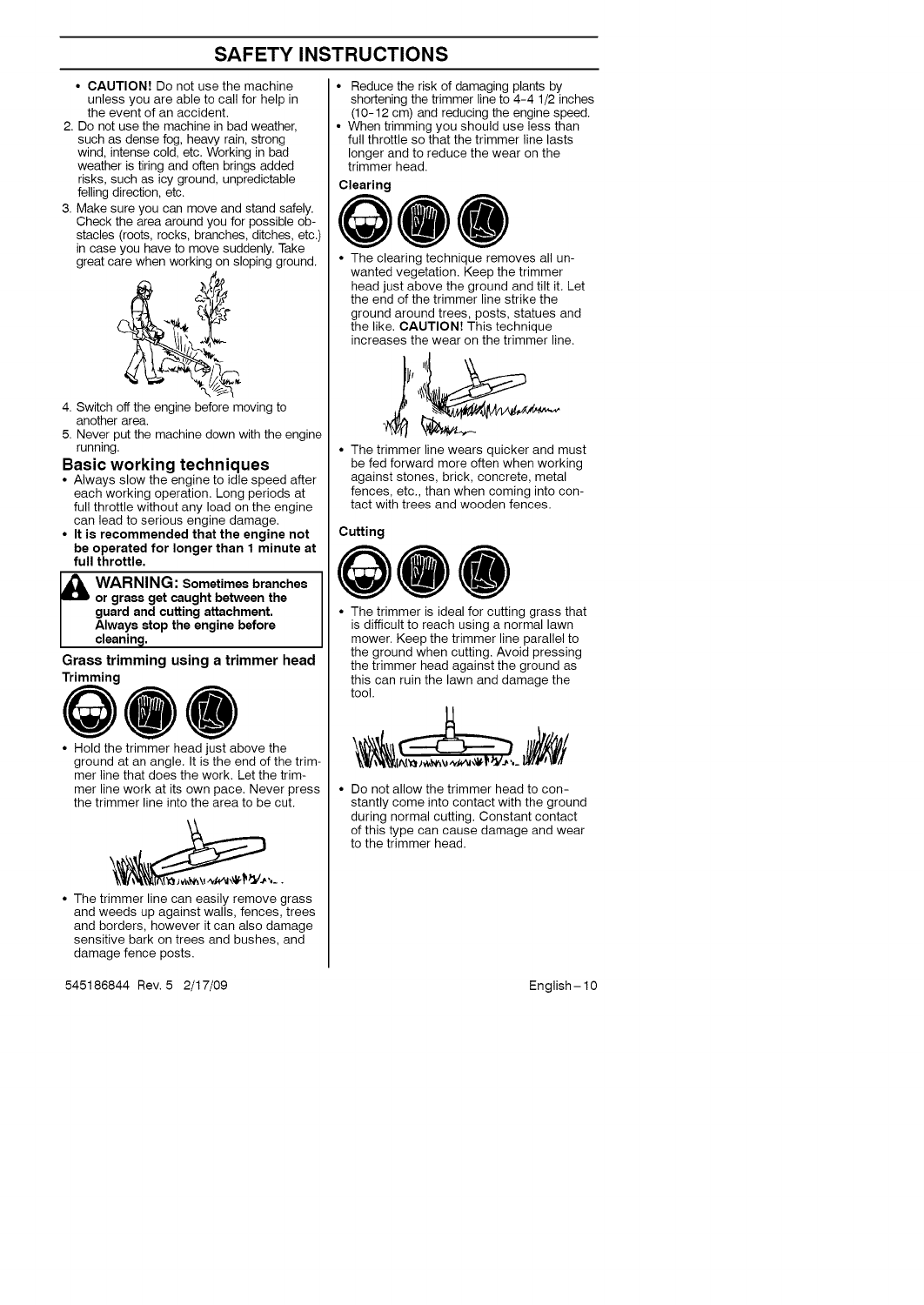# SAFETY INSTRUCTIONS

- **CAUTION!** Do not use the machine unless you are able to call for help in the event of an accident.

2. Do not use the machine in bad weather, such as dense fog, heavy rain, strong wind, intense cold, etc. Working in bad weather is tiring and often brings added risks, such as icy ground, unpredictable felling direction, etc.
3. Make sure you can move and stand safely. Check the area around you for possible obstacles (roots, rocks, branches, ditches, etc.) in case you have to move suddenly. Take great care when working on sloping ground.
4. Switch off the engine before moving to another area.
5. Never put the machine down with the engine running.

## Basic working techniques

- Always slow the engine to idle speed after each working operation. Long periods at full throttle without any load on the engine can lead to serious engine damage.
- **It is recommended that the engine not be operated for longer than 1 minute at full throttle.**

> **WARNING: Sometimes branches or grass get caught between the guard and cutting attachment. Always stop the engine before cleaning.**

### Grass trimming using a trimmer head

**Trimming**

- Hold the trimmer head just above the ground at an angle. It is the end of the trimmer line that does the work. Let the trimmer line work at its own pace. Never press the trimmer line into the area to be cut.
- The trimmer line can easily remove grass and weeds up against walls, fences, trees and borders, however it can also damage sensitive bark on trees and bushes, and damage fence posts.
- Reduce the risk of damaging plants by shortening the trimmer line to 4-4 1/2 inches (10-12 cm) and reducing the engine speed.
- When trimming you should use less than full throttle so that the trimmer line lasts longer and to reduce the wear on the trimmer head.

**Clearing**

- The clearing technique removes all unwanted vegetation. Keep the trimmer head just above the ground and tilt it. Let the end of the trimmer line strike the ground around trees, posts, statues and the like. **CAUTION!** This technique increases the wear on the trimmer line.
- The trimmer line wears quicker and must be fed forward more often when working against stones, brick, concrete, metal fences, etc., than when coming into contact with trees and wooden fences.

**Cutting**

- The trimmer is ideal for cutting grass that is difficult to reach using a normal lawn mower. Keep the trimmer line parallel to the ground when cutting. Avoid pressing the trimmer head against the ground as this can ruin the lawn and damage the tool.
- Do not allow the trimmer head to constantly come into contact with the ground during normal cutting. Constant contact of this type can cause damage and wear to the trimmer head.

545186844 Rev. 5 2/17/09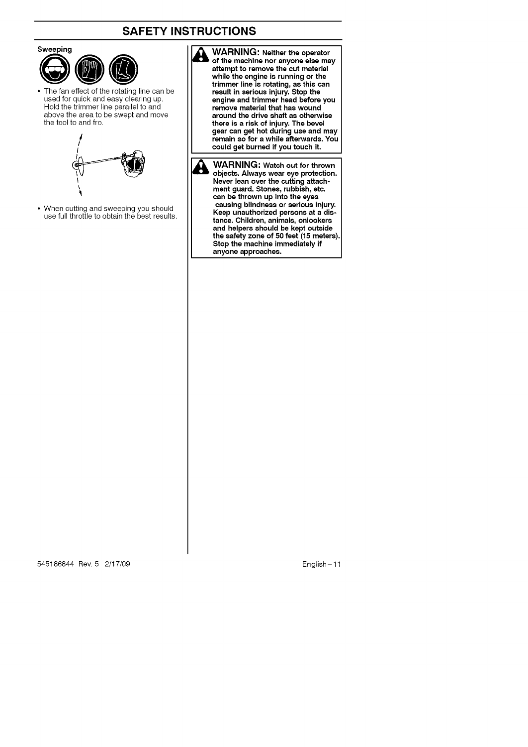## SAFETY INSTRUCTIONS

### Sweeping

- The fan effect of the rotating line can be used for quick and easy clearing up. Hold the trimmer line parallel to and above the area to be swept and move the tool to and fro.

- When cutting and sweeping you should use full throttle to obtain the best results.

**WARNING: Neither the operator of the machine nor anyone else may attempt to remove the cut material while the engine is running or the trimmer line is rotating, as this can result in serious injury. Stop the engine and trimmer head before you remove material that has wound around the drive shaft as otherwise there is a risk of injury. The bevel gear can get hot during use and may remain so for a while afterwards. You could get burned if you touch it.**

**WARNING: Watch out for thrown objects. Always wear eye protection. Never lean over the cutting attachment guard. Stones, rubbish, etc. can be thrown up into the eyes causing blindness or serious injury. Keep unauthorized persons at a distance. Children, animals, onlookers and helpers should be kept outside the safety zone of 50 feet (15 meters). Stop the machine immediately if anyone approaches.**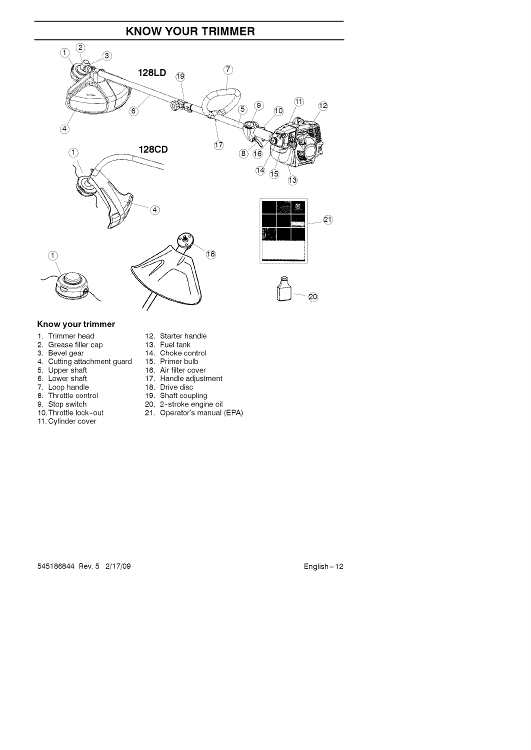# KNOW YOUR TRIMMER

## Know your trimmer

1. Trimmer head
2. Grease filler cap
3. Bevel gear
4. Cutting attachment guard
5. Upper shaft
6. Lower shaft
7. Loop handle
8. Throttle control
9. Stop switch
10. Throttle lock-out
11. Cylinder cover
12. Starter handle
13. Fuel tank
14. Choke control
15. Primer bulb
16. Air filter cover
17. Handle adjustment
18. Drive disc
19. Shaft coupling
20. 2-stroke engine oil
21. Operator's manual (EPA)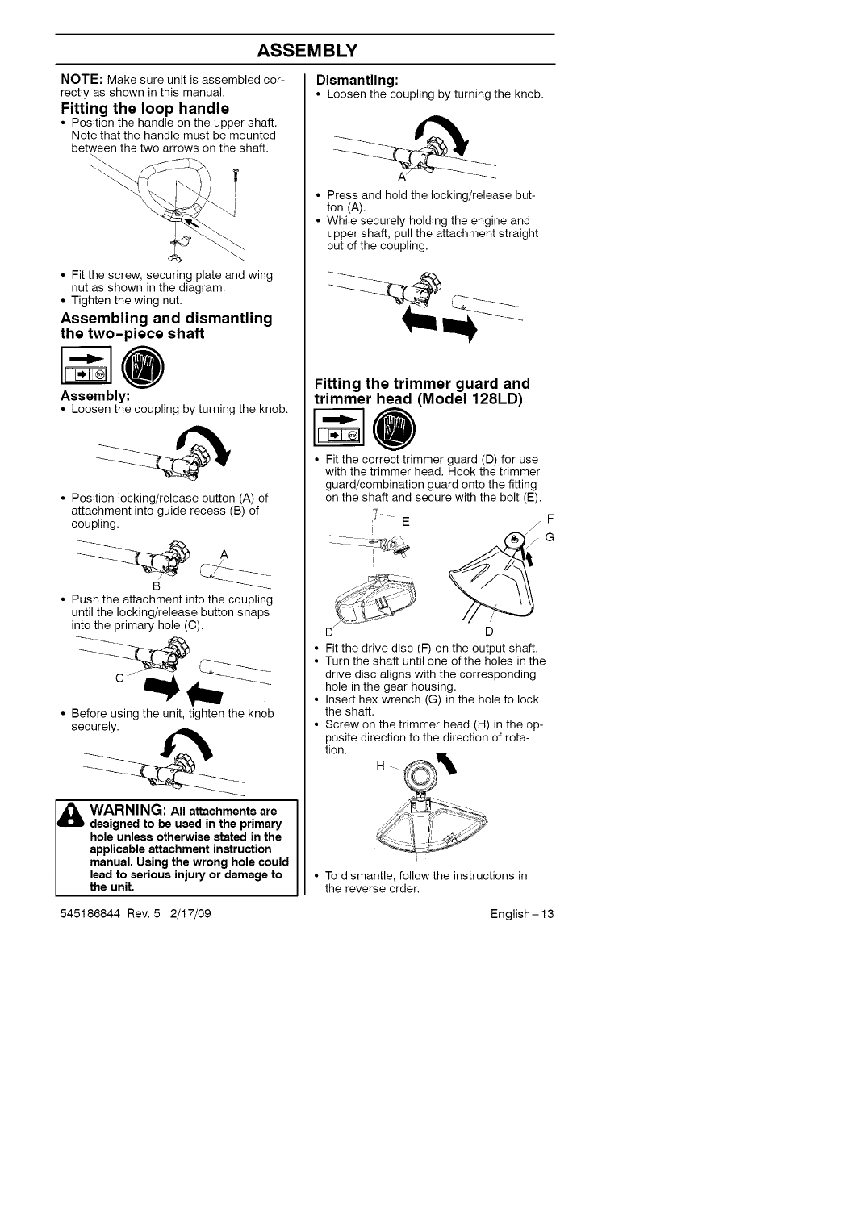# ASSEMBLY

**NOTE:** Make sure unit is assembled correctly as shown in this manual.

## Fitting the loop handle

- Position the handle on the upper shaft. Note that the handle must be mounted between the two arrows on the shaft.
- Fit the screw, securing plate and wing nut as shown in the diagram.
- Tighten the wing nut.

## Assembling and dismantling the two-piece shaft

### Assembly:

- Loosen the coupling by turning the knob.
- Position locking/release button (A) of attachment into guide recess (B) of coupling.
- Push the attachment into the coupling until the locking/release button snaps into the primary hole (C).
- Before using the unit, tighten the knob securely.

**WARNING: All attachments are designed to be used in the primary hole unless otherwise stated in the applicable attachment instruction manual. Using the wrong hole could lead to serious injury or damage to the unit.**

### Dismantling:

- Loosen the coupling by turning the knob.
- Press and hold the locking/release button (A).
- While securely holding the engine and upper shaft, pull the attachment straight out of the coupling.

## Fitting the trimmer guard and trimmer head (Model 128LD)

- Fit the correct trimmer guard (D) for use with the trimmer head. Hook the trimmer guard/combination guard onto the fitting on the shaft and secure with the bolt (E).
- Fit the drive disc (F) on the output shaft.
- Turn the shaft until one of the holes in the drive disc aligns with the corresponding hole in the gear housing.
- Insert hex wrench (G) in the hole to lock the shaft.
- Screw on the trimmer head (H) in the opposite direction to the direction of rotation.
- To dismantle, follow the instructions in the reverse order.

545186844 Rev. 5 2/17/09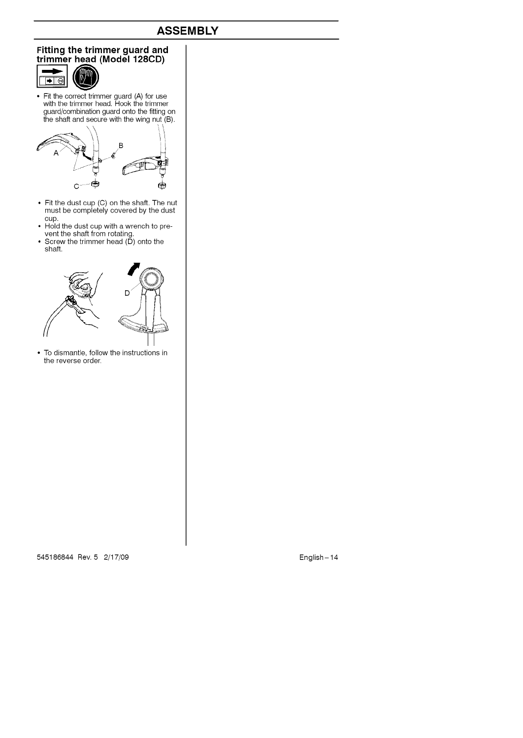# ASSEMBLY

## Fitting the trimmer guard and trimmer head (Model 128CD)

- Fit the correct trimmer guard (A) for use with the trimmer head. Hook the trimmer guard/combination guard onto the fitting on the shaft and secure with the wing nut (B).

- Fit the dust cup (C) on the shaft. The nut must be completely covered by the dust cup.
- Hold the dust cup with a wrench to prevent the shaft from rotating.
- Screw the trimmer head (D) onto the shaft.

- To dismantle, follow the instructions in the reverse order.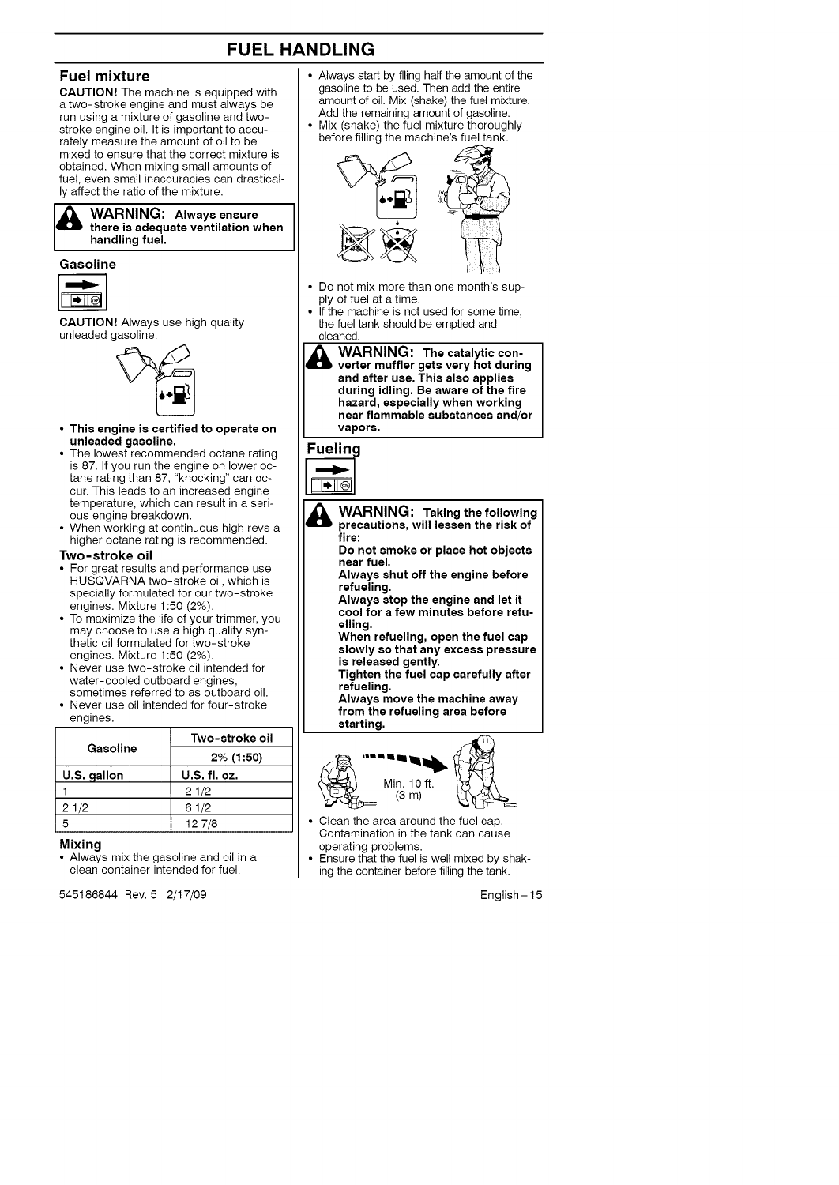# FUEL HANDLING

## Fuel mixture

**CAUTION!** The machine is equipped with a two-stroke engine and must always be run using a mixture of gasoline and two-stroke engine oil. It is important to accurately measure the amount of oil to be mixed to ensure that the correct mixture is obtained. When mixing small amounts of fuel, even small inaccuracies can drastically affect the ratio of the mixture.

**WARNING: Always ensure there is adequate ventilation when handling fuel.**

### Gasoline

**CAUTION!** Always use high quality unleaded gasoline.

- **This engine is certified to operate on unleaded gasoline.**
- The lowest recommended octane rating is 87. If you run the engine on lower octane rating than 87, "knocking" can occur. This leads to an increased engine temperature, which can result in a serious engine breakdown.
- When working at continuous high revs a higher octane rating is recommended.

### Two-stroke oil

- For great results and performance use HUSQVARNA two-stroke oil, which is specially formulated for our two-stroke engines. Mixture 1:50 (2%).
- To maximize the life of your trimmer, you may choose to use a high quality synthetic oil formulated for two-stroke engines. Mixture 1:50 (2%).
- Never use two-stroke oil intended for water-cooled outboard engines, sometimes referred to as outboard oil.
- Never use oil intended for four-stroke engines.

| Gasoline | Two-stroke oil 2% (1:50) |
|---|---|
| U.S. gallon | U.S. fl. oz. |
| 1 | 2 1/2 |
| 2 1/2 | 6 1/2 |
| 5 | 12 7/8 |

### Mixing

- Always mix the gasoline and oil in a clean container intended for fuel.
- Always start by filling half the amount of the gasoline to be used. Then add the entire amount of oil. Mix (shake) the fuel mixture. Add the remaining amount of gasoline.
- Mix (shake) the fuel mixture thoroughly before filling the machine's fuel tank.
- Do not mix more than one month's supply of fuel at a time.
- If the machine is not used for some time, the fuel tank should be emptied and cleaned.

**WARNING: The catalytic converter muffler gets very hot during and after use. This also applies during idling. Be aware of the fire hazard, especially when working near flammable substances and/or vapors.**

## Fueling

**WARNING: Taking the following precautions, will lessen the risk of fire:**
**Do not smoke or place hot objects near fuel.**
**Always shut off the engine before refueling.**
**Always stop the engine and let it cool for a few minutes before refuelling.**
**When refueling, open the fuel cap slowly so that any excess pressure is released gently.**
**Tighten the fuel cap carefully after refueling.**
**Always move the machine away from the refueling area before starting.**

Min. 10 ft. (3 m)

- Clean the area around the fuel cap. Contamination in the tank can cause operating problems.
- Ensure that the fuel is well mixed by shaking the container before filling the tank.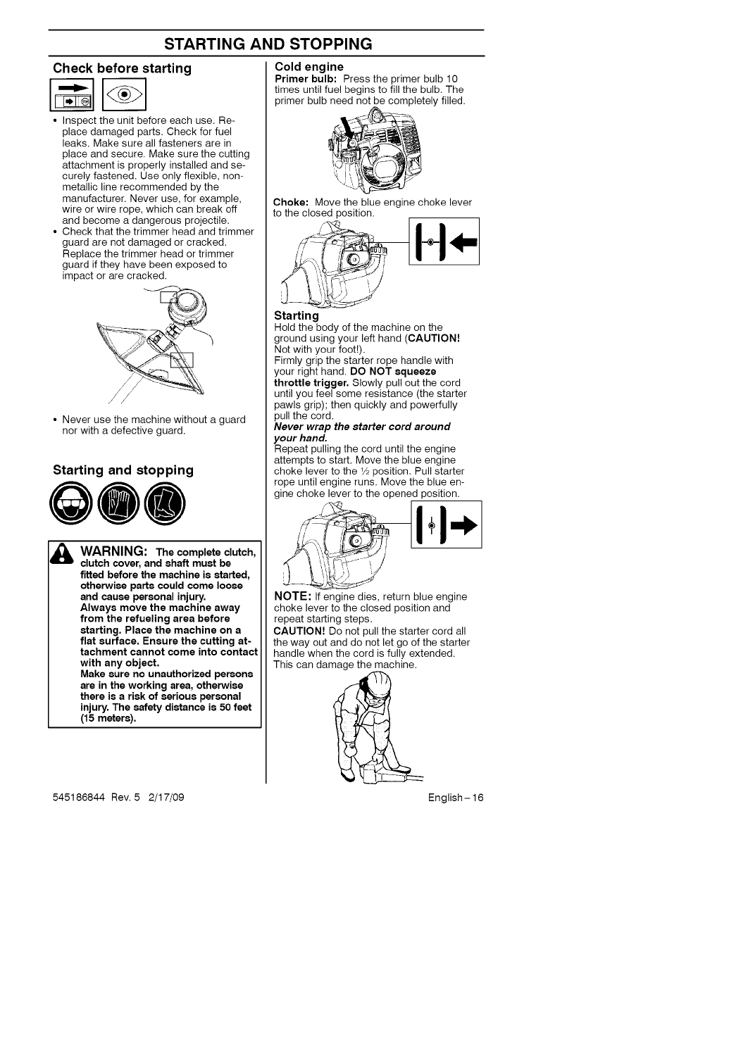# STARTING AND STOPPING

## Check before starting

- Inspect the unit before each use. Replace damaged parts. Check for fuel leaks. Make sure all fasteners are in place and secure. Make sure the cutting attachment is properly installed and securely fastened. Use only flexible, non-metallic line recommended by the manufacturer. Never use, for example, wire or wire rope, which can break off and become a dangerous projectile.
- Check that the trimmer head and trimmer guard are not damaged or cracked. Replace the trimmer head or trimmer guard if they have been exposed to impact or are cracked.
- Never use the machine without a guard nor with a defective guard.

## Starting and stopping

> **WARNING: The complete clutch, clutch cover, and shaft must be fitted before the machine is started, otherwise parts could come loose and cause personal injury.**
> **Always move the machine away from the refueling area before starting. Place the machine on a flat surface. Ensure the cutting attachment cannot come into contact with any object.**
> **Make sure no unauthorized persons are in the working area, otherwise there is a risk of serious personal injury. The safety distance is 50 feet (15 meters).**

### Cold engine

**Primer bulb:** Press the primer bulb 10 times until fuel begins to fill the bulb. The primer bulb need not be completely filled.

**Choke:** Move the blue engine choke lever to the closed position.

### Starting

Hold the body of the machine on the ground using your left hand (**CAUTION!** Not with your foot!).

Firmly grip the starter rope handle with your right hand. **DO NOT squeeze throttle trigger.** Slowly pull out the cord until you feel some resistance (the starter pawls grip); then quickly and powerfully pull the cord.

***Never wrap the starter cord around your hand.***

Repeat pulling the cord until the engine attempts to start. Move the blue engine choke lever to the ½ position. Pull starter rope until engine runs. Move the blue engine choke lever to the opened position.

**NOTE:** If engine dies, return blue engine choke lever to the closed position and repeat starting steps.

**CAUTION!** Do not pull the starter cord all the way out and do not let go of the starter handle when the cord is fully extended. This can damage the machine.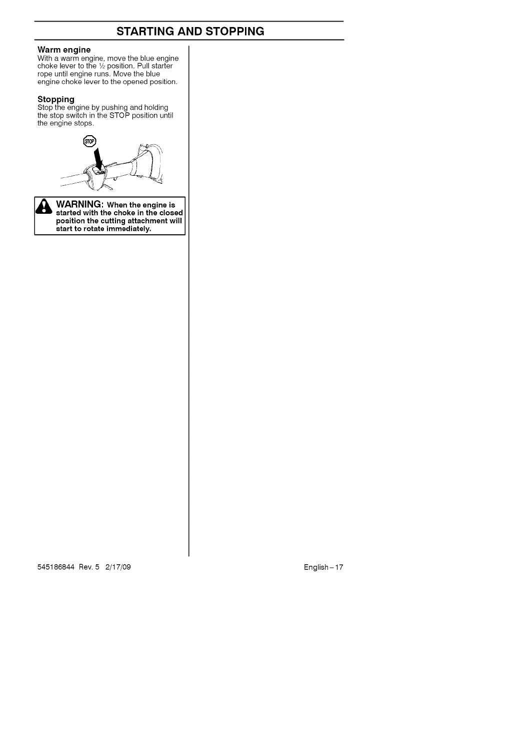# STARTING AND STOPPING

### Warm engine

With a warm engine, move the blue engine choke lever to the ½ position. Pull starter rope until engine runs. Move the blue engine choke lever to the opened position.

### Stopping

Stop the engine by pushing and holding the stop switch in the STOP position until the engine stops.

**WARNING: When the engine is started with the choke in the closed position the cutting attachment will start to rotate immediately.**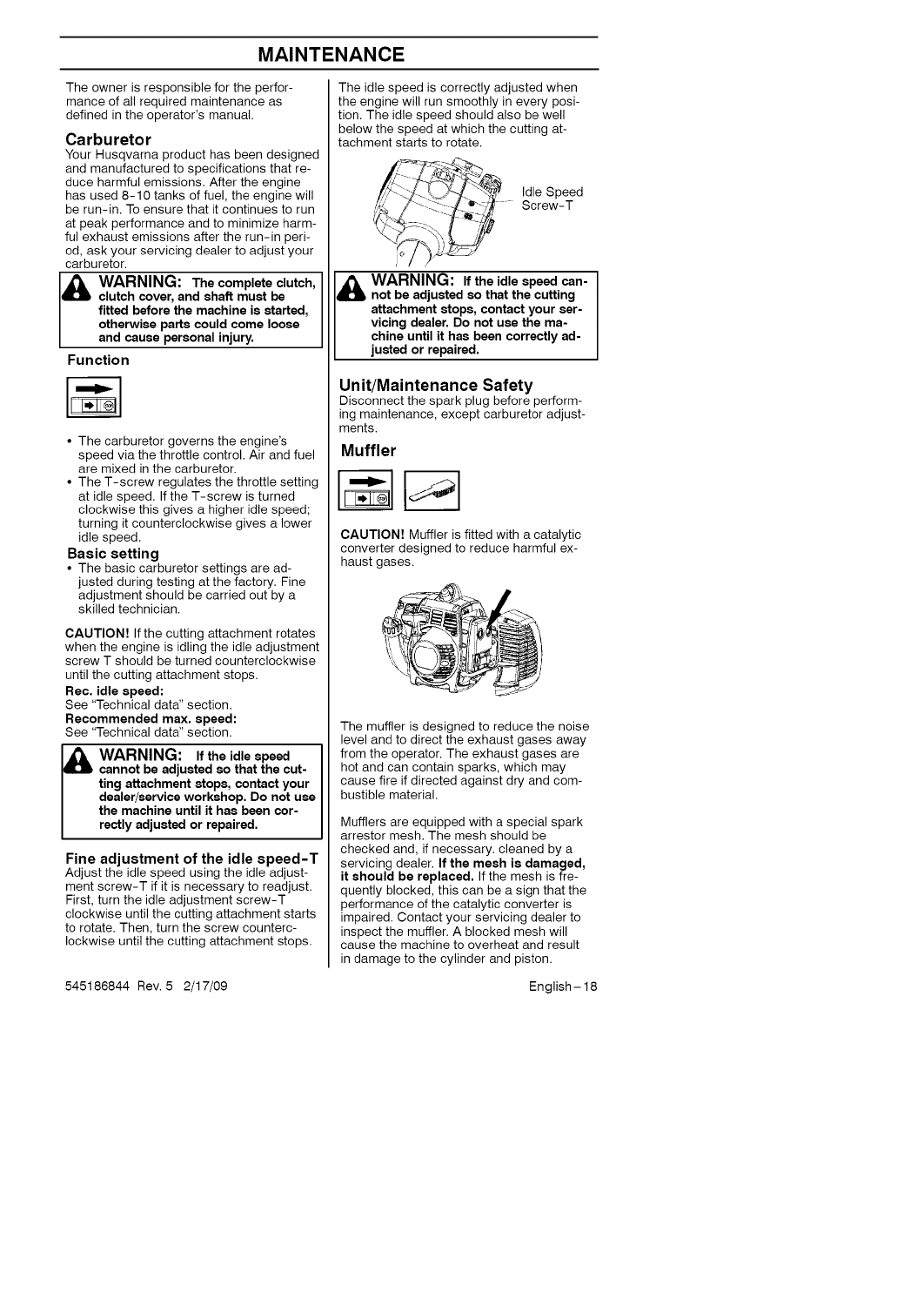# MAINTENANCE

The owner is responsible for the performance of all required maintenance as defined in the operator's manual.

## Carburetor

Your Husqvarna product has been designed and manufactured to specifications that reduce harmful emissions. After the engine has used 8-10 tanks of fuel, the engine will be run-in. To ensure that it continues to run at peak performance and to minimize harmful exhaust emissions after the run-in period, ask your servicing dealer to adjust your carburetor.

> **WARNING: The complete clutch, clutch cover, and shaft must be fitted before the machine is started, otherwise parts could come loose and cause personal injury.**

### Function

- The carburetor governs the engine's speed via the throttle control. Air and fuel are mixed in the carburetor.
- The T-screw regulates the throttle setting at idle speed. If the T-screw is turned clockwise this gives a higher idle speed; turning it counterclockwise gives a lower idle speed.

### Basic setting

- The basic carburetor settings are adjusted during testing at the factory. Fine adjustment should be carried out by a skilled technician.

**CAUTION!** If the cutting attachment rotates when the engine is idling the idle adjustment screw T should be turned counterclockwise until the cutting attachment stops.

**Rec. idle speed:**
See "Technical data" section.
**Recommended max. speed:**
See "Technical data" section.

> **WARNING: If the idle speed cannot be adjusted so that the cutting attachment stops, contact your dealer/service workshop. Do not use the machine until it has been correctly adjusted or repaired.**

### Fine adjustment of the idle speed-T

Adjust the idle speed using the idle adjustment screw-T if it is necessary to readjust. First, turn the idle adjustment screw-T clockwise until the cutting attachment starts to rotate. Then, turn the screw counterclockwise until the cutting attachment stops.

The idle speed is correctly adjusted when the engine will run smoothly in every position. The idle speed should also be well below the speed at which the cutting attachment starts to rotate.

Idle Speed Screw-T

> **WARNING: If the idle speed cannot be adjusted so that the cutting attachment stops, contact your servicing dealer. Do not use the machine until it has been correctly adjusted or repaired.**

## Unit/Maintenance Safety

Disconnect the spark plug before performing maintenance, except carburetor adjustments.

## Muffler

**CAUTION!** Muffler is fitted with a catalytic converter designed to reduce harmful exhaust gases.

The muffler is designed to reduce the noise level and to direct the exhaust gases away from the operator. The exhaust gases are hot and can contain sparks, which may cause fire if directed against dry and combustible material.

Mufflers are equipped with a special spark arrestor mesh. The mesh should be checked and, if necessary, cleaned by a servicing dealer. **If the mesh is damaged, it should be replaced.** If the mesh is frequently blocked, this can be a sign that the performance of the catalytic converter is impaired. Contact your servicing dealer to inspect the muffler. A blocked mesh will cause the machine to overheat and result in damage to the cylinder and piston.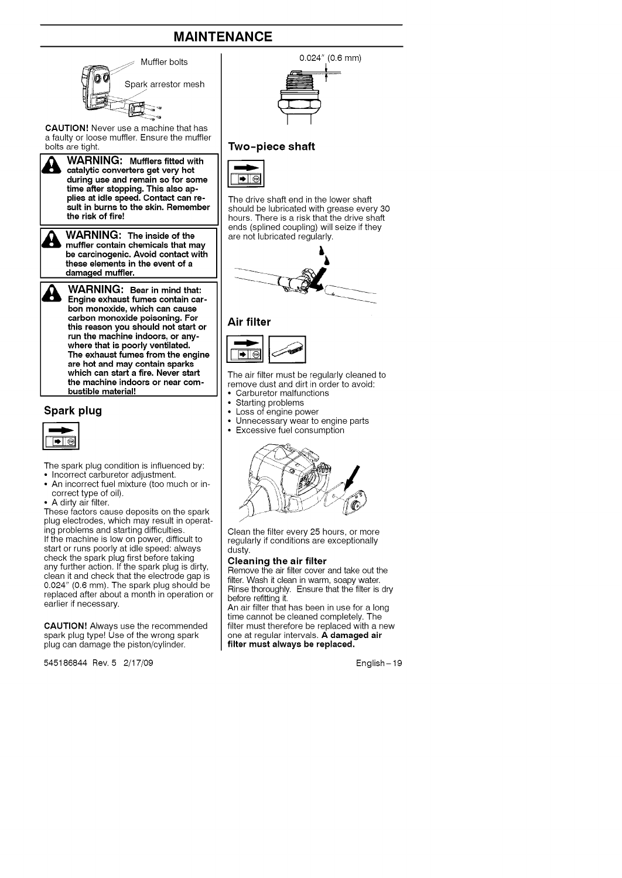# MAINTENANCE

Muffler bolts

Spark arrestor mesh

**CAUTION!** Never use a machine that has a faulty or loose muffler. Ensure the muffler bolts are tight.

> **WARNING: Mufflers fitted with catalytic converters get very hot during use and remain so for some time after stopping. This also applies at idle speed. Contact can result in burns to the skin. Remember the risk of fire!**

> **WARNING: The inside of the muffler contain chemicals that may be carcinogenic. Avoid contact with these elements in the event of a damaged muffler.**

> **WARNING: Bear in mind that: Engine exhaust fumes contain carbon monoxide, which can cause carbon monoxide poisoning. For this reason you should not start or run the machine indoors, or anywhere that is poorly ventilated. The exhaust fumes from the engine are hot and may contain sparks which can start a fire. Never start the machine indoors or near combustible material!**

## Spark plug

The spark plug condition is influenced by:

- Incorrect carburetor adjustment.
- An incorrect fuel mixture (too much or incorrect type of oil).
- A dirty air filter.

These factors cause deposits on the spark plug electrodes, which may result in operating problems and starting difficulties.

If the machine is low on power, difficult to start or runs poorly at idle speed: always check the spark plug first before taking any further action. If the spark plug is dirty, clean it and check that the electrode gap is 0.024" (0.6 mm). The spark plug should be replaced after about a month in operation or earlier if necessary.

**CAUTION!** Always use the recommended spark plug type! Use of the wrong spark plug can damage the piston/cylinder.

0.024" (0.6 mm)

## Two-piece shaft

The drive shaft end in the lower shaft should be lubricated with grease every 30 hours. There is a risk that the drive shaft ends (splined coupling) will seize if they are not lubricated regularly.

## Air filter

The air filter must be regularly cleaned to remove dust and dirt in order to avoid:

- Carburetor malfunctions
- Starting problems
- Loss of engine power
- Unnecessary wear to engine parts
- Excessive fuel consumption

Clean the filter every 25 hours, or more regularly if conditions are exceptionally dusty.

### Cleaning the air filter

Remove the air filter cover and take out the filter. Wash it clean in warm, soapy water. Rinse thoroughly. Ensure that the filter is dry before refitting it.

An air filter that has been in use for a long time cannot be cleaned completely. The filter must therefore be replaced with a new one at regular intervals. **A damaged air filter must always be replaced.**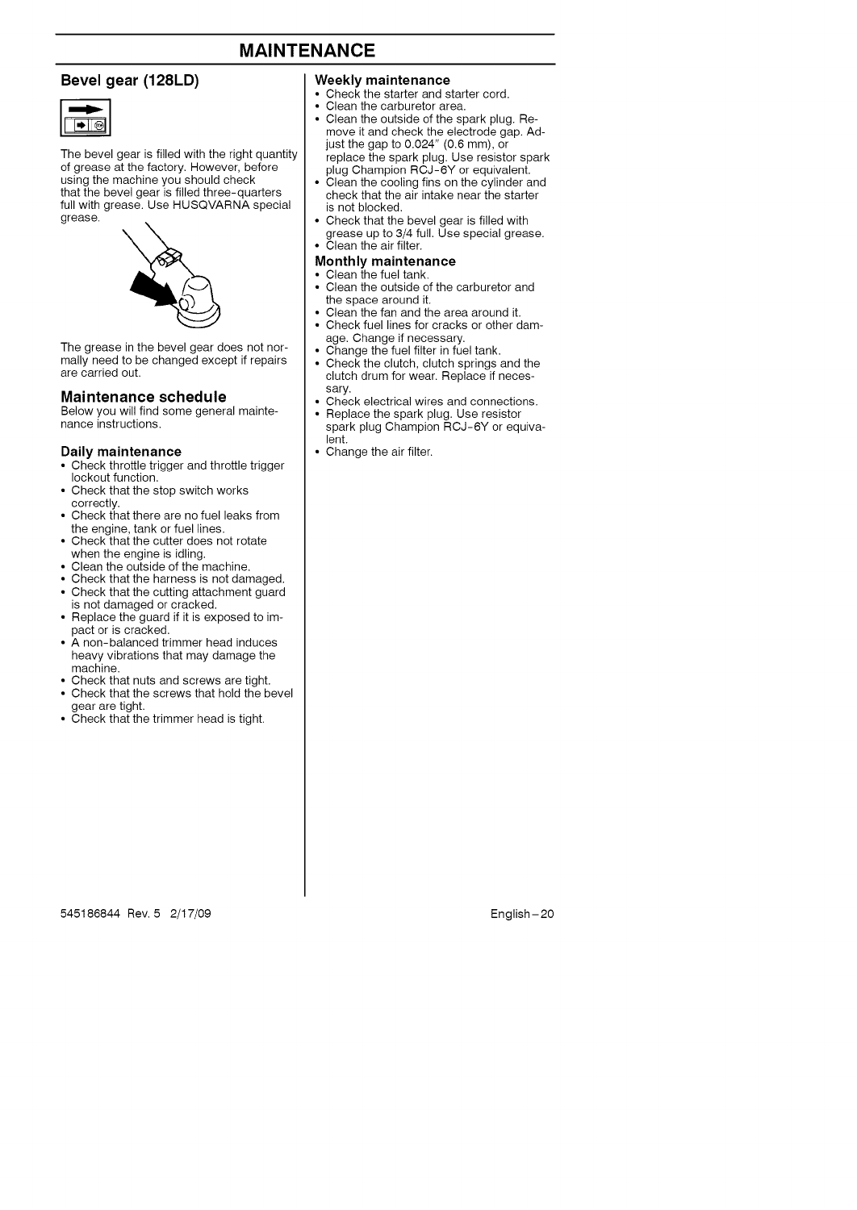# MAINTENANCE

## Bevel gear (128LD)

The bevel gear is filled with the right quantity of grease at the factory. However, before using the machine you should check that the bevel gear is filled three-quarters full with grease. Use HUSQVARNA special grease.

The grease in the bevel gear does not normally need to be changed except if repairs are carried out.

## Maintenance schedule

Below you will find some general maintenance instructions.

### Daily maintenance

- Check throttle trigger and throttle trigger lockout function.
- Check that the stop switch works correctly.
- Check that there are no fuel leaks from the engine, tank or fuel lines.
- Check that the cutter does not rotate when the engine is idling.
- Clean the outside of the machine.
- Check that the harness is not damaged.
- Check that the cutting attachment guard is not damaged or cracked.
- Replace the guard if it is exposed to impact or is cracked.
- A non-balanced trimmer head induces heavy vibrations that may damage the machine.
- Check that nuts and screws are tight.
- Check that the screws that hold the bevel gear are tight.
- Check that the trimmer head is tight.

### Weekly maintenance

- Check the starter and starter cord.
- Clean the carburetor area.
- Clean the outside of the spark plug. Remove it and check the electrode gap. Adjust the gap to 0.024" (0.6 mm), or replace the spark plug. Use resistor spark plug Champion RCJ-6Y or equivalent.
- Clean the cooling fins on the cylinder and check that the air intake near the starter is not blocked.
- Check that the bevel gear is filled with grease up to 3/4 full. Use special grease.
- Clean the air filter.

### Monthly maintenance

- Clean the fuel tank.
- Clean the outside of the carburetor and the space around it.
- Clean the fan and the area around it.
- Check fuel lines for cracks or other damage. Change if necessary.
- Change the fuel filter in fuel tank.
- Check the clutch, clutch springs and the clutch drum for wear. Replace if necessary.
- Check electrical wires and connections.
- Replace the spark plug. Use resistor spark plug Champion RCJ-6Y or equivalent.
- Change the air filter.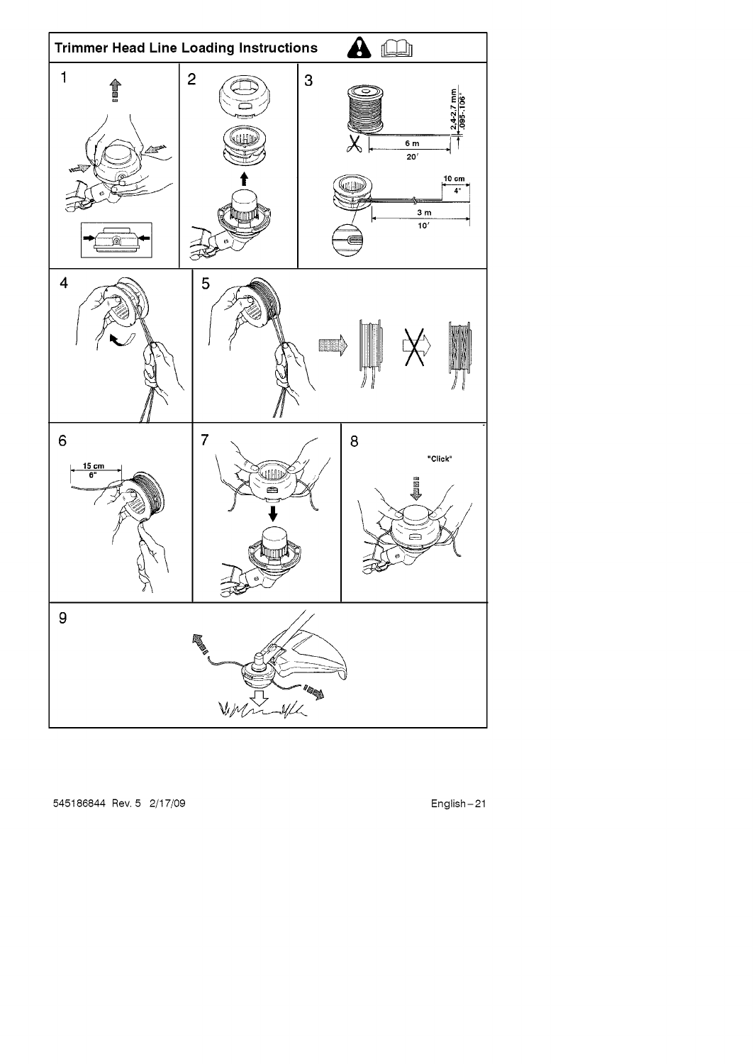## Trimmer Head Line Loading Instructions

1

2

3

2.4-2.7 mm
.095-.106"

6 m
20'

10 cm
4"

3 m
10'

4

5

6

15 cm
6"

7

8

"Click"

9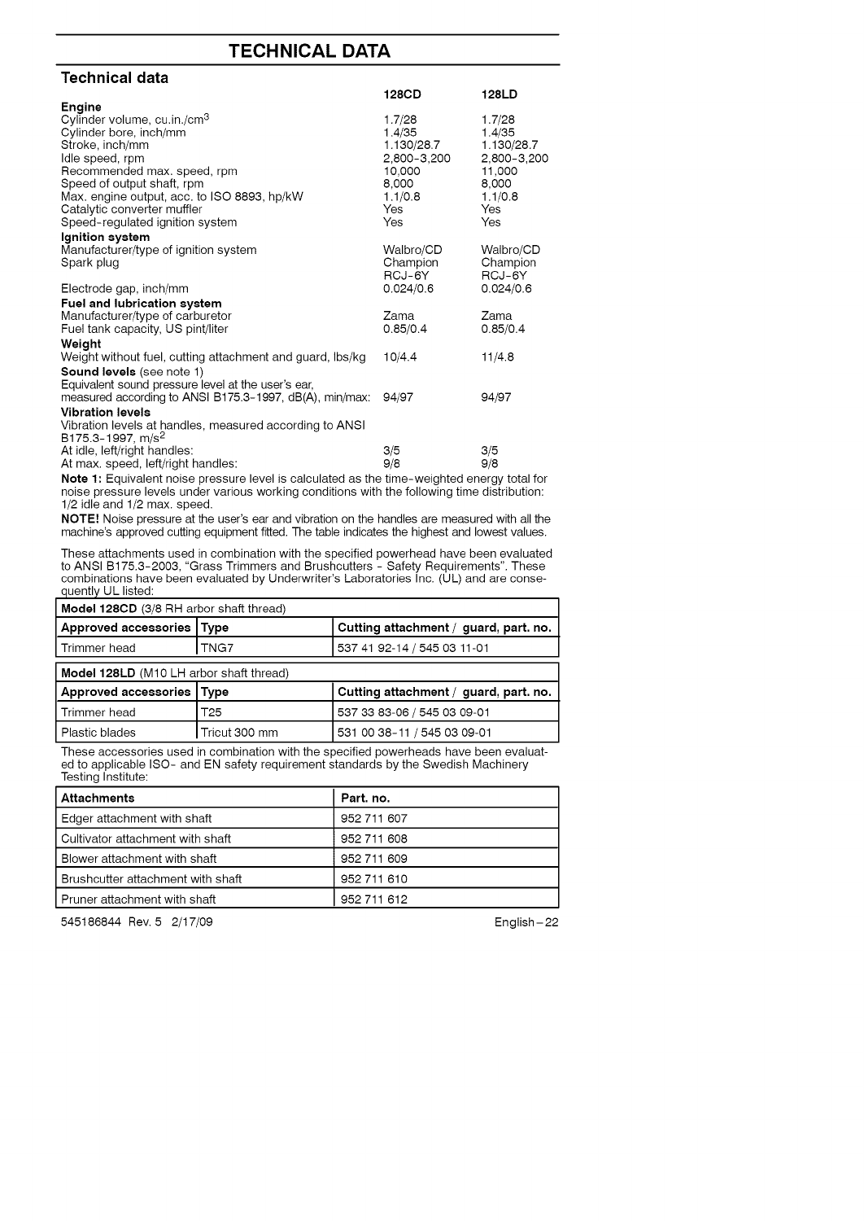# TECHNICAL DATA

## Technical data

| | 128CD | 128LD |
|---|---|---|
| **Engine** | | |
| Cylinder volume, cu.in./cm$^3$ | 1.7/28 | 1.7/28 |
| Cylinder bore, inch/mm | 1.4/35 | 1.4/35 |
| Stroke, inch/mm | 1.130/28.7 | 1.130/28.7 |
| Idle speed, rpm | 2,800-3,200 | 2,800-3,200 |
| Recommended max. speed, rpm | 10,000 | 11,000 |
| Speed of output shaft, rpm | 8,000 | 8,000 |
| Max. engine output, acc. to ISO 8893, hp/kW | 1.1/0.8 | 1.1/0.8 |
| Catalytic converter muffler | Yes | Yes |
| Speed-regulated ignition system | Yes | Yes |
| **Ignition system** | | |
| Manufacturer/type of ignition system | Walbro/CD | Walbro/CD |
| Spark plug | Champion RCJ-6Y | Champion RCJ-6Y |
| Electrode gap, inch/mm | 0.024/0.6 | 0.024/0.6 |
| **Fuel and lubrication system** | | |
| Manufacturer/type of carburetor | Zama | Zama |
| Fuel tank capacity, US pint/liter | 0.85/0.4 | 0.85/0.4 |
| **Weight** | | |
| Weight without fuel, cutting attachment and guard, lbs/kg | 10/4.4 | 11/4.8 |
| **Sound levels** (see note 1) | | |
| Equivalent sound pressure level at the user's ear, measured according to ANSI B175.3-1997, dB(A), min/max: | 94/97 | 94/97 |
| **Vibration levels** | | |
| Vibration levels at handles, measured according to ANSI B175.3-1997, m/s$^2$ | | |
| At idle, left/right handles: | 3/5 | 3/5 |
| At max. speed, left/right handles: | 9/8 | 9/8 |

**Note 1:** Equivalent noise pressure level is calculated as the time-weighted energy total for noise pressure levels under various working conditions with the following time distribution: 1/2 idle and 1/2 max. speed.

**NOTE!** Noise pressure at the user's ear and vibration on the handles are measured with all the machine's approved cutting equipment fitted. The table indicates the highest and lowest values.

These attachments used in combination with the specified powerhead have been evaluated to ANSI B175.3-2003, "Grass Trimmers and Brushcutters - Safety Requirements". These combinations have been evaluated by Underwriter's Laboratories Inc. (UL) and are consequently UL listed:

**Model 128CD** (3/8 RH arbor shaft thread)

| Approved accessories | Type | Cutting attachment / guard, part. no. |
|---|---|---|
| Trimmer head | TNG7 | 537 41 92-14 / 545 03 11-01 |

**Model 128LD** (M10 LH arbor shaft thread)

| Approved accessories | Type | Cutting attachment / guard, part. no. |
|---|---|---|
| Trimmer head | T25 | 537 33 83-06 / 545 03 09-01 |
| Plastic blades | Tricut 300 mm | 531 00 38-11 / 545 03 09-01 |

These accessories used in combination with the specified powerheads have been evaluated to applicable ISO- and EN safety requirement standards by the Swedish Machinery Testing Institute:

| Attachments | Part. no. |
|---|---|
| Edger attachment with shaft | 952 711 607 |
| Cultivator attachment with shaft | 952 711 608 |
| Blower attachment with shaft | 952 711 609 |
| Brushcutter attachment with shaft | 952 711 610 |
| Pruner attachment with shaft | 952 711 612 |

545186844 Rev. 5 2/17/09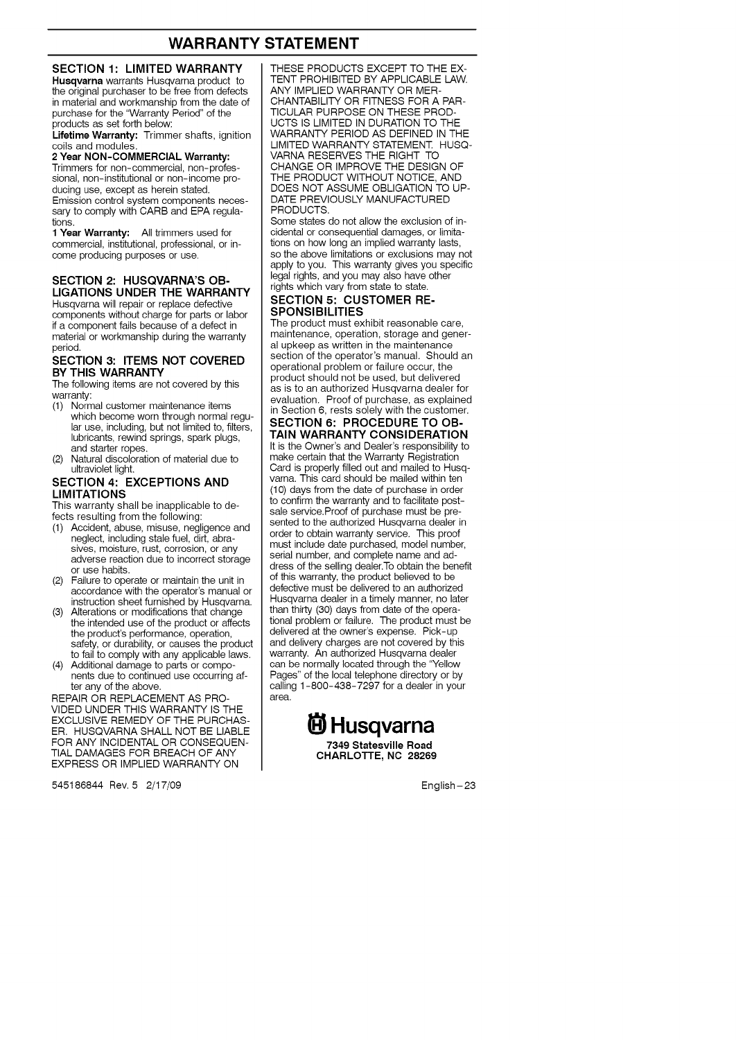# WARRANTY STATEMENT

## SECTION 1: LIMITED WARRANTY

**Husqvarna** warrants Husqvarna product to the original purchaser to be free from defects in material and workmanship from the date of purchase for the "Warranty Period" of the products as set forth below:

**Lifetime Warranty:** Trimmer shafts, ignition coils and modules.

**2 Year NON-COMMERCIAL Warranty:** Trimmers for non-commercial, non-professional, non-institutional or non-income producing use, except as herein stated.

Emission control system components necessary to comply with CARB and EPA regulations.

**1 Year Warranty:** All trimmers used for commercial, institutional, professional, or income producing purposes or use.

## SECTION 2: HUSQVARNA'S OBLIGATIONS UNDER THE WARRANTY

Husqvarna will repair or replace defective components without charge for parts or labor if a component fails because of a defect in material or workmanship during the warranty period.

## SECTION 3: ITEMS NOT COVERED BY THIS WARRANTY

The following items are not covered by this warranty:

(1) Normal customer maintenance items which become worn through normal regular use, including, but not limited to, filters, lubricants, rewind springs, spark plugs, and starter ropes.

(2) Natural discoloration of material due to ultraviolet light.

## SECTION 4: EXCEPTIONS AND LIMITATIONS

This warranty shall be inapplicable to defects resulting from the following:

(1) Accident, abuse, misuse, negligence and neglect, including stale fuel, dirt, abrasives, moisture, rust, corrosion, or any adverse reaction due to incorrect storage or use habits.

(2) Failure to operate or maintain the unit in accordance with the operator's manual or instruction sheet furnished by Husqvarna.

(3) Alterations or modifications that change the intended use of the product or affects the product's performance, operation, safety, or durability, or causes the product to fail to comply with any applicable laws.

(4) Additional damage to parts or components due to continued use occurring after any of the above.

REPAIR OR REPLACEMENT AS PROVIDED UNDER THIS WARRANTY IS THE EXCLUSIVE REMEDY OF THE PURCHASER. HUSQVARNA SHALL NOT BE LIABLE FOR ANY INCIDENTAL OR CONSEQUENTIAL DAMAGES FOR BREACH OF ANY EXPRESS OR IMPLIED WARRANTY ON THESE PRODUCTS EXCEPT TO THE EXTENT PROHIBITED BY APPLICABLE LAW. ANY IMPLIED WARRANTY OR MERCHANTABILITY OR FITNESS FOR A PARTICULAR PURPOSE ON THESE PRODUCTS IS LIMITED IN DURATION TO THE WARRANTY PERIOD AS DEFINED IN THE LIMITED WARRANTY STATEMENT. HUSQVARNA RESERVES THE RIGHT TO CHANGE OR IMPROVE THE DESIGN OF THE PRODUCT WITHOUT NOTICE, AND DOES NOT ASSUME OBLIGATION TO UPDATE PREVIOUSLY MANUFACTURED PRODUCTS.

Some states do not allow the exclusion of incidental or consequential damages, or limitations on how long an implied warranty lasts, so the above limitations or exclusions may not apply to you. This warranty gives you specific legal rights, and you may also have other rights which vary from state to state.

## SECTION 5: CUSTOMER RESPONSIBILITIES

The product must exhibit reasonable care, maintenance, operation, storage and general upkeep as written in the maintenance section of the operator's manual. Should an operational problem or failure occur, the product should not be used, but delivered as is to an authorized Husqvarna dealer for evaluation. Proof of purchase, as explained in Section 6, rests solely with the customer.

## SECTION 6: PROCEDURE TO OBTAIN WARRANTY CONSIDERATION

It is the Owner's and Dealer's responsibility to make certain that the Warranty Registration Card is properly filled out and mailed to Husqvarna. This card should be mailed within ten (10) days from the date of purchase in order to confirm the warranty and to facilitate post-sale service.Proof of purchase must be presented to the authorized Husqvarna dealer in order to obtain warranty service. This proof must include date purchased, model number, serial number, and complete name and address of the selling dealer.To obtain the benefit of this warranty, the product believed to be defective must be delivered to an authorized Husqvarna dealer in a timely manner, no later than thirty (30) days from date of the operational problem or failure. The product must be delivered at the owner's expense. Pick-up and delivery charges are not covered by this warranty. An authorized Husqvarna dealer can be normally located through the "Yellow Pages" of the local telephone directory or by calling 1-800-438-7297 for a dealer in your area.

**Husqvarna**

**7349 Statesville Road**
**CHARLOTTE, NC 28269**

545186844 Rev. 5 2/17/09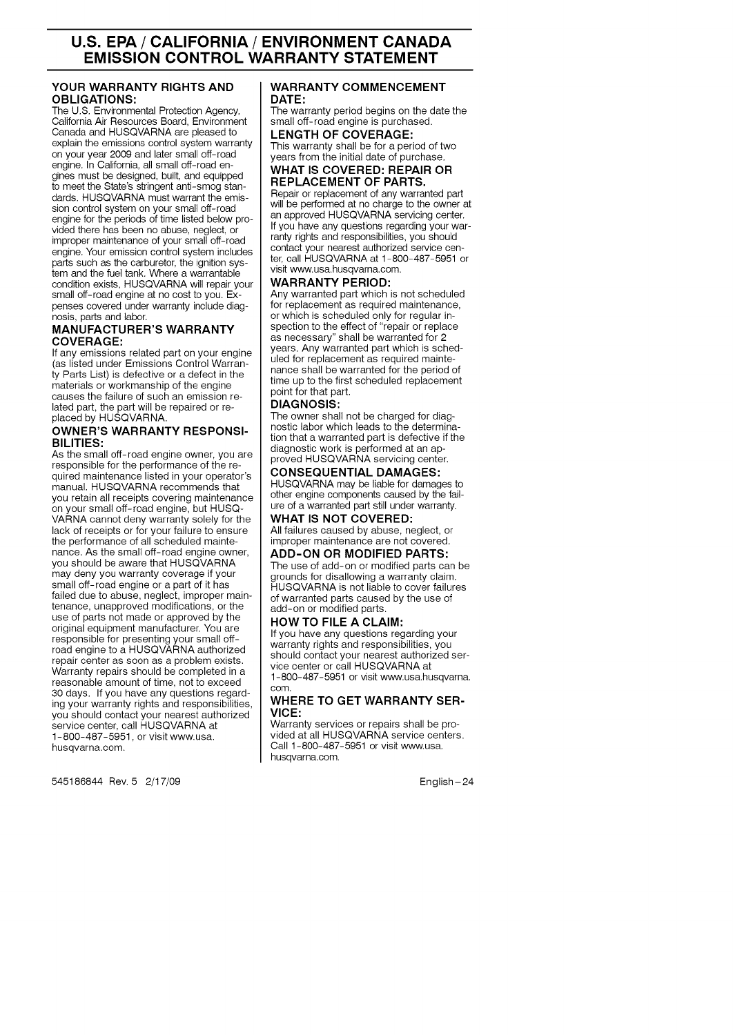# U.S. EPA / CALIFORNIA / ENVIRONMENT CANADA EMISSION CONTROL WARRANTY STATEMENT

### YOUR WARRANTY RIGHTS AND OBLIGATIONS:

The U.S. Environmental Protection Agency, California Air Resources Board, Environment Canada and HUSQVARNA are pleased to explain the emissions control system warranty on your year 2009 and later small off-road engine. In California, all small off-road engines must be designed, built, and equipped to meet the State's stringent anti-smog standards. HUSQVARNA must warrant the emission control system on your small off-road engine for the periods of time listed below provided there has been no abuse, neglect, or improper maintenance of your small off-road engine. Your emission control system includes parts such as the carburetor, the ignition system and the fuel tank. Where a warrantable condition exists, HUSQVARNA will repair your small off-road engine at no cost to you. Expenses covered under warranty include diagnosis, parts and labor.

### MANUFACTURER'S WARRANTY COVERAGE:

If any emissions related part on your engine (as listed under Emissions Control Warranty Parts List) is defective or a defect in the materials or workmanship of the engine causes the failure of such an emission related part, the part will be repaired or replaced by HUSQVARNA.

### OWNER'S WARRANTY RESPONSIBILITIES:

As the small off-road engine owner, you are responsible for the performance of the required maintenance listed in your operator's manual. HUSQVARNA recommends that you retain all receipts covering maintenance on your small off-road engine, but HUSQVARNA cannot deny warranty solely for the lack of receipts or for your failure to ensure the performance of all scheduled maintenance. As the small off-road engine owner, you should be aware that HUSQVARNA may deny you warranty coverage if your small off-road engine or a part of it has failed due to abuse, neglect, improper maintenance, unapproved modifications, or the use of parts not made or approved by the original equipment manufacturer. You are responsible for presenting your small off-road engine to a HUSQVARNA authorized repair center as soon as a problem exists. Warranty repairs should be completed in a reasonable amount of time, not to exceed 30 days. If you have any questions regarding your warranty rights and responsibilities, you should contact your nearest authorized service center, call HUSQVARNA at 1-800-487-5951, or visit www.usa.husqvarna.com.

### WARRANTY COMMENCEMENT DATE:

The warranty period begins on the date the small off-road engine is purchased.

### LENGTH OF COVERAGE:

This warranty shall be for a period of two years from the initial date of purchase.

### WHAT IS COVERED: REPAIR OR REPLACEMENT OF PARTS.

Repair or replacement of any warranted part will be performed at no charge to the owner at an approved HUSQVARNA servicing center. If you have any questions regarding your warranty rights and responsibilities, you should contact your nearest authorized service center, call HUSQVARNA at 1-800-487-5951 or visit www.usa.husqvarna.com.

### WARRANTY PERIOD:

Any warranted part which is not scheduled for replacement as required maintenance, or which is scheduled only for regular inspection to the effect of "repair or replace as necessary" shall be warranted for 2 years. Any warranted part which is scheduled for replacement as required maintenance shall be warranted for the period of time up to the first scheduled replacement point for that part.

### DIAGNOSIS:

The owner shall not be charged for diagnostic labor which leads to the determination that a warranted part is defective if the diagnostic work is performed at an approved HUSQVARNA servicing center.

### CONSEQUENTIAL DAMAGES:

HUSQVARNA may be liable for damages to other engine components caused by the failure of a warranted part still under warranty.

### WHAT IS NOT COVERED:

All failures caused by abuse, neglect, or improper maintenance are not covered.

### ADD-ON OR MODIFIED PARTS:

The use of add-on or modified parts can be grounds for disallowing a warranty claim. HUSQVARNA is not liable to cover failures of warranted parts caused by the use of add-on or modified parts.

### HOW TO FILE A CLAIM:

If you have any questions regarding your warranty rights and responsibilities, you should contact your nearest authorized service center or call HUSQVARNA at 1-800-487-5951 or visit www.usa.husqvarna.com.

### WHERE TO GET WARRANTY SERVICE:

Warranty services or repairs shall be provided at all HUSQVARNA service centers. Call 1-800-487-5951 or visit www.usa.husqvarna.com.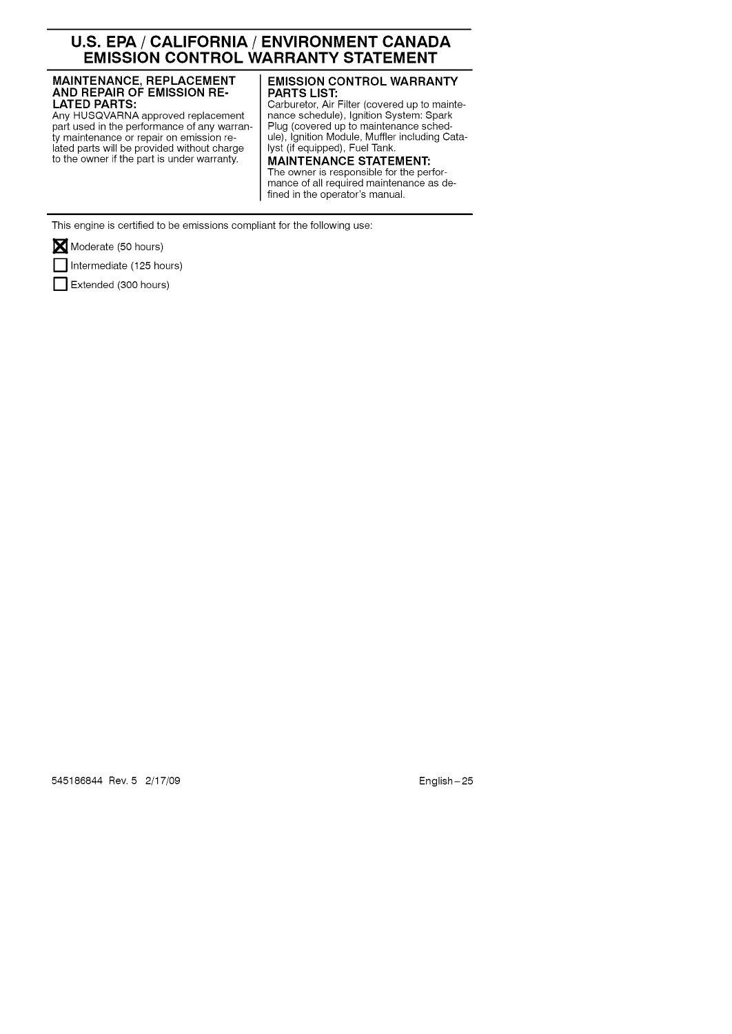# U.S. EPA / CALIFORNIA / ENVIRONMENT CANADA EMISSION CONTROL WARRANTY STATEMENT

### MAINTENANCE, REPLACEMENT AND REPAIR OF EMISSION RELATED PARTS:

Any HUSQVARNA approved replacement part used in the performance of any warranty maintenance or repair on emission related parts will be provided without charge to the owner if the part is under warranty.

### EMISSION CONTROL WARRANTY PARTS LIST:

Carburetor, Air Filter (covered up to maintenance schedule), Ignition System: Spark Plug (covered up to maintenance schedule), Ignition Module, Muffler including Catalyst (if equipped), Fuel Tank.

### MAINTENANCE STATEMENT:

The owner is responsible for the performance of all required maintenance as defined in the operator's manual.

This engine is certified to be emissions compliant for the following use:

- [x] Moderate (50 hours)
- [ ] Intermediate (125 hours)
- [ ] Extended (300 hours)

545186844 Rev. 5 2/17/09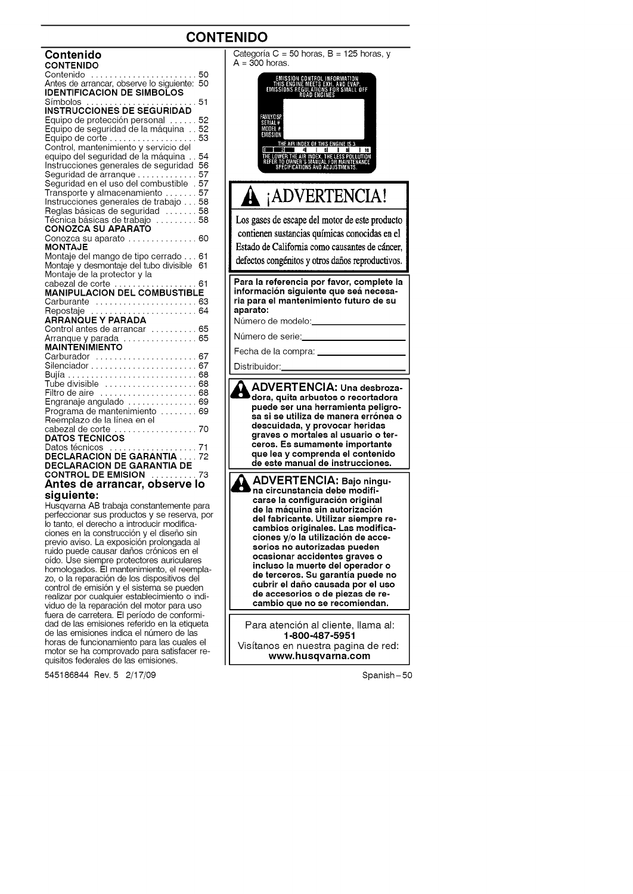# CONTENIDO

## Contenido

**CONTENIDO**

Contenido ....................... 50
Antes de arrancar, observe lo siguiente: 50

**IDENTIFICACION DE SIMBOLOS**

Símbolos ........................ 51

**INSTRUCCIONES DE SEGURIDAD**

Equipo de protección personal ...... 52
Equipo de seguridad de la máquina .. 52
Equipo de corte ................... 53
Control, mantenimiento y servicio del equipo del seguridad de la máquina .. 54
Instrucciones generales de seguridad 56
Seguridad de arranque ............. 57
Seguridad en el uso del combustible . 57
Transporte y almacenamiento ....... 57
Instrucciones generales de trabajo ... 58
Reglas básicas de seguridad ....... 58
Técnica básicas de trabajo ......... 58

**CONOZCA SU APARATO**

Conozca su aparato ............... 60

**MONTAJE**

Montaje del mango de tipo cerrado ... 61
Montaje y desmontaje del tubo divisible 61
Montaje de la protector y la cabezal de corte .................. 61

**MANIPULACION DEL COMBUSTIBLE**

Carburante ...................... 63
Repostaje ....................... 64

**ARRANQUE Y PARADA**

Control antes de arrancar .......... 65
Arranque y parada ................ 65

**MAINTENIMIENTO**

Carburador ...................... 67
Silenciador ...................... 67
Bujía ........................... 68
Tube divisible .................... 68
Filtro de aire ..................... 68
Engranaje angulado ............... 69
Programa de mantenimiento ........ 69
Reemplazo de la línea en el cabezal de corte .................. 70

**DATOS TECNICOS**

Datos técnicos ................... 71

**DECLARACION DE GARANTIA** .... 72

**DECLARACION DE GARANTIA DE CONTROL DE EMISION** .......... 73

## Antes de arrancar, observe lo siguiente:

Husqvarna AB trabaja constantemente para perfeccionar sus productos y se reserva, por lo tanto, el derecho a introducir modificaciones en la construcción y el diseño sin previo aviso. La exposición prolongada al ruido puede causar daños crónicos en el oído. Use siempre protectores auriculares homologados. El mantenimiento, el reemplazo, o la reparación de los dispositivos del control de emisión y el sistema se pueden realizar por cualquier establecimiento o individuo de la reparación del motor para uso fuera de carretera. El período de conformidad de las emisiones referido en la etiqueta de las emisiones indica el número de las horas de funcionamiento para las cuales el motor se ha comprobado para satisfacer requisitos federales de las emisiones. Categoría C = 50 horas, B = 125 horas, y A = 300 horas.

EMISSION CONTROL INFORMATION
THIS ENGINE MEETS EXH. AND EVAP. EMISSIONS REGULATIONS FOR SMALL OFF ROAD ENGINES
FAMILY/DISP.
SERIAL #
MODEL #
EMISSION
THE AIR INDEX OF THIS ENGINE IS 3
0 2 4 6 8 10
THE LOWER THE AIR INDEX, THE LESS POLLUTION
REFER TO OWNER'S MANUAL FOR MAINTENANCE SPECIFICATIONS AND ADJUSTMENTS.

## ¡ADVERTENCIA!

Los gases de escape del motor de este producto contienen sustancias químicas conocidas en el Estado de California como causantes de cáncer, defectos congénitos y otros daños reproductivos.

**Para la referencia por favor, complete la información siguiente que seá necesaria para el mantenimiento futuro de su aparato:**

Número de modelo: ____________________

Número de serie: ____________________

Fecha de la compra: ____________________

Distribuidor: ____________________

**ADVERTENCIA: Una desbrozadora, quita arbustos o recortadora puede ser una herramienta peligrosa si se utiliza de manera errónea o descuidada, y provocar heridas graves o mortales al usuario o terceros. Es sumamente importante que lea y comprenda el contenido de este manual de instrucciones.**

**ADVERTENCIA: Bajo ninguna circunstancia debe modificarse la configuración original de la máquina sin autorización del fabricante. Utilizar siempre recambios originales. Las modificaciones y/o la utilización de accesorios no autorizadas pueden ocasionar accidentes graves o incluso la muerte del operador o de terceros. Su garantía puede no cubrir el daño causada por el uso de accesorios o de piezas de recambio que no se recomiendan.**

Para atención al cliente, llama al:
**1-800-487-5951**
Visítanos en nuestra pagina de red:
**www.husqvarna.com**

545186844 Rev. 5 2/17/09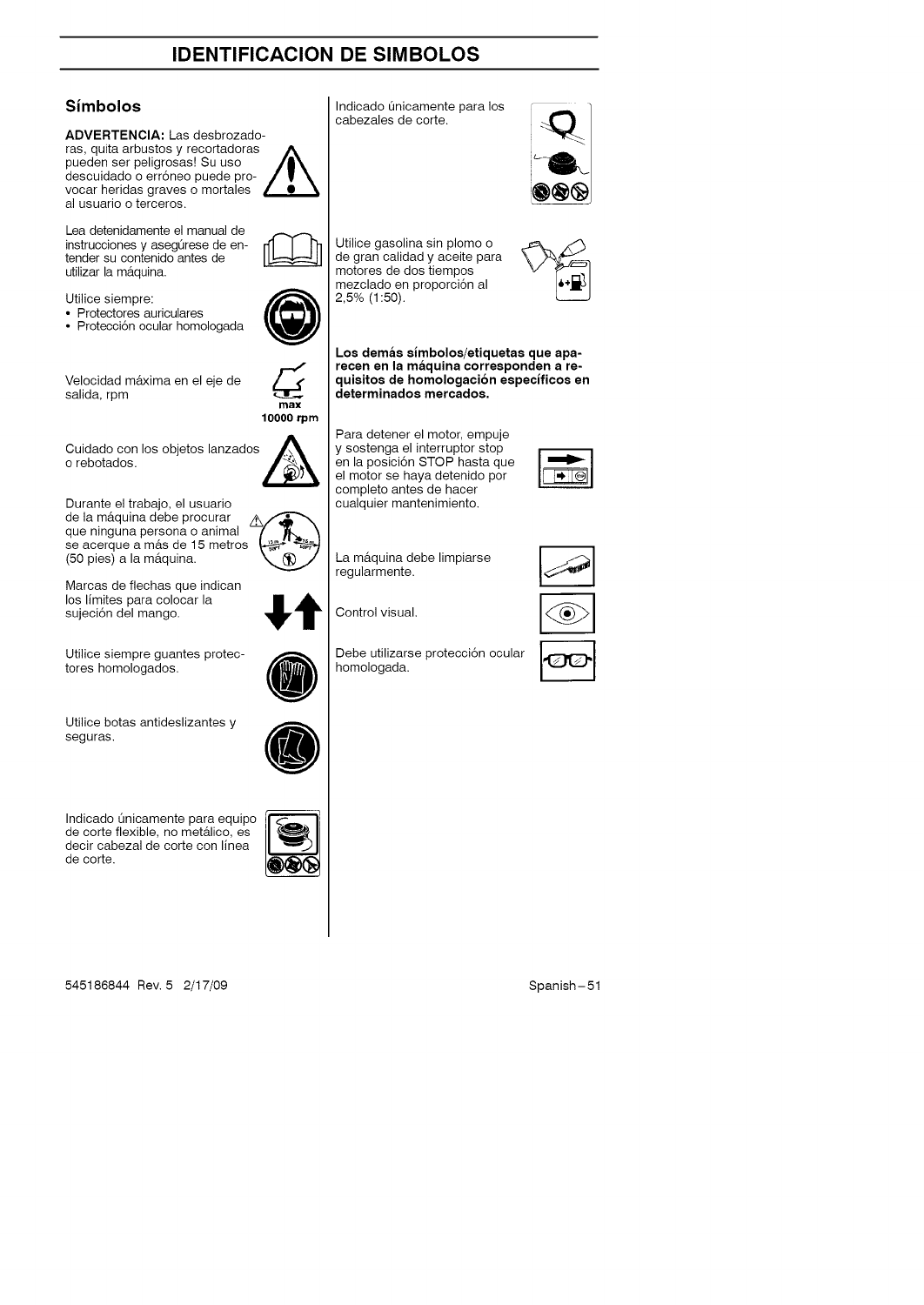# IDENTIFICACION DE SIMBOLOS

## Símbolos

**ADVERTENCIA:** Las desbrozadoras, quita arbustos y recortadoras pueden ser peligrosas! Su uso descuidado o erróneo puede provocar heridas graves o mortales al usuario o terceros.

Lea detenidamente el manual de instrucciones y asegúrese de entender su contenido antes de utilizar la máquina.

Utilice siempre:
- Protectores auriculares
- Protección ocular homologada

Velocidad máxima en el eje de salida, rpm

max
10000 rpm

Cuidado con los objetos lanzados o rebotados.

Durante el trabajo, el usuario de la máquina debe procurar que ninguna persona o animal se acerque a más de 15 metros (50 pies) a la máquina.

Marcas de flechas que indican los límites para colocar la sujeción del mango.

Utilice siempre guantes protectores homologados.

Utilice botas antideslizantes y seguras.

Indicado únicamente para equipo de corte flexible, no metálico, es decir cabezal de corte con línea de corte.

Indicado únicamente para los cabezales de corte.

Utilice gasolina sin plomo o de gran calidad y aceite para motores de dos tiempos mezclado en proporción al 2,5% (1:50).

**Los demás símbolos/etiquetas que aparecen en la máquina corresponden a requisitos de homologación específicos en determinados mercados.**

Para detener el motor, empuje y sostenga el interruptor stop en la posición STOP hasta que el motor se haya detenido por completo antes de hacer cualquier mantenimiento.

La máquina debe limpiarse regularmente.

Control visual.

Debe utilizarse protección ocular homologada.

545186844 Rev. 5 2/17/09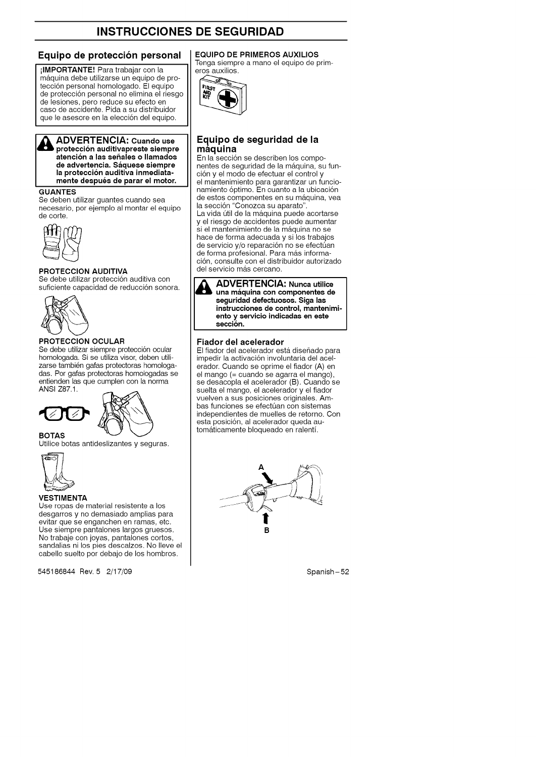# INSTRUCCIONES DE SEGURIDAD

## Equipo de protección personal

**¡IMPORTANTE!** Para trabajar con la máquina debe utilizarse un equipo de protección personal homologado. El equipo de protección personal no elimina el riesgo de lesiones, pero reduce su efecto en caso de accidente. Pida a su distribuidor que le asesore en la elección del equipo.

**ADVERTENCIA: Cuando use protección auditivapreste siempre atención a las señales o llamados de advertencia. Sáquese siempre la protección auditiva inmediatamente después de parar el motor.**

### GUANTES

Se deben utilizar guantes cuando sea necesario, por ejemplo al montar el equipo de corte.

### PROTECCION AUDITIVA

Se debe utilizar protección auditiva con suficiente capacidad de reducción sonora.

### PROTECCION OCULAR

Se debe utilizar siempre protección ocular homologada. Si se utiliza visor, deben utilizarse también gafas protectoras homologadas. Por gafas protectoras homologadas se entienden las que cumplen con la norma ANSI Z87.1.

### BOTAS

Utilice botas antideslizantes y seguras.

### VESTIMENTA

Use ropas de material resistente a los desgarros y no demasiado amplias para evitar que se enganchen en ramas, etc. Use siempre pantalones largos gruesos. No trabaje con joyas, pantalones cortos, sandalias ni los pies descalzos. No lleve el cabello suelto por debajo de los hombros.

### EQUIPO DE PRIMEROS AUXILIOS

Tenga siempre a mano el equipo de primeros auxilios.

## Equipo de seguridad de la máquina

En la sección se describen los componentes de seguridad de la máquina, su función y el modo de efectuar el control y el mantenimiento para garantizar un funcionamiento óptimo. En cuanto a la ubicación de estos componentes en su máquina, vea la sección "Conozca su aparato".

La vida útil de la máquina puede acortarse y el riesgo de accidentes puede aumentar si el mantenimiento de la máquina no se hace de forma adecuada y si los trabajos de servicio y/o reparación no se efectúan de forma profesional. Para más información, consulte con el distribuidor autorizado del servicio más cercano.

**ADVERTENCIA: Nunca utilice una máquina con componentes de seguridad defectuosos. Siga las instrucciones de control, mantenimiento y servicio indicadas en este sección.**

### Fiador del acelerador

El fiador del acelerador está diseñado para impedir la activación involuntaria del acelerador. Cuando se oprime el fiador (A) en el mango (= cuando se agarra el mango), se desacopla el acelerador (B). Cuando se suelta el mango, el acelerador y el fiador vuelven a sus posiciones originales. Ambas funciones se efectúan con sistemas independientes de muelles de retorno. Con esta posición, al acelerador queda automáticamente bloqueado en ralentí.

545186844 Rev. 5 2/17/09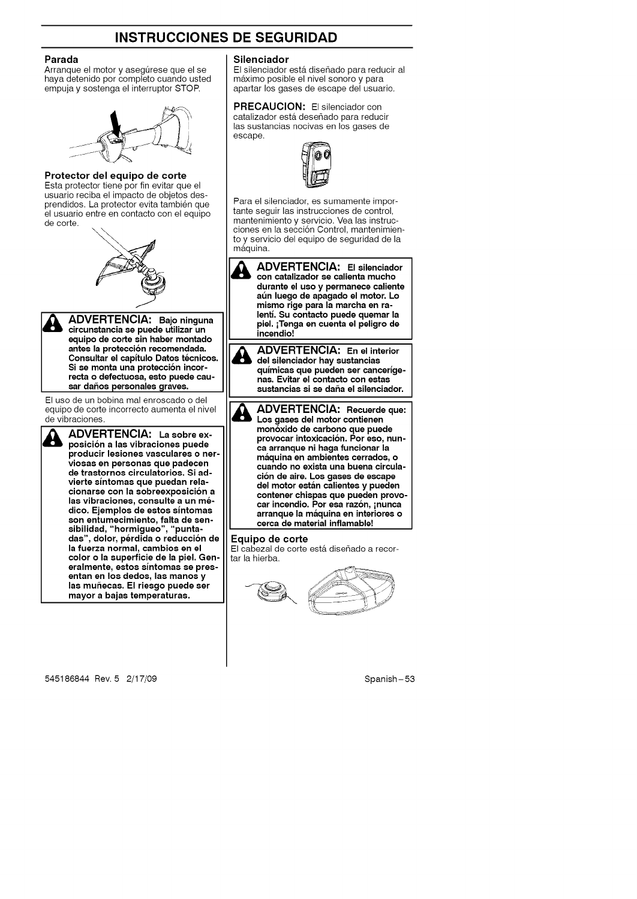# INSTRUCCIONES DE SEGURIDAD

### Parada

Arranque el motor y asegúrese que el se haya detenido por completo cuando usted empuja y sostenga el interruptor STOP.

### Protector del equipo de corte

Esta protector tiene por fin evitar que el usuario reciba el impacto de objetos desprendidos. La protector evita también que el usuario entre en contacto con el equipo de corte.

**ADVERTENCIA: Bajo ninguna circunstancia se puede utilizar un equipo de corte sin haber montado antes la protección recomendada. Consultar el capítulo Datos técnicos. Si se monta una protección incorrecta o defectuosa, esto puede causar daños personales graves.**

El uso de un bobina mal enroscado o del equipo de corte incorrecto aumenta el nivel de vibraciones.

**ADVERTENCIA: La sobre exposición a las vibraciones puede producir lesiones vasculares o nerviosas en personas que padecen de trastornos circulatorios. Si advierte síntomas que puedan relacionarse con la sobreexposición a las vibraciones, consulte a un médico. Ejemplos de estos síntomas son entumecimiento, falta de sensibilidad, "hormigueo", "punta­das", dolor, pérdida o reducción de la fuerza normal, cambios en el color o la superficie de la piel. Generalmente, estos síntomas se presentan en los dedos, las manos y las muñecas. El riesgo puede ser mayor a bajas temperaturas.**

### Silenciador

El silenciador está diseñado para reducir al máximo posible el nivel sonoro y para apartar los gases de escape del usuario.

**PRECAUCION:** El silenciador con catalizador está deseñado para reducir las sustancias nocivas en los gases de escape.

Para el silenciador, es sumamente importante seguir las instrucciones de control, mantenimiento y servicio. Vea las instrucciones en la sección Control, mantenimiento y servicio del equipo de seguridad de la máquina.

**ADVERTENCIA: El silenciador con catalizador se calienta mucho durante el uso y permanece caliente aún luego de apagado el motor. Lo mismo rige para la marcha en ralentí. Su contacto puede quemar la piel. ¡Tenga en cuenta el peligro de incendio!**

**ADVERTENCIA: En el interior del silenciador hay sustancias químicas que pueden ser cancerígenas. Evitar el contacto con estas sustancias si se daña el silenciador.**

**ADVERTENCIA: Recuerde que: Los gases del motor contienen monóxido de carbono que puede provocar intoxicación. Por eso, nunca arranque ni haga funcionar la máquina en ambientes cerrados, o cuando no exista una buena circulación de aire. Los gases de escape del motor están calientes y pueden contener chispas que pueden provocar incendio. Por esa razón, ¡nunca arranque la máquina en interiores o cerca de material inflamable!**

### Equipo de corte

El cabezal de corte está diseñado a recortar la hierba.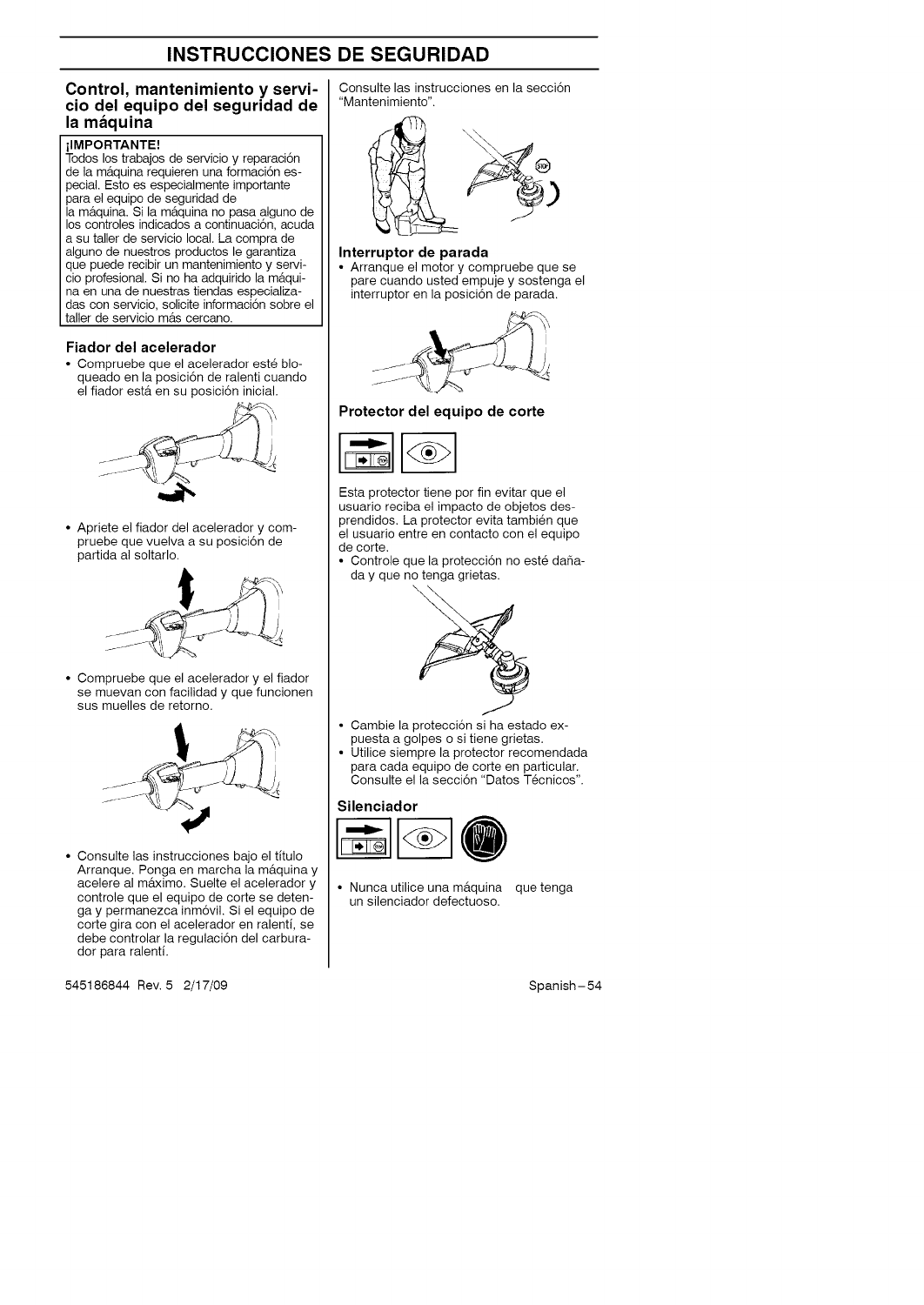# INSTRUCCIONES DE SEGURIDAD

## Control, mantenimiento y servicio del equipo del seguridad de la máquina

**¡IMPORTANTE!**
Todos los trabajos de servicio y reparación de la máquina requieren una formación especial. Esto es especialmente importante para el equipo de seguridad de la máquina. Si la máquina no pasa alguno de los controles indicados a continuación, acuda a su taller de servicio local. La compra de alguno de nuestros productos le garantiza que puede recibir un mantenimiento y servicio profesional. Si no ha adquirido la máquina en una de nuestras tiendas especializadas con servicio, solicite información sobre el taller de servicio más cercano.

### Fiador del acelerador

- Compruebe que el acelerador esté bloqueado en la posición de ralentí cuando el fiador está en su posición inicial.
- Apriete el fiador del acelerador y compruebe que vuelva a su posición de partida al soltarlo.
- Compruebe que el acelerador y el fiador se muevan con facilidad y que funcionen sus muelles de retorno.
- Consulte las instrucciones bajo el título Arranque. Ponga en marcha la máquina y acelere al máximo. Suelte el acelerador y controle que el equipo de corte se detenga y permanezca inmóvil. Si el equipo de corte gira con el acelerador en ralentí, se debe controlar la regulación del carburador para ralentí.

Consulte las instrucciones en la sección "Mantenimiento".

### Interruptor de parada

- Arranque el motor y compruebe que se pare cuando usted empuje y sostenga el interruptor en la posición de parada.

### Protector del equipo de corte

Esta protector tiene por fin evitar que el usuario reciba el impacto de objetos desprendidos. La protector evita también que el usuario entre en contacto con el equipo de corte.

- Controle que la protección no esté dañada y que no tenga grietas.
- Cambie la protección si ha estado expuesta a golpes o si tiene grietas.
- Utilice siempre la protector recomendada para cada equipo de corte en particular. Consulte el la sección "Datos Técnicos".

### Silenciador

- Nunca utilice una máquina que tenga un silenciador defectuoso.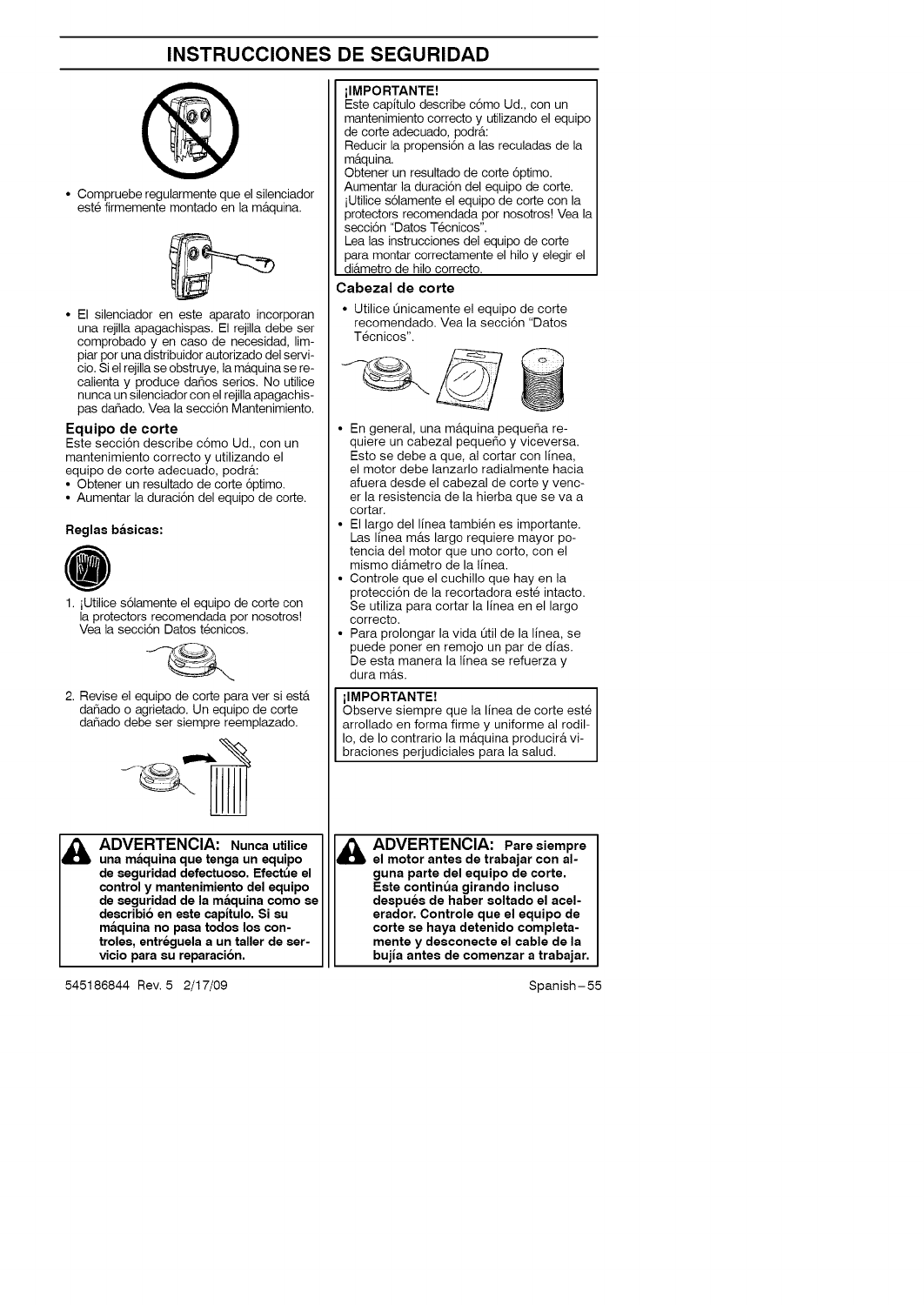# INSTRUCCIONES DE SEGURIDAD

- Compruebe regularmente que el silenciador esté firmemente montado en la máquina.

- El silenciador en este aparato incorporan una rejilla apagachispas. El rejilla debe ser comprobado y en caso de necesidad, limpiar por una distribuidor autorizado del servicio. Si el rejilla se obstruye, la máquina se recalienta y produce daños serios. No utilice nunca un silenciador con el rejilla apagachispas dañado. Vea la sección Mantenimiento.

### Equipo de corte

Este sección describe cómo Ud., con un mantenimiento correcto y utilizando el equipo de corte adecuado, podrá:

- Obtener un resultado de corte óptimo.
- Aumentar la duración del equipo de corte.

**Reglas básicas:**

1. ¡Utilice sólamente el equipo de corte con la protectors recomendada por nosotros! Vea la sección Datos técnicos.
2. Revise el equipo de corte para ver si está dañado o agrietado. Un equipo de corte dañado debe ser siempre reemplazado.

**ADVERTENCIA: Nunca utilice una máquina que tenga un equipo de seguridad defectuoso. Efectúe el control y mantenimiento del equipo de seguridad de la máquina como se describió en este capítulo. Si su máquina no pasa todos los controles, entréguela a un taller de servicio para su reparación.**

**¡IMPORTANTE!**
Este capítulo describe cómo Ud., con un mantenimiento correcto y utilizando el equipo de corte adecuado, podrá:
Reducir la propensión a las reculadas de la máquina.
Obtener un resultado de corte óptimo.
Aumentar la duración del equipo de corte.
¡Utilice sólamente el equipo de corte con la protectors recomendada por nosotros! Vea la sección "Datos Técnicos".
Lea las instrucciones del equipo de corte para montar correctamente el hilo y elegir el diámetro de hilo correcto.

### Cabezal de corte

- Utilice únicamente el equipo de corte recomendado. Vea la sección "Datos Técnicos".
- En general, una máquina pequeña requiere un cabezal pequeño y viceversa. Esto se debe a que, al cortar con línea, el motor debe lanzarlo radialmente hacia afuera desde el cabezal de corte y vencer la resistencia de la hierba que se va a cortar.
- El largo del línea también es importante. Las línea más largo requiere mayor potencia del motor que uno corto, con el mismo diámetro de la línea.
- Controle que el cuchillo que hay en la protección de la recortadora esté intacto. Se utiliza para cortar la línea en el largo correcto.
- Para prolongar la vida útil de la línea, se puede poner en remojo un par de días. De esta manera la línea se refuerza y dura más.

**¡IMPORTANTE!**
Observe siempre que la línea de corte esté arrollado en forma firme y uniforme al rodillo, de lo contrario la máquina producirá vibraciones perjudiciales para la salud.

**ADVERTENCIA: Pare siempre el motor antes de trabajar con alguna parte del equipo de corte. Éste continúa girando incluso después de haber soltado el acelerador. Controle que el equipo de corte se haya detenido completamente y desconecte el cable de la bujía antes de comenzar a trabajar.**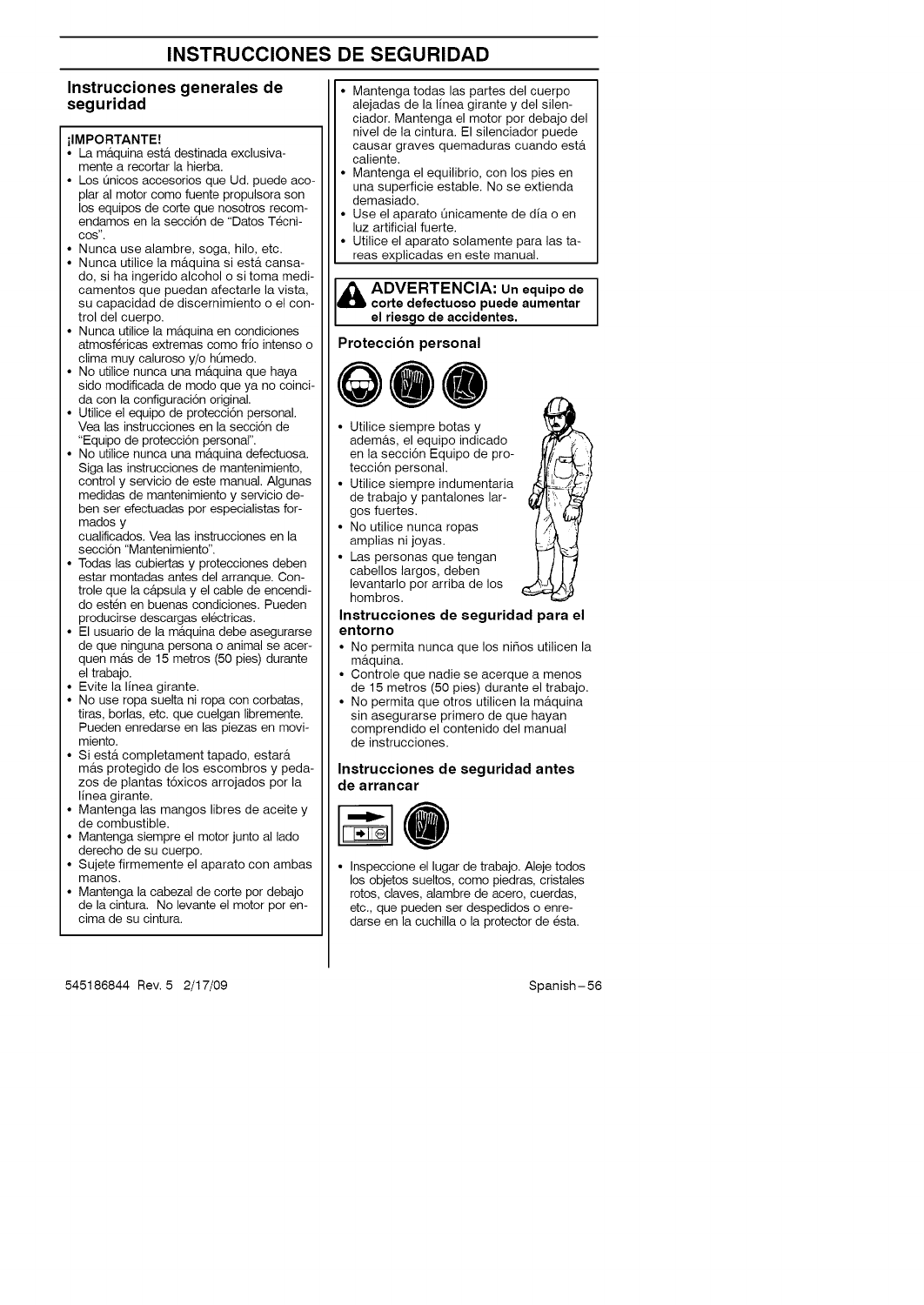# INSTRUCCIONES DE SEGURIDAD

## Instrucciones generales de seguridad

**¡IMPORTANTE!**

- La máquina está destinada exclusivamente a recortar la hierba.
- Los únicos accesorios que Ud. puede acoplar al motor como fuente propulsora son los equipos de corte que nosotros recomendamos en la sección de "Datos Técnicos".
- Nunca use alambre, soga, hilo, etc.
- Nunca utilice la máquina si está cansado, si ha ingerido alcohol o si toma medicamentos que puedan afectarle la vista, su capacidad de discernimiento o el control del cuerpo.
- Nunca utilice la máquina en condiciones atmosféricas extremas como frío intenso o clima muy caluroso y/o húmedo.
- No utilice nunca una máquina que haya sido modificada de modo que ya no coincida con la configuración original.
- Utilice el equipo de protección personal. Vea las instrucciones en la sección de "Equipo de protección personal".
- No utilice nunca una máquina defectuosa. Siga las instrucciones de mantenimiento, control y servicio de este manual. Algunas medidas de mantenimiento y servicio deben ser efectuadas por especialistas formados y cualificados. Vea las instrucciones en la sección "Mantenimiento".
- Todas las cubiertas y protecciones deben estar montadas antes del arranque. Controle que la cápsula y el cable de encendido estén en buenas condiciones. Pueden producirse descargas eléctricas.
- El usuario de la máquina debe asegurarse de que ninguna persona o animal se acerquen más de 15 metros (50 pies) durante el trabajo.
- Evite la línea girante.
- No use ropa suelta ni ropa con corbatas, tiras, borlas, etc. que cuelgan libremente. Pueden enredarse en las piezas en movimiento.
- Si está completament tapado, estará más protegido de los escombros y pedazos de plantas tóxicos arrojados por la línea girante.
- Mantenga las mangos libres de aceite y de combustible.
- Mantenga siempre el motor junto al lado derecho de su cuerpo.
- Sujete firmemente el aparato con ambas manos.
- Mantenga la cabezal de corte por debajo de la cintura. No levante el motor por encima de su cintura.
- Mantenga todas las partes del cuerpo alejadas de la línea girante y del silenciador. Mantenga el motor por debajo del nivel de la cintura. El silenciador puede causar graves quemaduras cuando está caliente.
- Mantenga el equilibrio, con los pies en una superficie estable. No se extienda demasiado.
- Use el aparato únicamente de día o en luz artificial fuerte.
- Utilice el aparato solamente para las tareas explicadas en este manual.

**ADVERTENCIA: Un equipo de corte defectuoso puede aumentar el riesgo de accidentes.**

### Protección personal

- Utilice siempre botas y además, el equipo indicado en la sección Equipo de protección personal.
- Utilice siempre indumentaria de trabajo y pantalones largos fuertes.
- No utilice nunca ropas amplias ni joyas.
- Las personas que tengan cabellos largos, deben levantarlo por arriba de los hombros.

### Instrucciones de seguridad para el entorno

- No permita nunca que los niños utilicen la máquina.
- Controle que nadie se acerque a menos de 15 metros (50 pies) durante el trabajo.
- No permita que otros utilicen la máquina sin asegurarse primero de que hayan comprendido el contenido del manual de instrucciones.

### Instrucciones de seguridad antes de arrancar

- Inspeccione el lugar de trabajo. Aleje todos los objetos sueltos, como piedras, cristales rotos, claves, alambre de acero, cuerdas, etc., que pueden ser despedidos o enredarse en la cuchilla o la protector de ésta.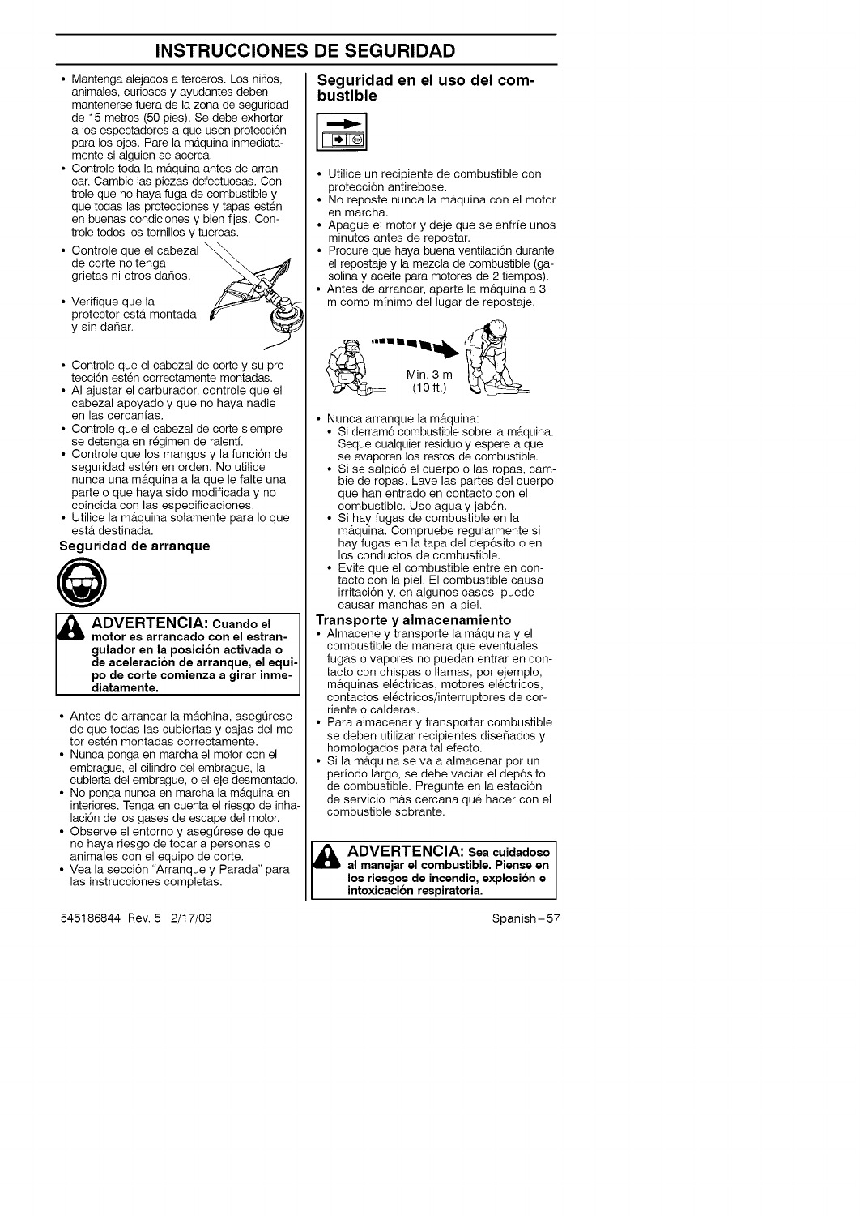# INSTRUCCIONES DE SEGURIDAD

- Mantenga alejados a terceros. Los niños, animales, curiosos y ayudantes deben mantenerse fuera de la zona de seguridad de 15 metros (50 pies). Se debe exhortar a los espectadores a que usen protección para los ojos. Pare la máquina inmediatamente si alguien se acerca.
- Controle toda la máquina antes de arrancar. Cambie las piezas defectuosas. Controle que no haya fuga de combustible y que todas las protecciones y tapas estén en buenas condiciones y bien fijas. Controle todos los tornillos y tuercas.
- Controle que el cabezal de corte no tenga grietas ni otros daños.
- Verifique que la protector está montada y sin dañar.
- Controle que el cabezal de corte y su protección estén correctamente montadas.
- Al ajustar el carburador, controle que el cabezal apoyado y que no haya nadie en las cercanías.
- Controle que el cabezal de corte siempre se detenga en régimen de ralentí.
- Controle que los mangos y la función de seguridad estén en orden. No utilice nunca una máquina a la que le falte una parte o que haya sido modificada y no coincida con las especificaciones.
- Utilice la máquina solamente para lo que está destinada.

### Seguridad de arranque

**ADVERTENCIA: Cuando el motor es arrancado con el estrangulador en la posición activada o de aceleración de arranque, el equipo de corte comienza a girar inmediatamente.**

- Antes de arrancar la máchina, asegúrese de que todas las cubiertas y cajas del motor estén montadas correctamente.
- Nunca ponga en marcha el motor con el embrague, el cilindro del embrague, la cubierta del embrague, o el eje desmontado.
- No ponga nunca en marcha la máquina en interiores. Tenga en cuenta el riesgo de inhalación de los gases de escape del motor.
- Observe el entorno y asegúrese de que no haya riesgo de tocar a personas o animales con el equipo de corte.
- Vea la sección "Arranque y Parada" para las instrucciones completas.

## Seguridad en el uso del combustible

- Utilice un recipiente de combustible con protección antirebose.
- No reposte nunca la máquina con el motor en marcha.
- Apague el motor y deje que se enfríe unos minutos antes de repostar.
- Procure que haya buena ventilación durante el repostaje y la mezcla de combustible (gasolina y aceite para motores de 2 tiempos).
- Antes de arrancar, aparte la máquina a 3 m como mínimo del lugar de repostaje.

Min. 3 m (10 ft.)

- Nunca arranque la máquina:
  - Si derramó combustible sobre la máquina. Seque cualquier residuo y espere a que se evaporen los restos de combustible.
  - Si se salpicó el cuerpo o las ropas, cambie de ropas. Lave las partes del cuerpo que han entrado en contacto con el combustible. Use agua y jabón.
  - Si hay fugas de combustible en la máquina. Compruebe regularmente si hay fugas en la tapa del depósito o en los conductos de combustible.
  - Evite que el combustible entre en contacto con la piel. El combustible causa irritación y, en algunos casos, puede causar manchas en la piel.

### Transporte y almacenamiento

- Almacene y transporte la máquina y el combustible de manera que eventuales fugas o vapores no puedan entrar en contacto con chispas o llamas, por ejemplo, máquinas eléctricas, motores eléctricos, contactos eléctricos/interruptores de corriente o calderas.
- Para almacenar y transportar combustible se deben utilizar recipientes diseñados y homologados para tal efecto.
- Si la máquina se va a almacenar por un período largo, se debe vaciar el depósito de combustible. Pregunte en la estación de servicio más cercana qué hacer con el combustible sobrante.

**ADVERTENCIA: Sea cuidadoso al manejar el combustible. Piense en los riesgos de incendio, explosión e intoxicación respiratoria.**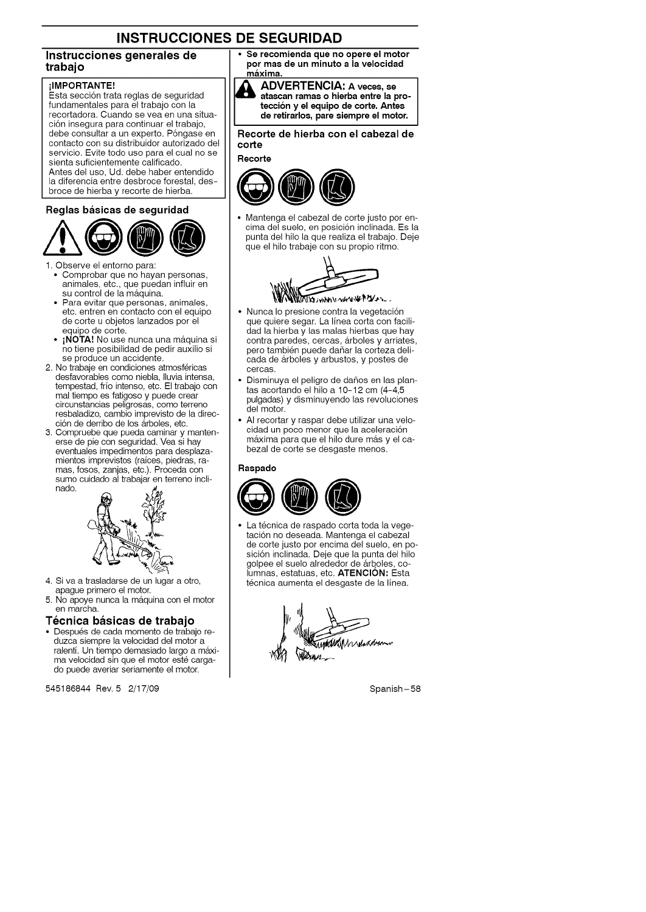# INSTRUCCIONES DE SEGURIDAD

## Instrucciones generales de trabajo

**¡IMPORTANTE!**
Esta sección trata reglas de seguridad fundamentales para el trabajo con la recortadora. Cuando se vea en una situación insegura para continuar el trabajo, debe consultar a un experto. Póngase en contacto con su distribuidor autorizado del servicio. Evite todo uso para el cual no se sienta suficientemente calificado.
Antes del uso, Ud. debe haber entendido la diferencia entre desbroce forestal, desbroce de hierba y recorte de hierba.

### Reglas básicas de seguridad

1. Observe el entorno para:
   - Comprobar que no hayan personas, animales, etc., que puedan influir en su control de la máquina.
   - Para evitar que personas, animales, etc. entren en contacto con el equipo de corte u objetos lanzados por el equipo de corte.
   - **¡NOTA!** No use nunca una máquina si no tiene posibilidad de pedir auxilio si se produce un accidente.
2. No trabaje en condiciones atmosféricas desfavorables como niebla, lluvia intensa, tempestad, frío intenso, etc. El trabajo con mal tiempo es fatigoso y puede crear circunstancias peligrosas, como terreno resbaladizo, cambio imprevisto de la dirección de derribo de los árboles, etc.
3. Compruebe que pueda caminar y mantenerse de pie con seguridad. Vea si hay eventuales impedimentos para desplazamientos imprevistos (raíces, piedras, ramas, fosos, zanjas, etc.). Proceda con sumo cuidado al trabajar en terreno inclinado.
4. Si va a trasladarse de un lugar a otro, apague primero el motor.
5. No apoye nunca la máquina con el motor en marcha.

## Técnica básicas de trabajo

- Después de cada momento de trabajo reduzca siempre la velocidad del motor a ralentí. Un tiempo demasiado largo a máxima velocidad sin que el motor esté cargado puede averiar seriamente el motor.
- **Se recomienda que no opere el motor por mas de un minuto a la velocidad máxima.**

**ADVERTENCIA: A veces, se atascan ramas o hierba entre la protección y el equipo de corte. Antes de retirarlos, pare siempre el motor.**

### Recorte de hierba con el cabezal de corte

#### Recorte

- Mantenga el cabezal de corte justo por encima del suelo, en posición inclinada. Es la punta del hilo la que realiza el trabajo. Deje que el hilo trabaje con su propio ritmo.
- Nunca lo presione contra la vegetación que quiere segar. La línea corta con facilidad la hierba y las malas hierbas que hay contra paredes, cercas, árboles y arriates, pero también puede dañar la corteza delicada de árboles y arbustos, y postes de cercas.
- Disminuya el peligro de daños en las plantas acortando el hilo a 10-12 cm (4-4,5 pulgadas) y disminuyendo las revoluciones del motor.
- Al recortar y raspar debe utilizar una velocidad un poco menor que la aceleración máxima para que el hilo dure más y el cabezal de corte se desgaste menos.

#### Raspado

- La técnica de raspado corta toda la vegetación no deseada. Mantenga el cabezal de corte justo por encima del suelo, en posición inclinada. Deje que la punta del hilo golpee el suelo alrededor de árboles, columnas, estatuas, etc. **ATENCIÓN:** Esta técnica aumenta el desgaste de la línea.

545186844 Rev. 5 2/17/09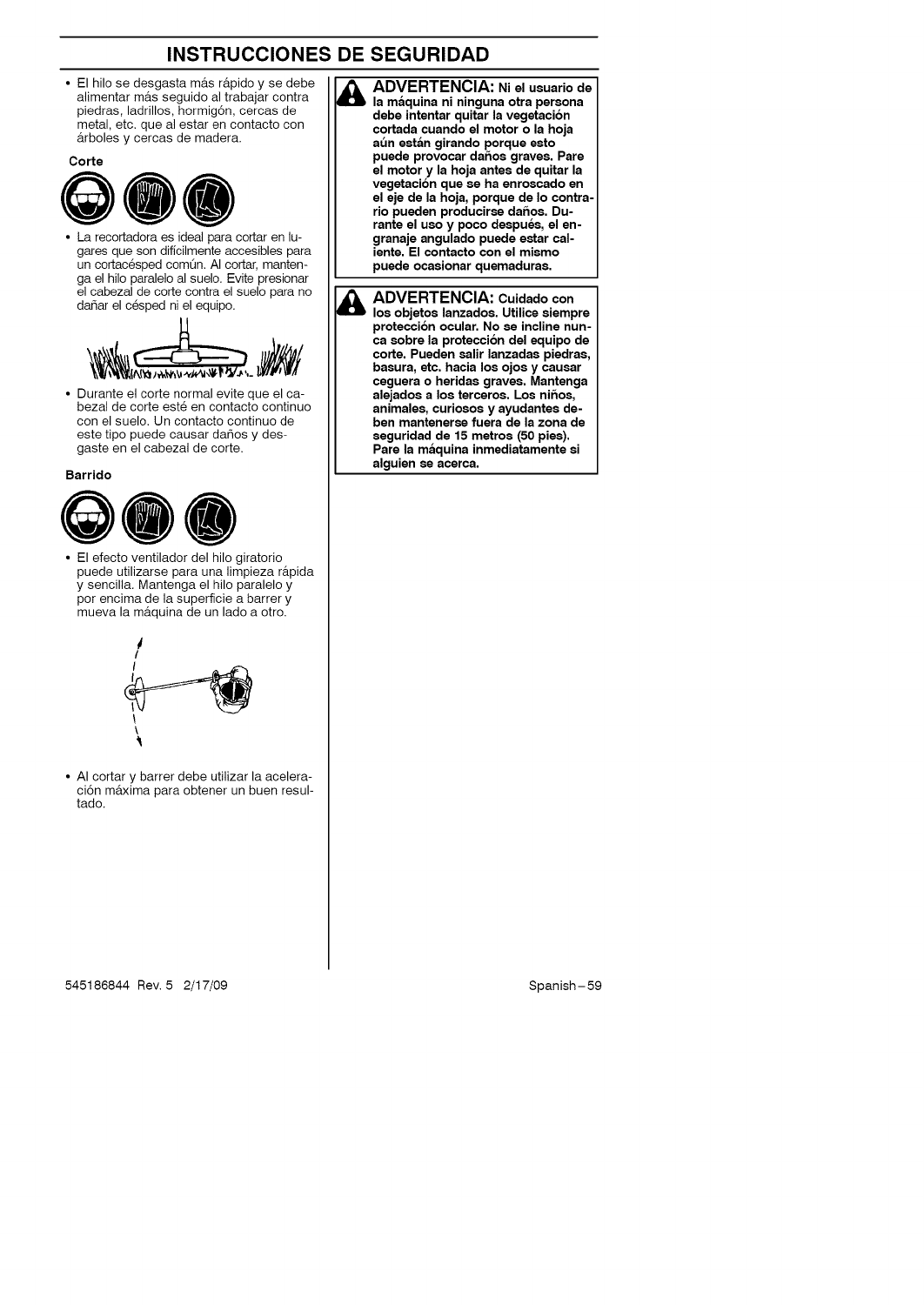# INSTRUCCIONES DE SEGURIDAD

- El hilo se desgasta más rápido y se debe alimentar más seguido al trabajar contra piedras, ladrillos, hormigón, cercas de metal, etc. que al estar en contacto con árboles y cercas de madera.

**Corte**

- La recortadora es ideal para cortar en lugares que son difícilmente accesibles para un cortacésped común. Al cortar, mantenga el hilo paralelo al suelo. Evite presionar el cabezal de corte contra el suelo para no dañar el césped ni el equipo.
- Durante el corte normal evite que el cabezal de corte esté en contacto continuo con el suelo. Un contacto continuo de este tipo puede causar daños y desgaste en el cabezal de corte.

**Barrido**

- El efecto ventilador del hilo giratorio puede utilizarse para una limpieza rápida y sencilla. Mantenga el hilo paralelo y por encima de la superficie a barrer y mueva la máquina de un lado a otro.
- Al cortar y barrer debe utilizar la aceleración máxima para obtener un buen resultado.

**ADVERTENCIA: Ni el usuario de la máquina ni ninguna otra persona debe intentar quitar la vegetación cortada cuando el motor o la hoja aún están girando porque esto puede provocar daños graves. Pare el motor y la hoja antes de quitar la vegetación que se ha enroscado en el eje de la hoja, porque de lo contrario pueden producirse daños. Durante el uso y poco después, el engranaje angulado puede estar caliente. El contacto con el mismo puede ocasionar quemaduras.**

**ADVERTENCIA: Cuidado con los objetos lanzados. Utilice siempre protección ocular. No se incline nunca sobre la protección del equipo de corte. Pueden salir lanzadas piedras, basura, etc. hacia los ojos y causar ceguera o heridas graves. Mantenga alejados a los terceros. Los niños, animales, curiosos y ayudantes deben mantenerse fuera de la zona de seguridad de 15 metros (50 pies). Pare la máquina inmediatamente si alguien se acerca.**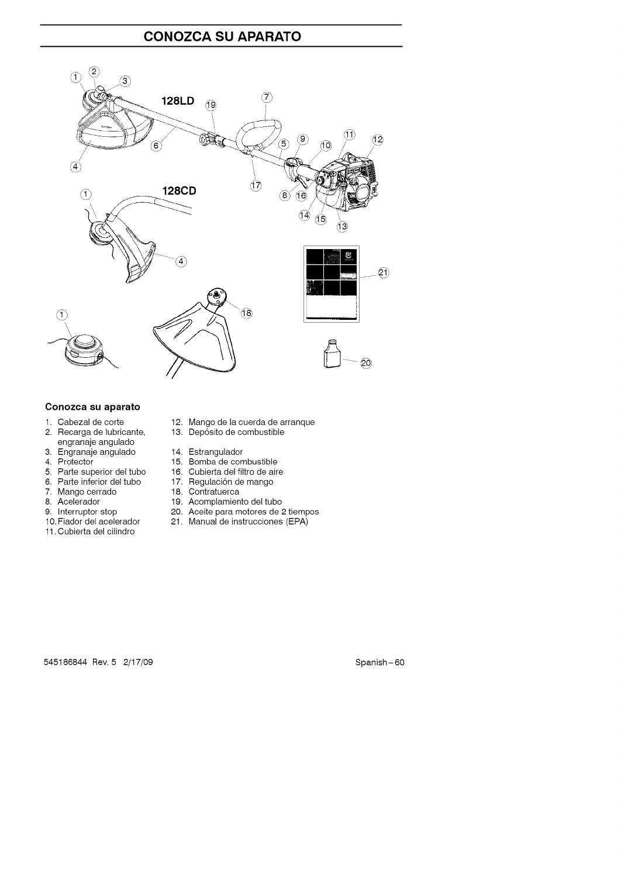# CONOZCA SU APARATO

### Conozca su aparato

1. Cabezal de corte
2. Recarga de lubricante, engranaje angulado
3. Engranaje angulado
4. Protector
5. Parte superior del tubo
6. Parte inferior del tubo
7. Mango cerrado
8. Acelerador
9. Interruptor stop
10. Fiador del acelerador
11. Cubierta del cilindro
12. Mango de la cuerda de arranque
13. Depósito de combustible
14. Estrangulador
15. Bomba de combustible
16. Cubierta del filtro de aire
17. Regulación de mango
18. Contratuerca
19. Acomplamiento del tubo
20. Aceite para motores de 2 tiempos
21. Manual de instrucciones (EPA)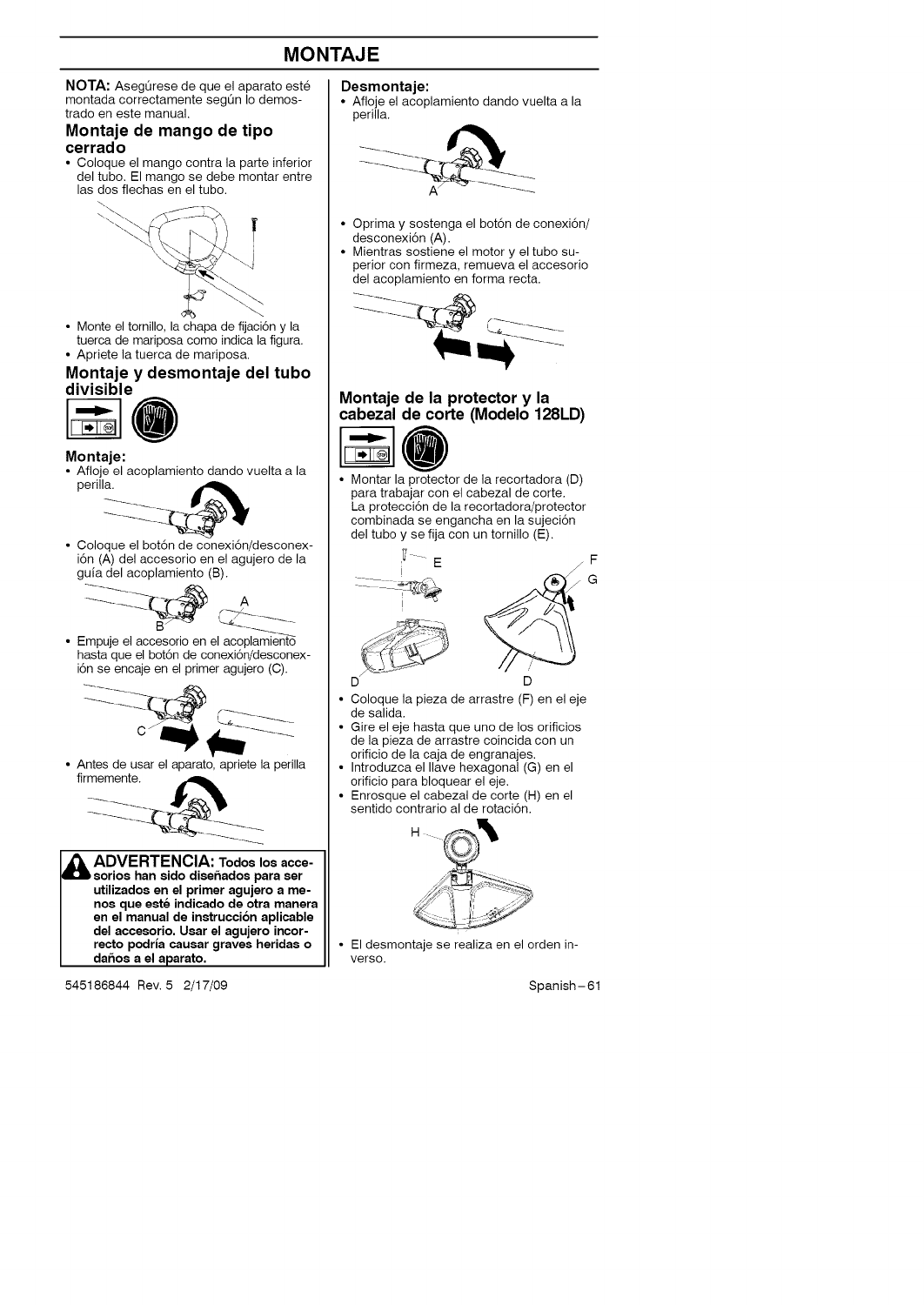# MONTAJE

**NOTA:** Asegúrese de que el aparato esté montada correctamente según lo demostrado en este manual.

## Montaje de mango de tipo cerrado

- Coloque el mango contra la parte inferior del tubo. El mango se debe montar entre las dos flechas en el tubo.
- Monte el tornillo, la chapa de fijación y la tuerca de mariposa como indica la figura.
- Apriete la tuerca de mariposa.

## Montaje y desmontaje del tubo divisible

### Montaje:

- Afloje el acoplamiento dando vuelta a la perilla.
- Coloque el botón de conexión/desconexión (A) del accesorio en el agujero de la guía del acoplamiento (B).
- Empuje el accesorio en el acoplamiento hasta que el botón de conexión/desconexión se encaje en el primer agujero (C).
- Antes de usar el aparato, apriete la perilla firmemente.

**ADVERTENCIA: Todos los accesorios han sido diseñados para ser utilizados en el primer agujero a menos que esté indicado de otra manera en el manual de instrucción aplicable del accesorio. Usar el agujero incorrecto podría causar graves heridas o daños a el aparato.**

### Desmontaje:

- Afloje el acoplamiento dando vuelta a la perilla.
- Oprima y sostenga el botón de conexión/desconexión (A).
- Mientras sostiene el motor y el tubo superior con firmeza, remueva el accesorio del acoplamiento en forma recta.

## Montaje de la protector y la cabezal de corte (Modelo 128LD)

- Montar la protector de la recortadora (D) para trabajar con el cabezal de corte. La protección de la recortadora/protector combinada se engancha en la sujeción del tubo y se fija con un tornillo (E).
- Coloque la pieza de arrastre (F) en el eje de salida.
- Gire el eje hasta que uno de los orificios de la pieza de arrastre coincida con un orificio de la caja de engranajes.
- Introduzca el llave hexagonal (G) en el orificio para bloquear el eje.
- Enrosque el cabezal de corte (H) en el sentido contrario al de rotación.
- El desmontaje se realiza en el orden inverso.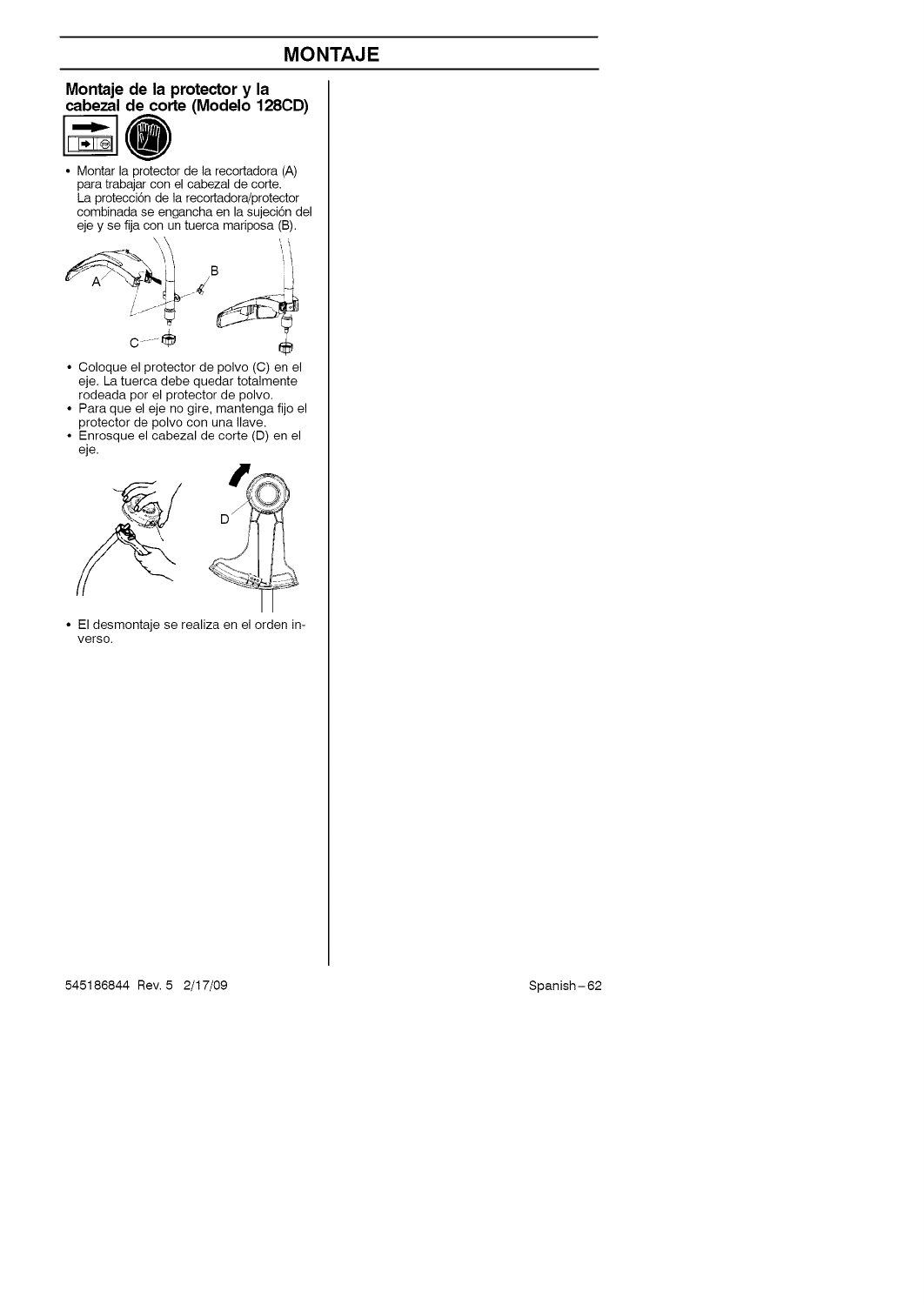# MONTAJE

## Montaje de la protector y la cabezal de corte (Modelo 128CD)

- Montar la protector de la recortadora (A) para trabajar con el cabezal de corte. La protección de la recortadora/protector combinada se engancha en la sujeción del eje y se fija con un tuerca mariposa (B).

- Coloque el protector de polvo (C) en el eje. La tuerca debe quedar totalmente rodeada por el protector de polvo.
- Para que el eje no gire, mantenga fijo el protector de polvo con una llave.
- Enrosque el cabezal de corte (D) en el eje.

- El desmontaje se realiza en el orden inverso.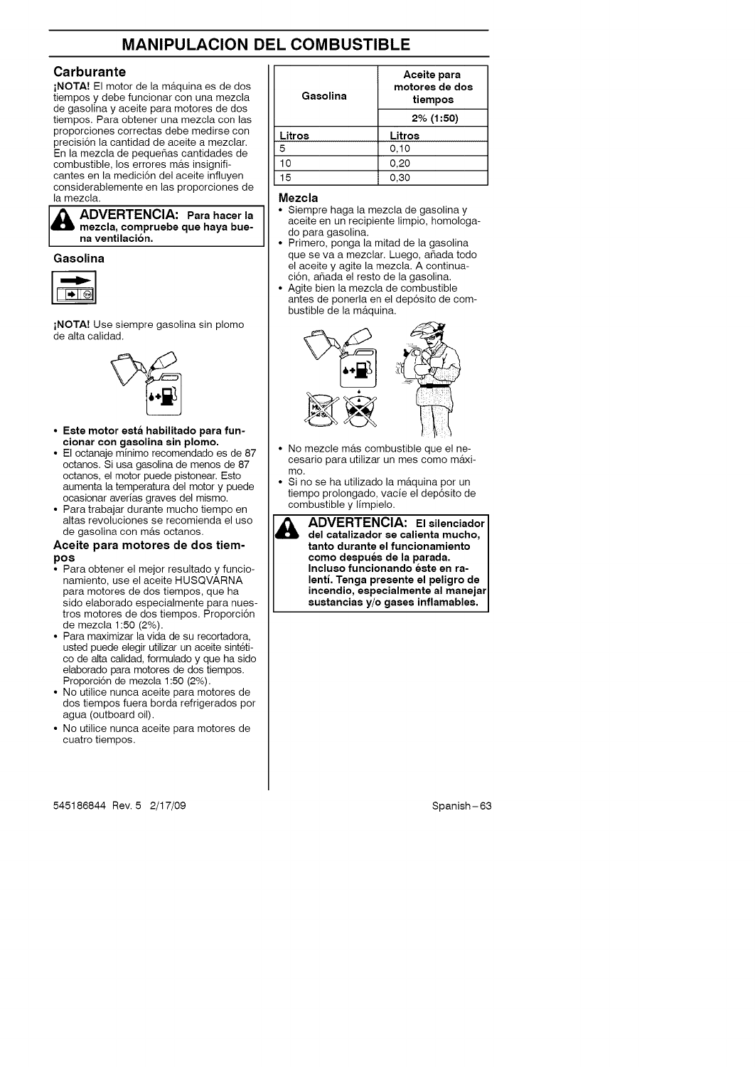# MANIPULACION DEL COMBUSTIBLE

## Carburante

**¡NOTA!** El motor de la máquina es de dos tiempos y debe funcionar con una mezcla de gasolina y aceite para motores de dos tiempos. Para obtener una mezcla con las proporciones correctas debe medirse con precisión la cantidad de aceite a mezclar. En la mezcla de pequeñas cantidades de combustible, los errores más insignificantes en la medición del aceite influyen considerablemente en las proporciones de la mezcla.

**ADVERTENCIA: Para hacer la mezcla, compruebe que haya buena ventilación.**

### Gasolina

**¡NOTA!** Use siempre gasolina sin plomo de alta calidad.

- **Este motor está habilitado para funcionar con gasolina sin plomo.**
- El octanaje mínimo recomendado es de 87 octanos. Si usa gasolina de menos de 87 octanos, el motor puede pistonear. Esto aumenta la temperatura del motor y puede ocasionar averías graves del mismo.
- Para trabajar durante mucho tiempo en altas revoluciones se recomienda el uso de gasolina con más octanos.

### Aceite para motores de dos tiempos

- Para obtener el mejor resultado y funcionamiento, use el aceite HUSQVARNA para motores de dos tiempos, que ha sido elaborado especialmente para nuestros motores de dos tiempos. Proporción de mezcla 1:50 (2%).
- Para maximizar la vida de su recortadora, usted puede elegir utilizar un aceite sintético de alta calidad, formulado y que ha sido elaborado para motores de dos tiempos. Proporción de mezcla 1:50 (2%).
- No utilice nunca aceite para motores de dos tiempos fuera borda refrigerados por agua (outboard oil).
- No utilice nunca aceite para motores de cuatro tiempos.

| Gasolina | Aceite para motores de dos tiempos 2% (1:50) |
|---|---|
| Litros | Litros |
| 5 | 0,10 |
| 10 | 0,20 |
| 15 | 0,30 |

### Mezcla

- Siempre haga la mezcla de gasolina y aceite en un recipiente limpio, homologado para gasolina.
- Primero, ponga la mitad de la gasolina que se va a mezclar. Luego, añada todo el aceite y agite la mezcla. A continuación, añada el resto de la gasolina.
- Agite bien la mezcla de combustible antes de ponerla en el depósito de combustible de la máquina.
- No mezcle más combustible que el necesario para utilizar un mes como máximo.
- Si no se ha utilizado la máquina por un tiempo prolongado, vacíe el depósito de combustible y límpielo.

**ADVERTENCIA: El silenciador del catalizador se calienta mucho, tanto durante el funcionamiento como después de la parada. Incluso funcionando éste en ralentí. Tenga presente el peligro de incendio, especialmente al manejar sustancias y/o gases inflamables.**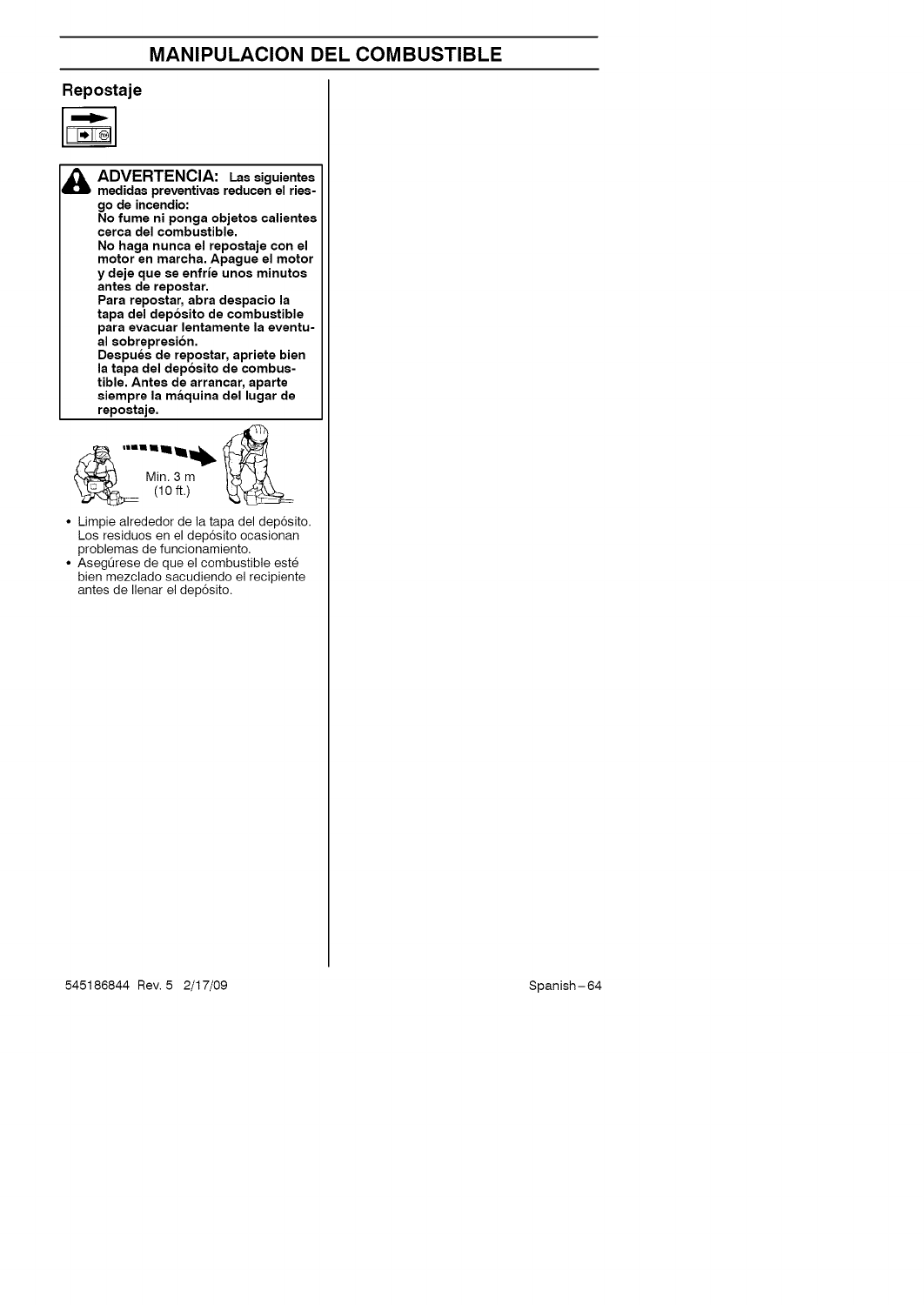# MANIPULACION DEL COMBUSTIBLE

## Repostaje

**ADVERTENCIA: Las siguientes medidas preventivas reducen el riesgo de incendio:**
**No fume ni ponga objetos calientes cerca del combustible.**
**No haga nunca el repostaje con el motor en marcha. Apague el motor y deje que se enfríe unos minutos antes de repostar.**
**Para repostar, abra despacio la tapa del depósito de combustible para evacuar lentamente la eventual sobrepresión.**
**Después de repostar, apriete bien la tapa del depósito de combustible. Antes de arrancar, aparte siempre la máquina del lugar de repostaje.**

Min. 3 m
(10 ft.)

- Limpie alrededor de la tapa del depósito. Los residuos en el depósito ocasionan problemas de funcionamiento.
- Asegúrese de que el combustible esté bien mezclado sacudiendo el recipiente antes de llenar el depósito.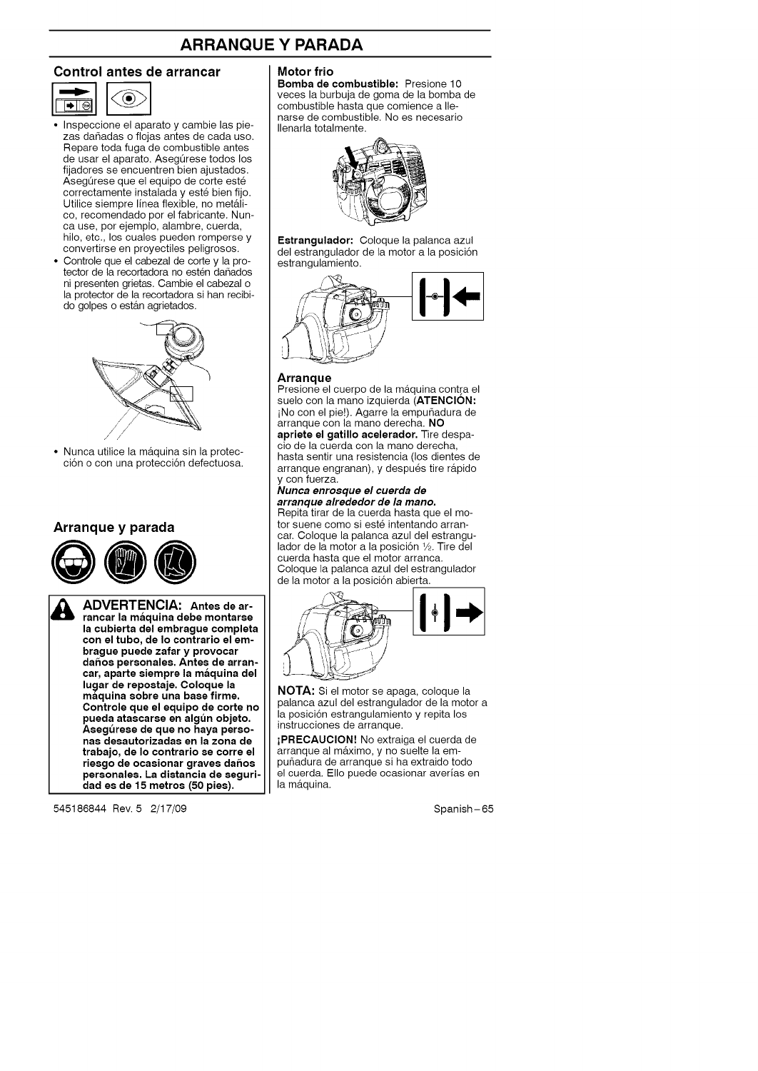# ARRANQUE Y PARADA

## Control antes de arrancar

- Inspeccione el aparato y cambie las piezas dañadas o flojas antes de cada uso. Repare toda fuga de combustible antes de usar el aparato. Asegúrese todos los fijadores se encuentren bien ajustados. Asegúrese que el equipo de corte esté correctamente instalada y esté bien fijo. Utilice siempre línea flexible, no metálico, recomendado por el fabricante. Nunca use, por ejemplo, alambre, cuerda, hilo, etc., los cuales pueden romperse y convertirse en proyectiles peligrosos.
- Controle que el cabezal de corte y la protector de la recortadora no estén dañados ni presenten grietas. Cambie el cabezal o la protector de la recortadora si han recibido golpes o están agrietados.

- Nunca utilice la máquina sin la protección o con una protección defectuosa.

## Arranque y parada

**ADVERTENCIA: Antes de arrancar la máquina debe montarse la cubierta del embrague completa con el tubo, de lo contrario el embrague puede zafar y provocar daños personales. Antes de arrancar, aparte siempre la máquina del lugar de repostaje. Coloque la máquina sobre una base firme. Controle que el equipo de corte no pueda atascarse en algún objeto. Asegúrese de que no haya personas desautorizadas en la zona de trabajo, de lo contrario se corre el riesgo de ocasionar graves daños personales. La distancia de seguridad es de 15 metros (50 pies).**

### Motor frio

**Bomba de combustible:** Presione 10 veces la burbuja de goma de la bomba de combustible hasta que comience a llenarse de combustible. No es necesario llenarla totalmente.

**Estrangulador:** Coloque la palanca azul del estrangulador de la motor a la posición estrangulamiento.

### Arranque

Presione el cuerpo de la máquina contra el suelo con la mano izquierda (**ATENCIÓN:** ¡No con el pie!). Agarre la empuñadura de arranque con la mano derecha. **NO apriete el gatillo acelerador.** Tire despacio de la cuerda con la mano derecha, hasta sentir una resistencia (los dientes de arranque engranan), y después tire rápido y con fuerza.

***Nunca enrosque el cuerda de arranque alrededor de la mano.***

Repita tirar de la cuerda hasta que el motor suene como si esté intentando arrancar. Coloque la palanca azul del estrangulador de la motor a la posición ½. Tire del cuerda hasta que el motor arranca. Coloque la palanca azul del estrangulador de la motor a la posición abierta.

**NOTA:** Si el motor se apaga, coloque la palanca azul del estrangulador de la motor a la posición estrangulamiento y repita los instrucciones de arranque.

**¡PRECAUCION!** No extraiga el cuerda de arranque al máximo, y no suelte la empuñadura de arranque si ha extraido todo el cuerda. Ello puede ocasionar averías en la máquina.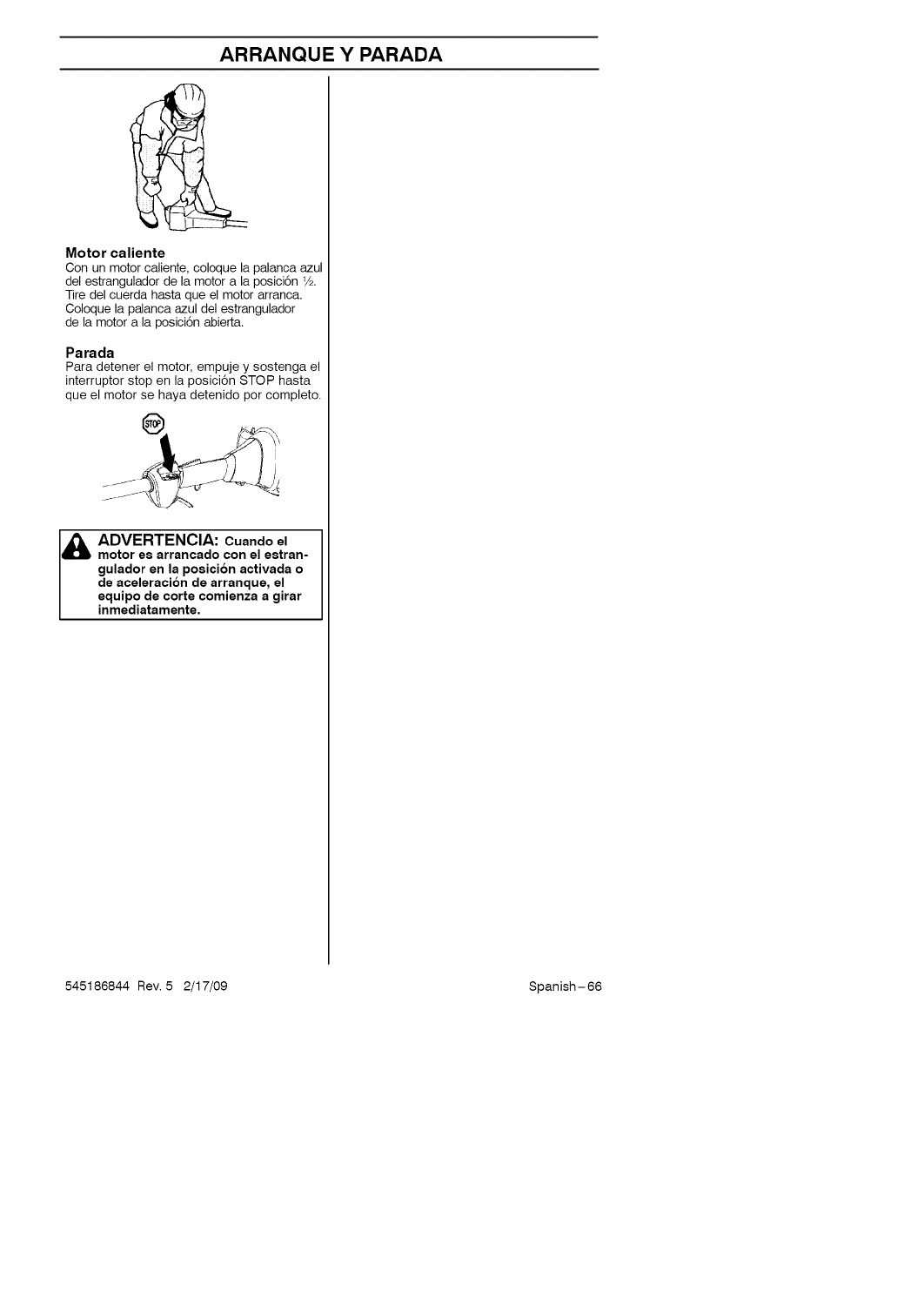# ARRANQUE Y PARADA

### Motor caliente

Con un motor caliente, coloque la palanca azul del estrangulador de la motor a la posición ½. Tire del cuerda hasta que el motor arranca. Coloque la palanca azul del estrangulador de la motor a la posición abierta.

### Parada

Para detener el motor, empuje y sostenga el interruptor stop en la posición STOP hasta que el motor se haya detenido por completo.

**ADVERTENCIA: Cuando el motor es arrancado con el estrangulador en la posición activada o de aceleración de arranque, el equipo de corte comienza a girar inmediatamente.**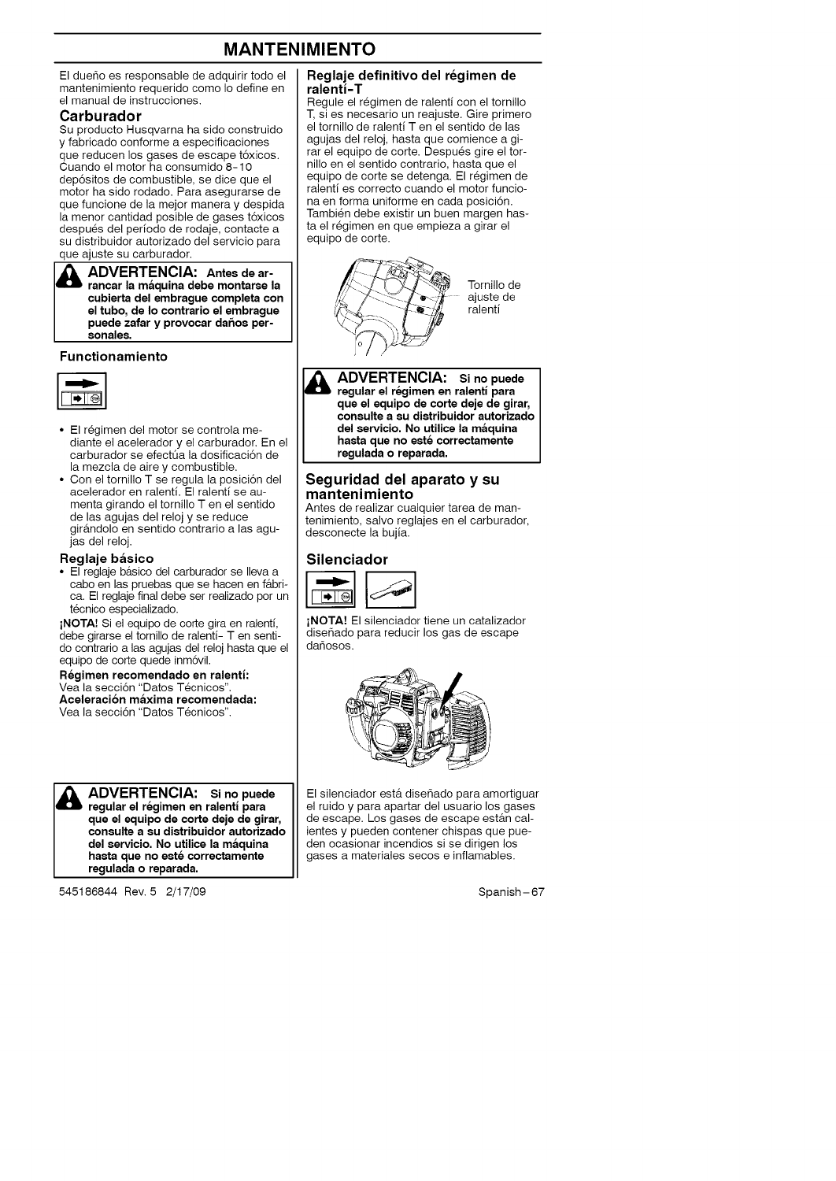# MANTENIMIENTO

El dueño es responsable de adquirir todo el mantenimiento requerido como lo define en el manual de instrucciones.

## Carburador

Su producto Husqvarna ha sido construido y fabricado conforme a especificaciones que reducen los gases de escape tóxicos. Cuando el motor ha consumido 8-10 depósitos de combustible, se dice que el motor ha sido rodado. Para asegurarse de que funcione de la mejor manera y despida la menor cantidad posible de gases tóxicos después del período de rodaje, contacte a su distribuidor autorizado del servicio para que ajuste su carburador.

> **ADVERTENCIA: Antes de arrancar la máquina debe montarse la cubierta del embrague completa con el tubo, de lo contrario el embrague puede zafar y provocar daños personales.**

### Functionamiento

- El régimen del motor se controla mediante el acelerador y el carburador. En el carburador se efectúa la dosificación de la mezcla de aire y combustible.
- Con el tornillo T se regula la posición del acelerador en ralentí. El ralentí se aumenta girando el tornillo T en el sentido de las agujas del reloj y se reduce girándolo en sentido contrario a las agujas del reloj.

### Reglaje básico

- El reglaje básico del carburador se lleva a cabo en las pruebas que se hacen en fábrica. El reglaje final debe ser realizado por un técnico especializado.

**¡NOTA!** Si el equipo de corte gira en ralentí, debe girarse el tornillo de ralentí- T en sentido contrario a las agujas del reloj hasta que el equipo de corte quede inmóvil.

**Régimen recomendado en ralentí:**
Vea la sección "Datos Técnicos".

**Aceleración máxima recomendada:**
Vea la sección "Datos Técnicos".

> **ADVERTENCIA: Si no puede regular el régimen en ralentí para que el equipo de corte deje de girar, consulte a su distribuidor autorizado del servicio. No utilice la máquina hasta que no esté correctamente regulada o reparada.**

### Reglaje definitivo del régimen de ralentí-T

Regule el régimen de ralentí con el tornillo T, si es necesario un reajuste. Gire primero el tornillo de ralentí T en el sentido de las agujas del reloj, hasta que comience a girar el equipo de corte. Después gire el tornillo en el sentido contrario, hasta que el equipo de corte se detenga. El régimen de ralentí es correcto cuando el motor funciona en forma uniforme en cada posición. También debe existir un buen margen hasta el régimen en que empieza a girar el equipo de corte.

Tornillo de ajuste de ralentí

> **ADVERTENCIA: Si no puede regular el régimen en ralentí para que el equipo de corte deje de girar, consulte a su distribuidor autorizado del servicio. No utilice la máquina hasta que no esté correctamente regulada o reparada.**

## Seguridad del aparato y su mantenimiento

Antes de realizar cualquier tarea de mantenimiento, salvo reglajes en el carburador, desconecte la bujía.

## Silenciador

**¡NOTA!** El silenciador tiene un catalizador diseñado para reducir los gas de escape dañosos.

El silenciador está diseñado para amortiguar el ruido y para apartar del usuario los gases de escape. Los gases de escape están calientes y pueden contener chispas que pueden ocasionar incendios si se dirigen los gases a materiales secos e inflamables.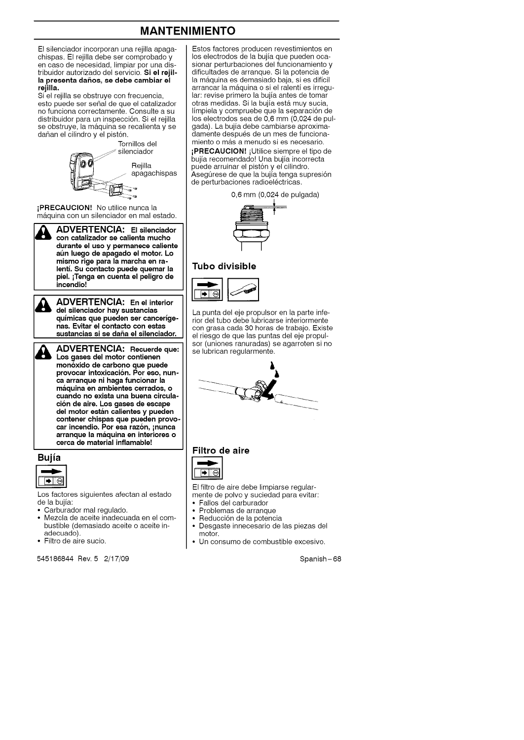# MANTENIMIENTO

El silenciador incorporan una rejilla apagachispas. El rejilla debe ser comprobado y en caso de necesidad, limpiar por una distribuidor autorizado del servicio. **Si el rejilla presenta daños, se debe cambiar el rejilla.**

Si el rejilla se obstruye con frecuencia, esto puede ser señal de que el catalizador no funciona correctamente. Consulte a su distribuidor para un inspección. Si el rejilla se obstruye, la máquina se recalienta y se dañan el cilindro y el pistón.

Tornillos del silenciador

Rejilla apagachispas

**¡PRECAUCION!** No utilice nunca la máquina con un silenciador en mal estado.

> **ADVERTENCIA: El silenciador con catalizador se calienta mucho durante el uso y permanece caliente aún luego de apagado el motor. Lo mismo rige para la marcha en ralentí. Su contacto puede quemar la piel. ¡Tenga en cuenta el peligro de incendio!**

> **ADVERTENCIA: En el interior del silenciador hay sustancias químicas que pueden ser cancerígenas. Evitar el contacto con estas sustancias si se daña el silenciador.**

> **ADVERTENCIA: Recuerde que: Los gases del motor contienen monóxido de carbono que puede provocar intoxicación. Por eso, nunca arranque ni haga funcionar la máquina en ambientes cerrados, o cuando no exista una buena circulación de aire. Los gases de escape del motor están calientes y pueden contener chispas que pueden provocar incendio. Por esa razón, ¡nunca arranque la máquina en interiores o cerca de material inflamable!**

## Bujía

Los factores siguientes afectan al estado de la bujía:

- Carburador mal regulado.
- Mezcla de aceite inadecuada en el combustible (demasiado aceite o aceite inadecuado).
- Filtro de aire sucio.

Estos factores producen revestimientos en los electrodos de la bujía que pueden ocasionar perturbaciones del funcionamiento y dificultades de arranque. Si la potencia de la máquina es demasiado baja, si es difícil arrancar la máquina o si el ralentí es irregular: revise primero la bujía antes de tomar otras medidas. Si la bujía está muy sucia, límpiela y compruebe que la separación de los electrodos sea de 0,6 mm (0,024 de pulgada). La bujía debe cambiarse aproximadamente después de un mes de funcionamiento o más a menudo si es necesario.

**¡PRECAUCION!** ¡Utilice siempre el tipo de bujía recomendado! Una bujía incorrecta puede arruinar el pistón y el cilindro. Asegúrese de que la bujía tenga supresión de perturbaciones radioeléctricas.

0,6 mm (0,024 de pulgada)

## Tubo divisible

La punta del eje propulsor en la parte inferior del tubo debe lubricarse interiormente con grasa cada 30 horas de trabajo. Existe el riesgo de que las puntas del eje propulsor (uniones ranuradas) se agarroten si no se lubrican regularmente.

## Filtro de aire

El filtro de aire debe limpiarse regularmente de polvo y suciedad para evitar:

- Fallos del carburador
- Problemas de arranque
- Reducción de la potencia
- Desgaste innecesario de las piezas del motor.
- Un consumo de combustible excesivo.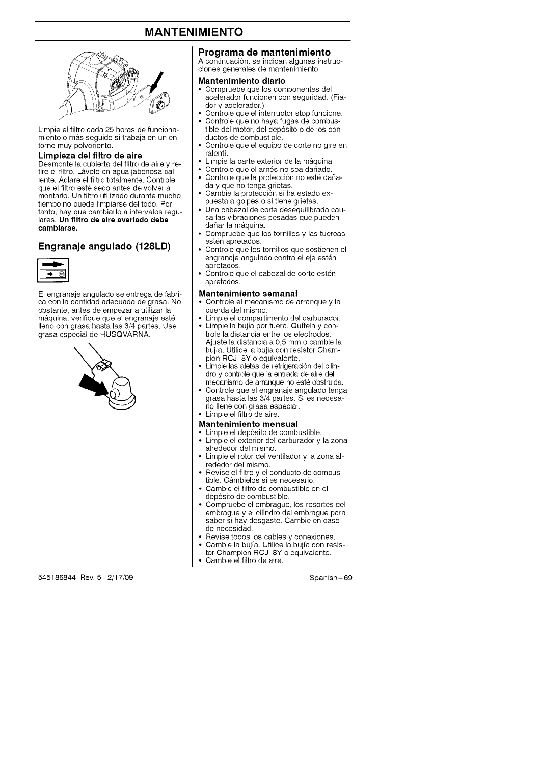# MANTENIMIENTO

Limpie el filtro cada 25 horas de funcionamiento o más seguido si trabaja en un entorno muy polvoriento.

### Limpieza del filtro de aire

Desmonte la cubierta del filtro de aire y retire el filtro. Lávelo en agua jabonosa caliente. Aclare el filtro totalmente. Controle que el filtro esté seco antes de volver a montarlo. Un filtro utilizado durante mucho tiempo no puede limpiarse del todo. Por tanto, hay que cambiarlo a intervalos regulares. **Un filtro de aire averiado debe cambiarse.**

## Engranaje angulado (128LD)

El engranaje angulado se entrega de fábrica con la cantidad adecuada de grasa. No obstante, antes de empezar a utilizar la máquina, verifique que el engranaje esté lleno con grasa hasta las 3/4 partes. Use grasa especial de HUSQVARNA.

## Programa de mantenimiento

A continuación, se indican algunas instrucciones generales de mantenimiento.

### Mantenimiento diario

- Compruebe que los componentes del acelerador funcionen con seguridad. (Fiador y acelerador.)
- Controle que el interruptor stop funcione.
- Controle que no haya fugas de combustible del motor, del depósito o de los conductos de combustible.
- Controle que el equipo de corte no gire en ralentí.
- Limpie la parte exterior de la máquina.
- Controle que el arnés no sea dañado.
- Controle que la protección no esté dañada y que no tenga grietas.
- Cambie la protección si ha estado expuesta a golpes o si tiene grietas.
- Una cabezal de corte desequilibrada causa las vibraciones pesadas que pueden dañar la máquina.
- Compruebe que los tornillos y las tuercas estén apretados.
- Controle que los tornillos que sostienen el engranaje angulado contra el eje estén apretados.
- Controle que el cabezal de corte estén apretados.

### Mantenimiento semanal

- Controle el mecanismo de arranque y la cuerda del mismo.
- Limpie el compartimento del carburador.
- Limpie la bujía por fuera. Quítela y controle la distancia entre los electrodos. Ajuste la distancia a 0,5 mm o cambie la bujía. Utilice la bujía con resistor Champion RCJ-8Y o equivalente.
- Limpie las aletas de refrigeración del cilindro y controle que la entrada de aire del mecanismo de arranque no esté obstruida.
- Controle que el engranaje angulado tenga grasa hasta las 3/4 partes. Si es necesario llene con grasa especial.
- Limpie el filtro de aire.

### Mantenimiento mensual

- Limpie el depósito de combustible.
- Limpie el exterior del carburador y la zona alrededor del mismo.
- Limpie el rotor del ventilador y la zona alrededor del mismo.
- Revise el filtro y el conducto de combustible. Cámbielos si es necesario.
- Cambie el filtro de combustible en el depósito de combustible.
- Compruebe el embrague, los resortes del embrague y el cilindro del embrague para saber si hay desgaste. Cambie en caso de necesidad.
- Revise todos los cables y conexiones.
- Cambie la bujía. Utilice la bujía con resistor Champion RCJ-8Y o equivalente.
- Cambie el filtro de aire.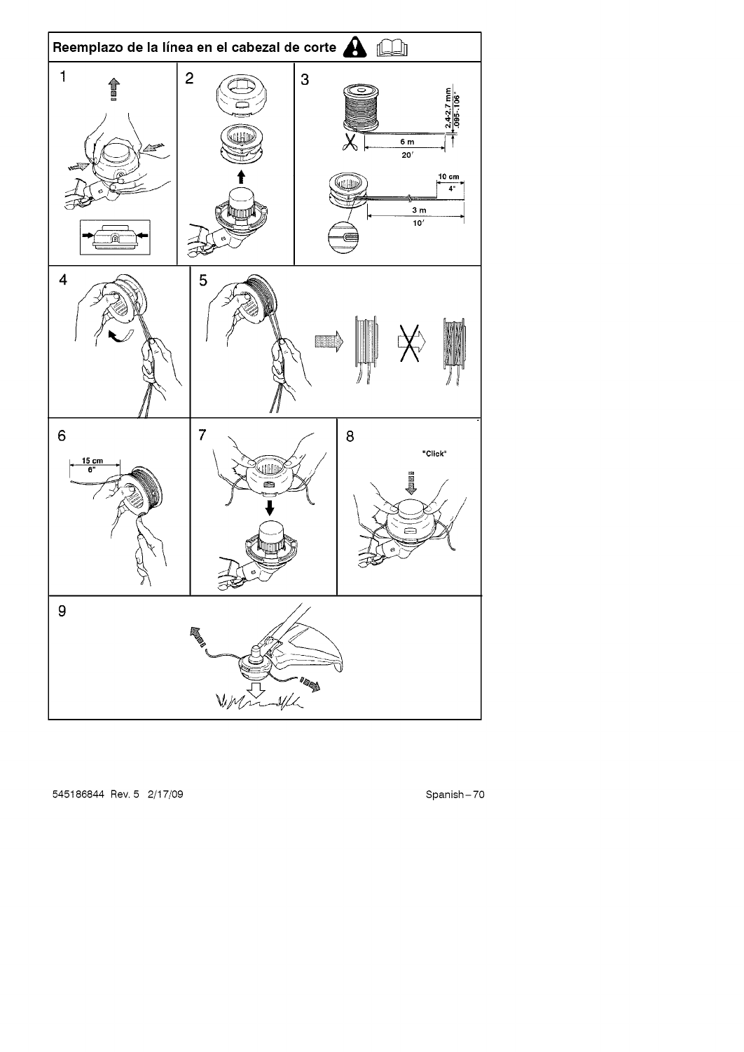# Reemplazo de la línea en el cabezal de corte

1

2

3

6 m
20'

2.4-2.7 mm
.095-.106"

10 cm
4"

3 m
10'

4

5

6

15 cm
6"

7

8

"Click"

9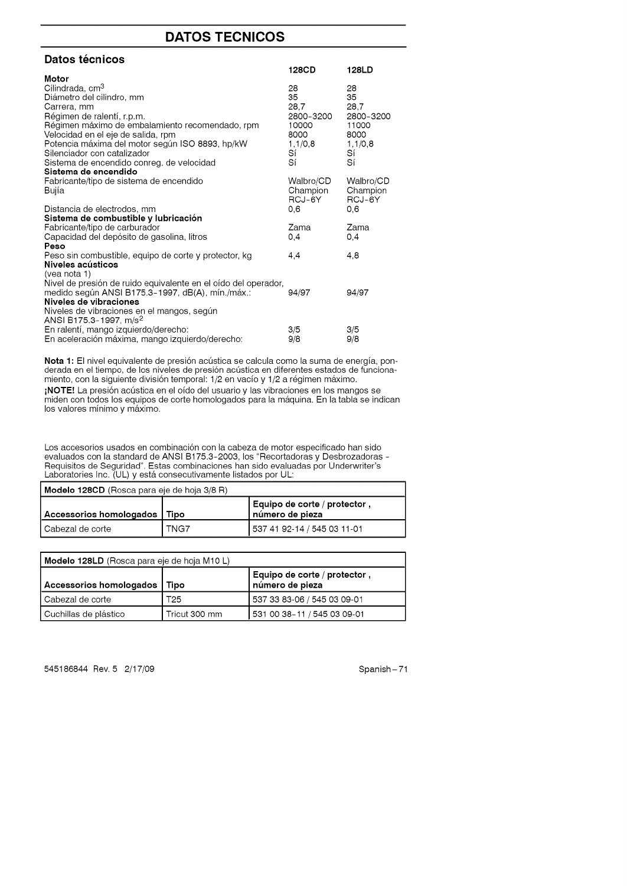# DATOS TECNICOS

## Datos técnicos

| | 128CD | 128LD |
|---|---|---|
| **Motor** | | |
| Cilindrada, $cm^3$ | 28 | 28 |
| Diámetro del cilindro, mm | 35 | 35 |
| Carrera, mm | 28,7 | 28,7 |
| Régimen de ralentí, r.p.m. | 2800-3200 | 2800-3200 |
| Régimen máximo de embalamiento recomendado, rpm | 10000 | 11000 |
| Velocidad en el eje de salida, rpm | 8000 | 8000 |
| Potencia máxima del motor según ISO 8893, hp/kW | 1,1/0,8 | 1,1/0,8 |
| Silenciador con catalizador | Sí | Sí |
| Sistema de encendido conreg. de velocidad | Sí | Sí |
| **Sistema de encendido** | | |
| Fabricante/tipo de sistema de encendido | Walbro/CD | Walbro/CD |
| Bujía | Champion RCJ-6Y | Champion RCJ-6Y |
| Distancia de electrodos, mm | 0,6 | 0,6 |
| **Sistema de combustible y lubricación** | | |
| Fabricante/tipo de carburador | Zama | Zama |
| Capacidad del depósito de gasolina, litros | 0,4 | 0,4 |
| **Peso** | | |
| Peso sin combustible, equipo de corte y protector, kg | 4,4 | 4,8 |
| **Niveles acústicos** (vea nota 1) | | |
| Nivel de presión de ruido equivalente en el oído del operador, medido según ANSI B175.3-1997, dB(A), mín./máx.: | 94/97 | 94/97 |
| **Niveles de vibraciones** | | |
| Niveles de vibraciones en el mangos, según ANSI B175.3-1997, $m/s^2$ | | |
| En ralentí, mango izquierdo/derecho: | 3/5 | 3/5 |
| En aceleración máxima, mango izquierdo/derecho: | 9/8 | 9/8 |

**Nota 1:** El nivel equivalente de presión acústica se calcula como la suma de energía, ponderada en el tiempo, de los niveles de presión acústica en diferentes estados de funcionamiento, con la siguiente división temporal: 1/2 en vacío y 1/2 a régimen máximo.

**¡NOTE!** La presión acústica en el oído del usuario y las vibraciones en los mangos se miden con todos los equipos de corte homologados para la máquina. En la tabla se indican los valores mínimo y máximo.

Los accesorios usados en combinación con la cabeza de motor especificado han sido evaluados con la standard de ANSI B175.3-2003, los "Recortadoras y Desbrozadoras - Requisitos de Seguridad". Estas combinaciones han sido evaluadas por Underwriter's Laboratories Inc. (UL) y está consecutivamente listados por UL:

| **Modelo 128CD** (Rosca para eje de hoja 3/8 R) | | |
|---|---|---|
| **Accessorios homologados** | **Tipo** | **Equipo de corte / protector , número de pieza** |
| Cabezal de corte | TNG7 | 537 41 92-14 / 545 03 11-01 |

| **Modelo 128LD** (Rosca para eje de hoja M10 L) | | |
|---|---|---|
| **Accessorios homologados** | **Tipo** | **Equipo de corte / protector , número de pieza** |
| Cabezal de corte | T25 | 537 33 83-06 / 545 03 09-01 |
| Cuchillas de plástico | Tricut 300 mm | 531 00 38-11 / 545 03 09-01 |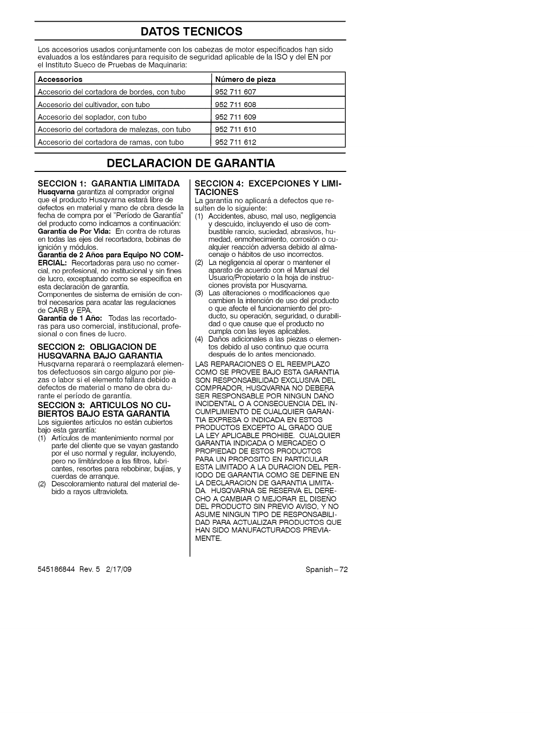# DATOS TECNICOS

Los accesorios usados conjuntamente con los cabezas de motor especificados han sido evaluados a los estándares para requisito de seguridad aplicable de la ISO y del EN por el Instituto Sueco de Pruebas de Maquinaria:

| Accessorios | Número de pieza |
|---|---|
| Accesorio del cortadora de bordes, con tubo | 952 711 607 |
| Accesorio del cultivador, con tubo | 952 711 608 |
| Accesorio del soplador, con tubo | 952 711 609 |
| Accesorio del cortadora de malezas, con tubo | 952 711 610 |
| Accesorio del cortadora de ramas, con tubo | 952 711 612 |

# DECLARACION DE GARANTIA

## SECCION 1: GARANTIA LIMITADA

**Husqvarna** garantiza al comprador original que el producto Husqvarna estará libre de defectos en material y mano de obra desde la fecha de compra por el "Período de Garantía" del producto como indicamos a continuación:

**Garantía de Por Vida:** En contra de roturas en todas las ejes del recortadora, bobinas de ignición y módulos.

**Garantía de 2 Años para Equipo NO COMERCIAL:** Recortadoras para uso no comercial, no profesional, no institucional y sin fines de lucro, exceptuando como se especifica en esta declaración de garantía.

Componentes de sistema de emisión de control necesarios para acatar las regulaciones de CARB y EPA.

**Garantía de 1 Año:** Todas las recortadoras para uso comercial, institucional, profesional o con fines de lucro.

## SECCION 2: OBLIGACION DE HUSQVARNA BAJO GARANTIA

Husqvarna reparará o reemplazará elementos defectuosos sin cargo alguno por piezas o labor si el elemento fallara debido a defectos de material o mano de obra durante el período de garantía.

## SECCION 3: ARTICULOS NO CUBIERTOS BAJO ESTA GARANTIA

Los siguientes artículos no están cubiertos bajo esta garantía:

(1) Artículos de mantenimiento normal por parte del cliente que se vayan gastando por el uso normal y regular, incluyendo, pero no limitándose a las filtros, lubricantes, resortes para rebobinar, bujías, y cuerdas de arranque.
(2) Descoloramiento natural del material debido a rayos ultravioleta.

## SECCION 4: EXCEPCIONES Y LIMITACIONES

La garantía no aplicará a defectos que resulten de lo siguiente:

(1) Accidentes, abuso, mal uso, negligencia y descuido, incluyendo el uso de combustible rancio, suciedad, abrasivos, humedad, enmohecimiento, corrosión o cualquier reacción adversa debido al almacenaje o hábitos de uso incorrectos.
(2) La negligencia al operar o mantener el aparato de acuerdo con el Manual del Usuario/Propietario o la hoja de instrucciones provista por Husqvarna.
(3) Las alteraciones o modificaciones que cambien la intención de uso del producto o que afecte el funcionamiento del producto, su operación, seguridad, o durabilidad o que cause que el producto no cumpla con las leyes aplicables.
(4) Daños adicionales a las piezas o elementos debido al uso continuo que ocurra después de lo antes mencionado.

LAS REPARACIONES O EL REEMPLAZO COMO SE PROVEE BAJO ESTA GARANTIA SON RESPONSABILIDAD EXCLUSIVA DEL COMPRADOR, HUSQVARNA NO DEBERA SER RESPONSABLE POR NINGUN DAÑO INCIDENTAL O A CONSECUENCIA DEL INCUMPLIMIENTO DE CUALQUIER GARANTIA EXPRESA O INDICADA EN ESTOS PRODUCTOS EXCEPTO AL GRADO QUE LA LEY APLICABLE PROHIBE. CUALQUIER GARANTIA INDICADA O MERCADEO O PROPIEDAD DE ESTOS PRODUCTOS PARA UN PROPOSITO EN PARTICULAR ESTA LIMITADO A LA DURACION DEL PERIODO DE GARANTIA COMO SE DEFINE EN LA DECLARACION DE GARANTIA LIMITADA. HUSQVARNA SE RESERVA EL DERECHO A CAMBIAR O MEJORAR EL DISEÑO DEL PRODUCTO SIN PREVIO AVISO, Y NO ASUME NINGUN TIPO DE RESPONSABILIDAD PARA ACTUALIZAR PRODUCTOS QUE HAN SIDO MANUFACTURADOS PREVIAMENTE.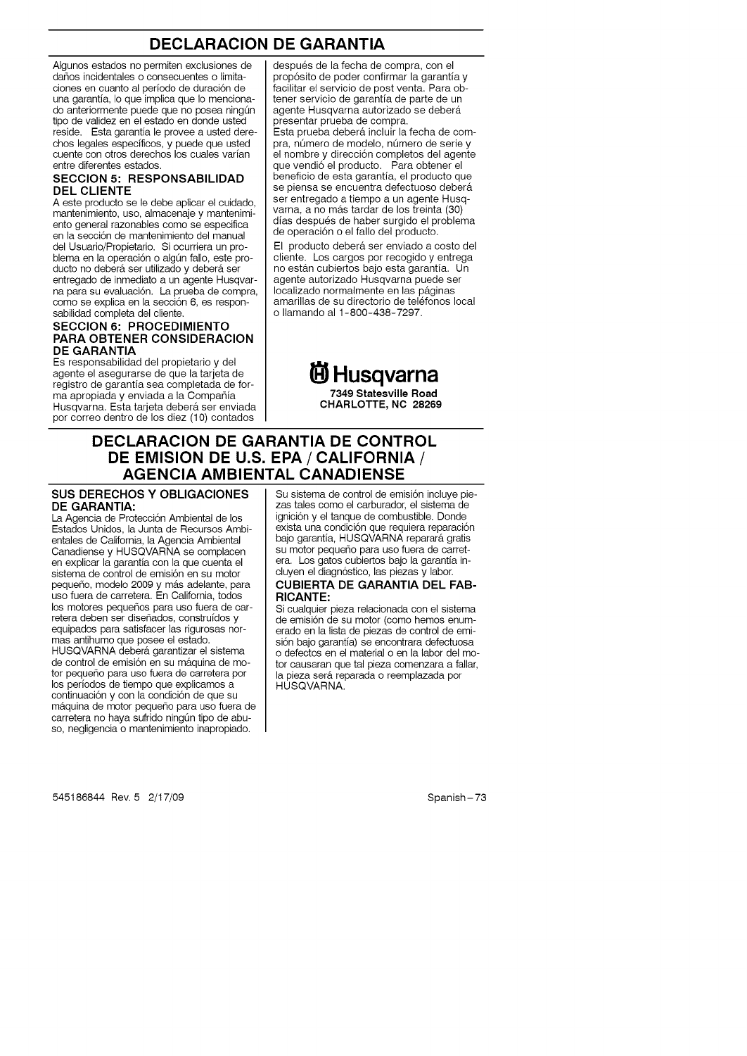# DECLARACION DE GARANTIA

Algunos estados no permiten exclusiones de daños incidentales o consecuentes o limitaciones en cuanto al período de duración de una garantía, lo que implica que lo mencionado anteriormente puede que no posea ningún tipo de validez en el estado en donde usted reside. Esta garantía le provee a usted derechos legales específicos, y puede que usted cuente con otros derechos los cuales varían entre diferentes estados.

### SECCION 5: RESPONSABILIDAD DEL CLIENTE

A este producto se le debe aplicar el cuidado, mantenimiento, uso, almacenaje y mantenimiento general razonables como se especifica en la sección de mantenimiento del manual del Usuario/Propietario. Si ocurriera un problema en la operación o algún fallo, este producto no deberá ser utilizado y deberá ser entregado de inmediato a un agente Husqvarna para su evaluación. La prueba de compra, como se explica en la sección 6, es responsabilidad completa del cliente.

### SECCION 6: PROCEDIMIENTO PARA OBTENER CONSIDERACION DE GARANTIA

Es responsabilidad del propietario y del agente el asegurarse de que la tarjeta de registro de garantía sea completada de forma apropiada y enviada a la Compañía Husqvarna. Esta tarjeta deberá ser enviada por correo dentro de los diez (10) contados después de la fecha de compra, con el propósito de poder confirmar la garantía y facilitar el servicio de post venta. Para obtener servicio de garantía de parte de un agente Husqvarna autorizado se deberá presentar prueba de compra.

Esta prueba deberá incluir la fecha de compra, número de modelo, número de serie y el nombre y dirección completos del agente que vendió el producto. Para obtener el beneficio de esta garantía, el producto que se piensa se encuentra defectuoso deberá ser entregado a tiempo a un agente Husqvarna, a no más tardar de los treinta (30) días después de haber surgido el problema de operación o el fallo del producto.

El producto deberá ser enviado a costo del cliente. Los cargos por recogido y entrega no están cubiertos bajo esta garantía. Un agente autorizado Husqvarna puede ser localizado normalmente en las páginas amarillas de su directorio de teléfonos local o llamando al 1-800-438-7297.

**Husqvarna**
**7349 Statesville Road**
**CHARLOTTE, NC 28269**

# DECLARACION DE GARANTIA DE CONTROL DE EMISION DE U.S. EPA / CALIFORNIA / AGENCIA AMBIENTAL CANADIENSE

### SUS DERECHOS Y OBLIGACIONES DE GARANTIA:

La Agencia de Protección Ambiental de los Estados Unidos, la Junta de Recursos Ambientales de California, la Agencia Ambiental Canadiense y HUSQVARNA se complacen en explicar la garantía con la que cuenta el sistema de control de emisión en su motor pequeño, modelo 2009 y más adelante, para uso fuera de carretera. En California, todos los motores pequeños para uso fuera de carretera deben ser diseñados, construídos y equipados para satisfacer las rigurosas normas antihumo que posee el estado. HUSQVARNA deberá garantizar el sistema de control de emisión en su máquina de motor pequeño para uso fuera de carretera por los períodos de tiempo que explicamos a continuación y con la condición de que su máquina de motor pequeño para uso fuera de carretera no haya sufrido ningún tipo de abuso, negligencia o mantenimiento inapropiado.

Su sistema de control de emisión incluye piezas tales como el carburador, el sistema de ignición y el tanque de combustible. Donde exista una condición que requiera reparación bajo garantía, HUSQVARNA reparará gratis su motor pequeño para uso fuera de carretera. Los gatos cubiertos bajo la garantía incluyen el diagnóstico, las piezas y labor.

### CUBIERTA DE GARANTIA DEL FABRICANTE:

Si cualquier pieza relacionada con el sistema de emisión de su motor (como hemos enumerado en la lista de piezas de control de emisión bajo garantía) se encontrara defectuosa o defectos en el material o en la labor del motor causaran que tal pieza comenzara a fallar, la pieza será reparada o reemplazada por HUSQVARNA.

545186844 Rev. 5 2/17/09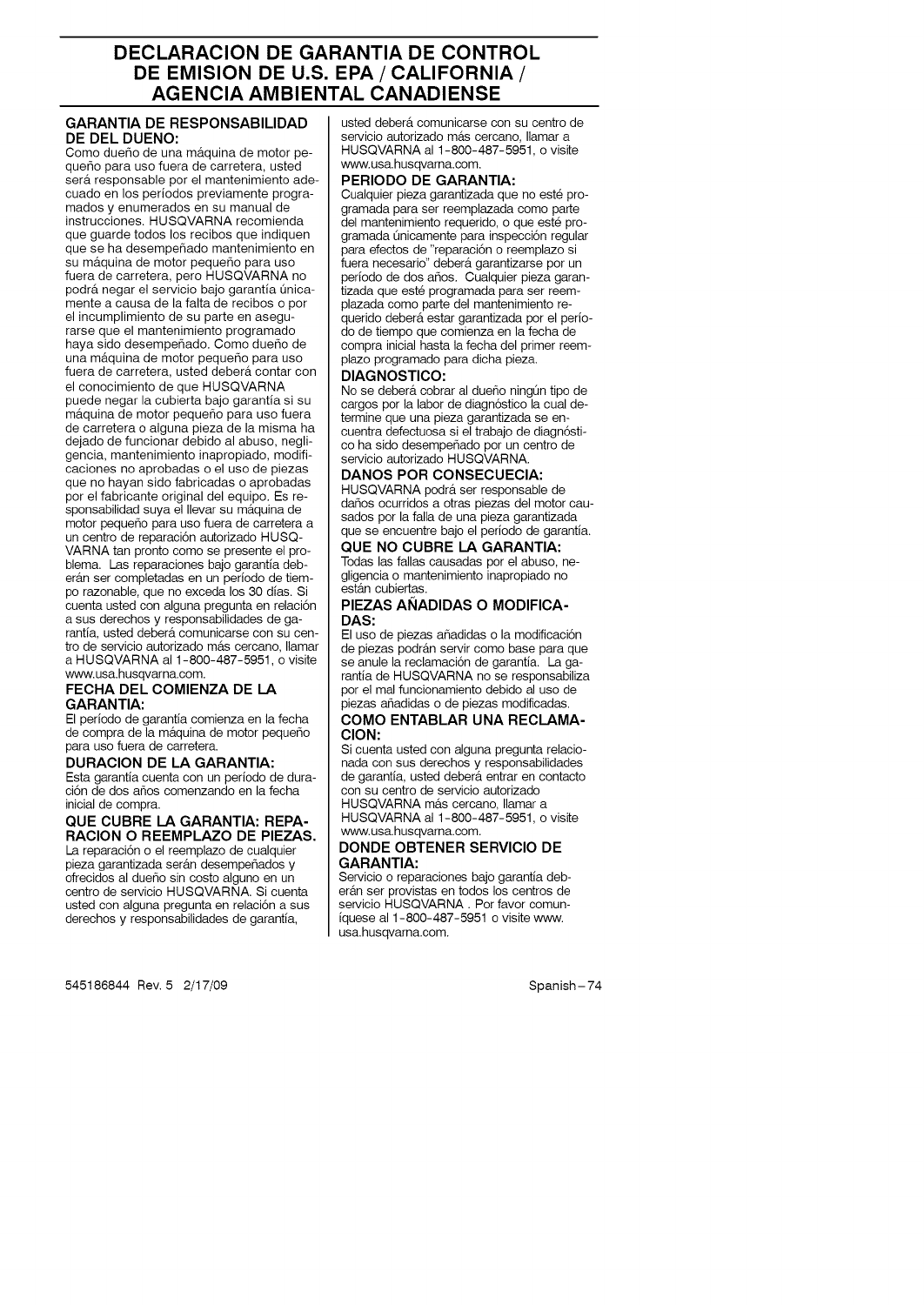# DECLARACION DE GARANTIA DE CONTROL DE EMISION DE U.S. EPA / CALIFORNIA / AGENCIA AMBIENTAL CANADIENSE

### GARANTIA DE RESPONSABILIDAD DE DEL DUENO:

Como dueño de una máquina de motor pequeño para uso fuera de carretera, usted será responsable por el mantenimiento adecuado en los períodos previamente programados y enumerados en su manual de instrucciones. HUSQVARNA recomienda que guarde todos los recibos que indiquen que se ha desempeñado mantenimiento en su máquina de motor pequeño para uso fuera de carretera, pero HUSQVARNA no podrá negar el servicio bajo garantía únicamente a causa de la falta de recibos o por el incumplimiento de su parte en asegurarse que el mantenimiento programado haya sido desempeñado. Como dueño de una máquina de motor pequeño para uso fuera de carretera, usted deberá contar con el conocimiento de que HUSQVARNA puede negar la cubierta bajo garantía si su máquina de motor pequeño para uso fuera de carretera o alguna pieza de la misma ha dejado de funcionar debido al abuso, negligencia, mantenimiento inapropiado, modificaciones no aprobadas o el uso de piezas que no hayan sido fabricadas o aprobadas por el fabricante original del equipo. Es responsabilidad suya el llevar su máquina de motor pequeño para uso fuera de carretera a un centro de reparación autorizado HUSQVARNA tan pronto como se presente el problema. Las reparaciones bajo garantía deberán ser completadas en un período de tiempo razonable, que no exceda los 30 días. Si cuenta usted con alguna pregunta en relación a sus derechos y responsabilidades de garantía, usted deberá comunicarse con su centro de servicio autorizado más cercano, llamar a HUSQVARNA al 1-800-487-5951, o visite www.usa.husqvarna.com.

### FECHA DEL COMIENZA DE LA GARANTIA:

El período de garantía comienza en la fecha de compra de la máquina de motor pequeño para uso fuera de carretera.

### DURACION DE LA GARANTIA:

Esta garantía cuenta con un período de duración de dos años comenzando en la fecha inicial de compra.

### QUE CUBRE LA GARANTIA: REPARACION O REEMPLAZO DE PIEZAS.

La reparación o el reemplazo de cualquier pieza garantizada serán desempeñados y ofrecidos al dueño sin costo alguno en un centro de servicio HUSQVARNA. Si cuenta usted con alguna pregunta en relación a sus derechos y responsabilidades de garantía, usted deberá comunicarse con su centro de servicio autorizado más cercano, llamar a HUSQVARNA al 1-800-487-5951, o visite www.usa.husqvarna.com.

### PERIODO DE GARANTIA:

Cualquier pieza garantizada que no esté programada para ser reemplazada como parte del mantenimiento requerido, o que esté programada únicamente para inspección regular para efectos de "reparación o reemplazo si fuera necesario" deberá garantizarse por un período de dos años. Cualquier pieza garantizada que esté programada para ser reemplazada como parte del mantenimiento requerido deberá estar garantizada por el período de tiempo que comienza en la fecha de compra inicial hasta la fecha del primer reemplazo programado para dicha pieza.

### DIAGNOSTICO:

No se deberá cobrar al dueño ningún tipo de cargos por la labor de diagnóstico la cual determine que una pieza garantizada se encuentra defectuosa si el trabajo de diagnóstico ha sido desempeñado por un centro de servicio autorizado HUSQVARNA.

### DANOS POR CONSECUECIA:

HUSQVARNA podrá ser responsable de daños ocurridos a otras piezas del motor causados por la falla de una pieza garantizada que se encuentre bajo el período de garantía.

### QUE NO CUBRE LA GARANTIA:

Todas las fallas causadas por el abuso, negligencia o mantenimiento inapropiado no están cubiertas.

### PIEZAS AÑADIDAS O MODIFICADAS:

El uso de piezas añadidas o la modificación de piezas podrán servir como base para que se anule la reclamación de garantía. La garantía de HUSQVARNA no se responsabiliza por el mal funcionamiento debido al uso de piezas añadidas o de piezas modificadas.

### COMO ENTABLAR UNA RECLAMACION:

Si cuenta usted con alguna pregunta relacionada con sus derechos y responsabilidades de garantía, usted deberá entrar en contacto con su centro de servicio autorizado HUSQVARNA más cercano, llamar a HUSQVARNA al 1-800-487-5951, o visite www.usa.husqvarna.com.

### DONDE OBTENER SERVICIO DE GARANTIA:

Servicio o reparaciones bajo garantía deberán ser provistas en todos los centros de servicio HUSQVARNA . Por favor comuníquese al 1-800-487-5951 o visite www.usa.husqvarna.com.

545186844 Rev. 5 2/17/09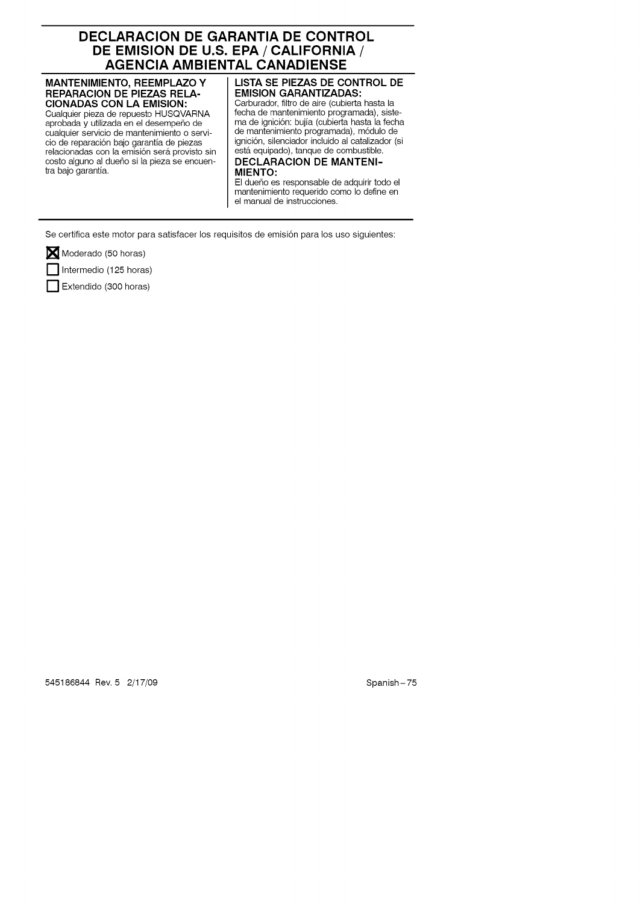# DECLARACION DE GARANTIA DE CONTROL DE EMISION DE U.S. EPA / CALIFORNIA / AGENCIA AMBIENTAL CANADIENSE

### MANTENIMIENTO, REEMPLAZO Y REPARACION DE PIEZAS RELACIONADAS CON LA EMISION:

Cualquier pieza de repuesto HUSQVARNA aprobada y utilizada en el desempeño de cualquier servicio de mantenimiento o servicio de reparación bajo garantía de piezas relacionadas con la emisión será provisto sin costo alguno al dueño si la pieza se encuentra bajo garantía.

### LISTA SE PIEZAS DE CONTROL DE EMISION GARANTIZADAS:

Carburador, filtro de aire (cubierta hasta la fecha de mantenimiento programada), sistema de ignición: bujía (cubierta hasta la fecha de mantenimiento programada), módulo de ignición, silenciador incluido al catalizador (si está equipado), tanque de combustible.

### DECLARACION DE MANTENIMIENTO:

El dueño es responsable de adquirir todo el mantenimiento requerido como lo define en el manual de instrucciones.

Se certifica este motor para satisfacer los requisitos de emisión para los uso siguientes:

- [X] Moderado (50 horas)
- [ ] Intermedio (125 horas)
- [ ] Extendido (300 horas)

545186844 Rev. 5 2/17/09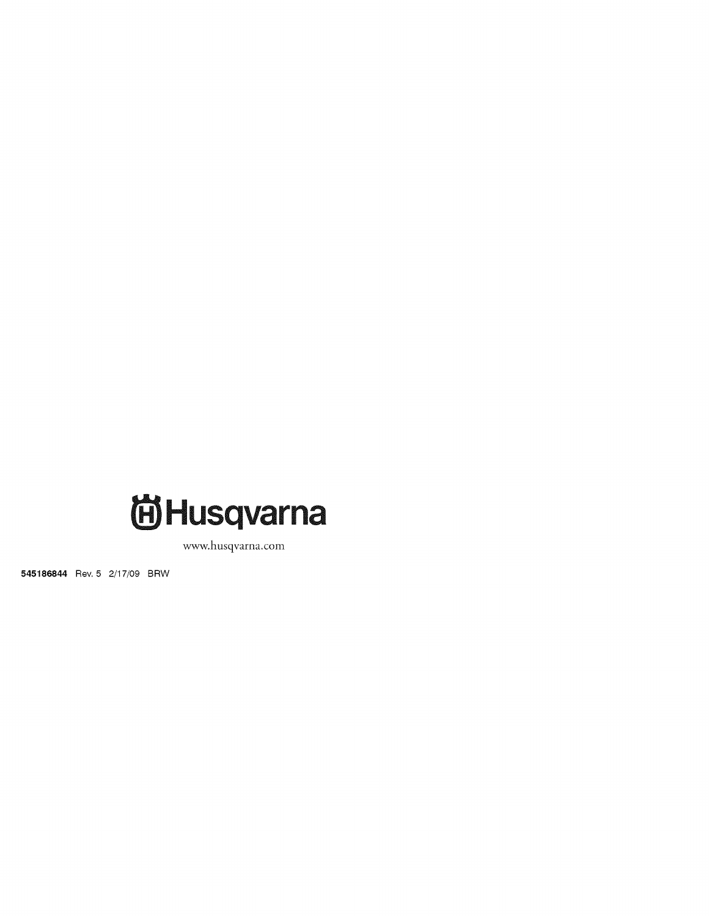Husqvarna

www.husqvarna.com

**545186844** Rev. 5 2/17/09 BRW